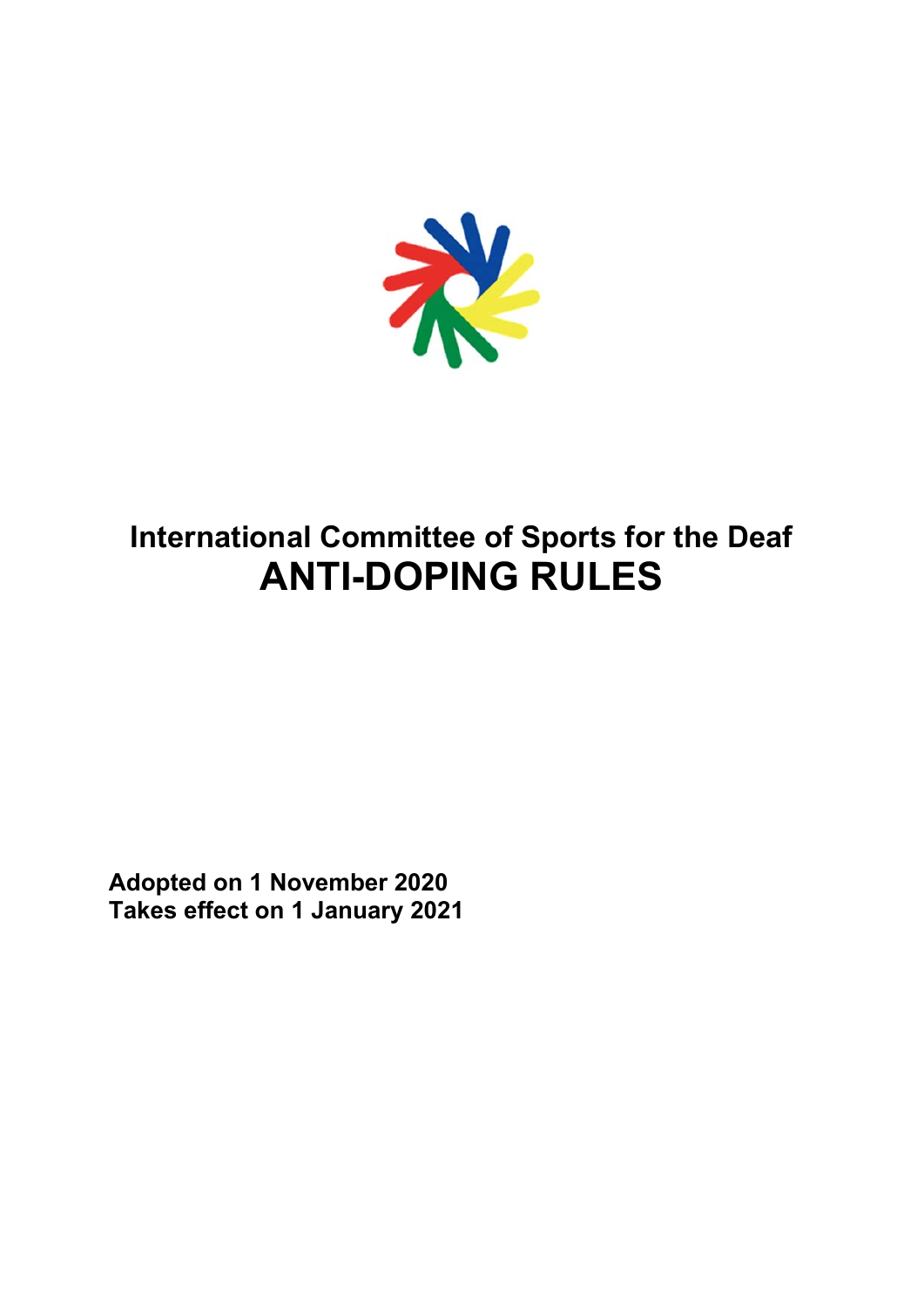# International Committee of Sports for the Deaf

# ANTI-DOPING RULES

**Adopted on 1 November 2020**
**Takes effect on 1 January 2021**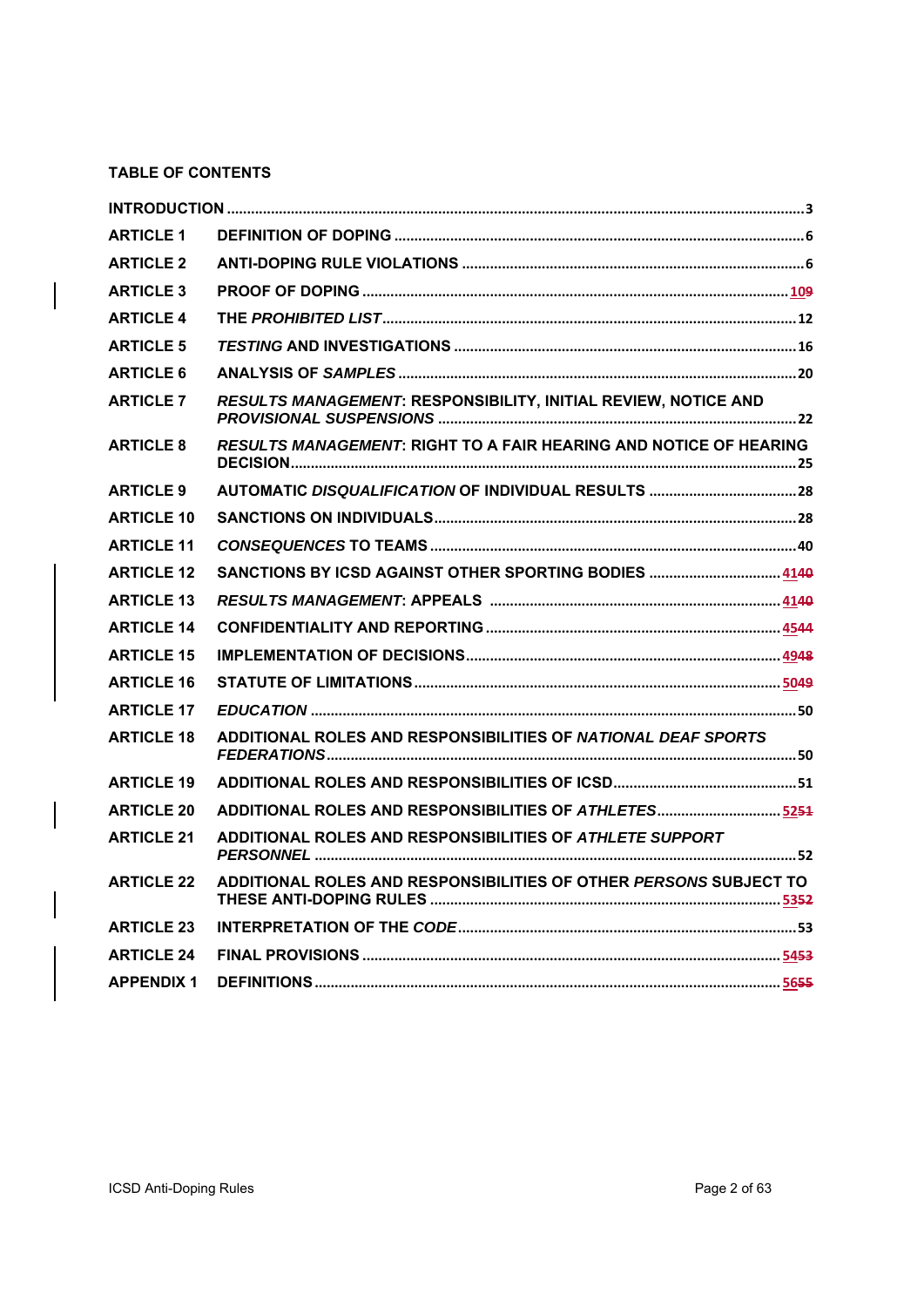## TABLE OF CONTENTS

| | | |
|---|---|---|
| **INTRODUCTION** | | 3 |
| **ARTICLE 1** | **DEFINITION OF DOPING** | 6 |
| **ARTICLE 2** | **ANTI-DOPING RULE VIOLATIONS** | 6 |
| **ARTICLE 3** | **PROOF OF DOPING** | 109 |
| **ARTICLE 4** | **THE *PROHIBITED LIST*** | 12 |
| **ARTICLE 5** | ***TESTING* AND INVESTIGATIONS** | 16 |
| **ARTICLE 6** | **ANALYSIS OF *SAMPLES*** | 20 |
| **ARTICLE 7** | ***RESULTS MANAGEMENT*: RESPONSIBILITY, INITIAL REVIEW, NOTICE AND *PROVISIONAL SUSPENSIONS*** | 22 |
| **ARTICLE 8** | ***RESULTS MANAGEMENT*: RIGHT TO A FAIR HEARING AND NOTICE OF HEARING DECISION** | 25 |
| **ARTICLE 9** | **AUTOMATIC *DISQUALIFICATION* OF INDIVIDUAL RESULTS** | 28 |
| **ARTICLE 10** | **SANCTIONS ON INDIVIDUALS** | 28 |
| **ARTICLE 11** | ***CONSEQUENCES* TO TEAMS** | 40 |
| **ARTICLE 12** | **SANCTIONS BY ICSD AGAINST OTHER SPORTING BODIES** | 4140 |
| **ARTICLE 13** | ***RESULTS MANAGEMENT*: APPEALS** | 4140 |
| **ARTICLE 14** | **CONFIDENTIALITY AND REPORTING** | 4544 |
| **ARTICLE 15** | **IMPLEMENTATION OF DECISIONS** | 4948 |
| **ARTICLE 16** | **STATUTE OF LIMITATIONS** | 5049 |
| **ARTICLE 17** | ***EDUCATION*** | 50 |
| **ARTICLE 18** | **ADDITIONAL ROLES AND RESPONSIBILITIES OF *NATIONAL DEAF SPORTS FEDERATIONS*** | 50 |
| **ARTICLE 19** | **ADDITIONAL ROLES AND RESPONSIBILITIES OF ICSD** | 51 |
| **ARTICLE 20** | **ADDITIONAL ROLES AND RESPONSIBILITIES OF *ATHLETES*** | 5251 |
| **ARTICLE 21** | **ADDITIONAL ROLES AND RESPONSIBILITIES OF *ATHLETE SUPPORT PERSONNEL*** | 52 |
| **ARTICLE 22** | **ADDITIONAL ROLES AND RESPONSIBILITIES OF OTHER *PERSONS* SUBJECT TO THESE ANTI-DOPING RULES** | 5352 |
| **ARTICLE 23** | **INTERPRETATION OF THE *CODE*** | 53 |
| **ARTICLE 24** | **FINAL PROVISIONS** | 5453 |
| **APPENDIX 1** | **DEFINITIONS** | 5655 |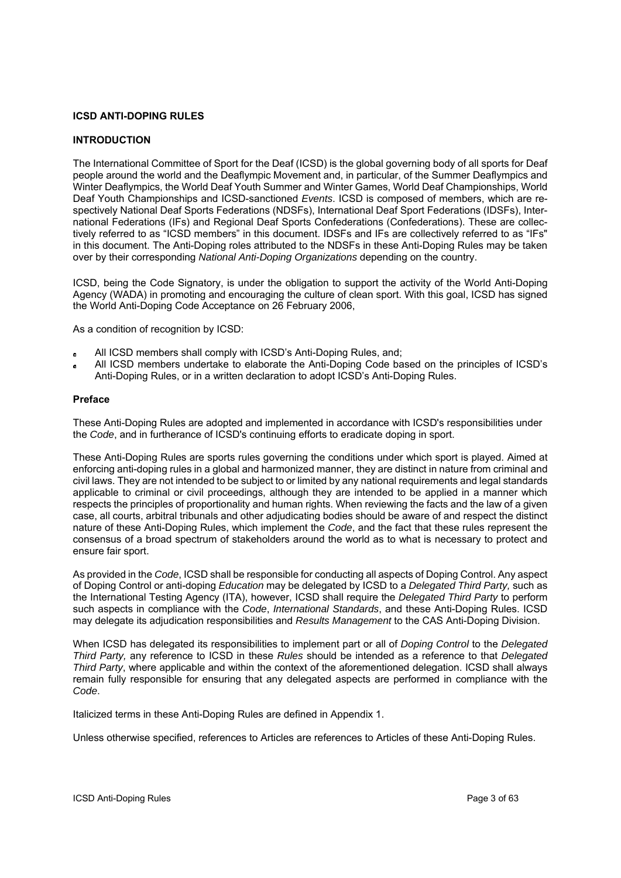**ICSD ANTI-DOPING RULES**

**INTRODUCTION**

The International Committee of Sport for the Deaf (ICSD) is the global governing body of all sports for Deaf people around the world and the Deaflympic Movement and, in particular, of the Summer Deaflympics and Winter Deaflympics, the World Deaf Youth Summer and Winter Games, World Deaf Championships, World Deaf Youth Championships and ICSD-sanctioned *Events*. ICSD is composed of members, which are respectively National Deaf Sports Federations (NDSFs), International Deaf Sport Federations (IDSFs), International Federations (IFs) and Regional Deaf Sports Confederations (Confederations). These are collectively referred to as "ICSD members" in this document. IDSFs and IFs are collectively referred to as "IFs" in this document. The Anti-Doping roles attributed to the NDSFs in these Anti-Doping Rules may be taken over by their corresponding *National Anti-Doping Organizations* depending on the country.

ICSD, being the Code Signatory, is under the obligation to support the activity of the World Anti-Doping Agency (WADA) in promoting and encouraging the culture of clean sport. With this goal, ICSD has signed the World Anti-Doping Code Acceptance on 26 February 2006,

As a condition of recognition by ICSD:

- All ICSD members shall comply with ICSD's Anti-Doping Rules, and;
- All ICSD members undertake to elaborate the Anti-Doping Code based on the principles of ICSD's Anti-Doping Rules, or in a written declaration to adopt ICSD's Anti-Doping Rules.

**Preface**

These Anti-Doping Rules are adopted and implemented in accordance with ICSD's responsibilities under the *Code*, and in furtherance of ICSD's continuing efforts to eradicate doping in sport.

These Anti-Doping Rules are sports rules governing the conditions under which sport is played. Aimed at enforcing anti-doping rules in a global and harmonized manner, they are distinct in nature from criminal and civil laws. They are not intended to be subject to or limited by any national requirements and legal standards applicable to criminal or civil proceedings, although they are intended to be applied in a manner which respects the principles of proportionality and human rights. When reviewing the facts and the law of a given case, all courts, arbitral tribunals and other adjudicating bodies should be aware of and respect the distinct nature of these Anti-Doping Rules, which implement the *Code*, and the fact that these rules represent the consensus of a broad spectrum of stakeholders around the world as to what is necessary to protect and ensure fair sport.

As provided in the *Code*, ICSD shall be responsible for conducting all aspects of Doping Control. Any aspect of Doping Control or anti-doping *Education* may be delegated by ICSD to a *Delegated Third Party,* such as the International Testing Agency (ITA), however, ICSD shall require the *Delegated Third Party* to perform such aspects in compliance with the *Code*, *International Standards*, and these Anti-Doping Rules. ICSD may delegate its adjudication responsibilities and *Results Management* to the CAS Anti-Doping Division.

When ICSD has delegated its responsibilities to implement part or all of *Doping Control* to the *Delegated Third Party,* any reference to ICSD in these *Rules* should be intended as a reference to that *Delegated Third Party*, where applicable and within the context of the aforementioned delegation. ICSD shall always remain fully responsible for ensuring that any delegated aspects are performed in compliance with the *Code*.

Italicized terms in these Anti-Doping Rules are defined in Appendix 1.

Unless otherwise specified, references to Articles are references to Articles of these Anti-Doping Rules.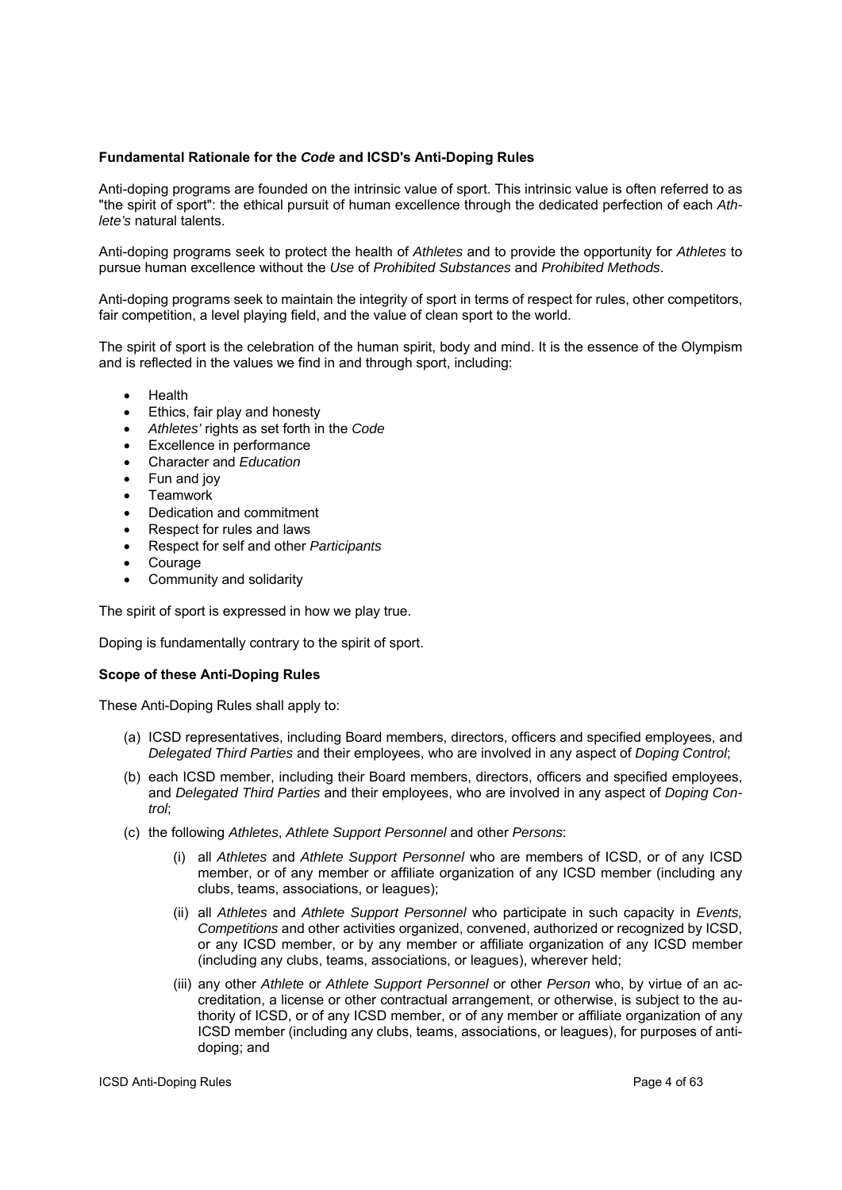**Fundamental Rationale for the *Code* and ICSD's Anti-Doping Rules**

Anti-doping programs are founded on the intrinsic value of sport. This intrinsic value is often referred to as "the spirit of sport": the ethical pursuit of human excellence through the dedicated perfection of each *Athlete's* natural talents.

Anti-doping programs seek to protect the health of *Athletes* and to provide the opportunity for *Athletes* to pursue human excellence without the *Use* of *Prohibited Substances* and *Prohibited Methods*.

Anti-doping programs seek to maintain the integrity of sport in terms of respect for rules, other competitors, fair competition, a level playing field, and the value of clean sport to the world.

The spirit of sport is the celebration of the human spirit, body and mind. It is the essence of the Olympism and is reflected in the values we find in and through sport, including:

- Health
- Ethics, fair play and honesty
- *Athletes'* rights as set forth in the *Code*
- Excellence in performance
- Character and *Education*
- Fun and joy
- Teamwork
- Dedication and commitment
- Respect for rules and laws
- Respect for self and other *Participants*
- Courage
- Community and solidarity

The spirit of sport is expressed in how we play true.

Doping is fundamentally contrary to the spirit of sport.

**Scope of these Anti-Doping Rules**

These Anti-Doping Rules shall apply to:

(a) ICSD representatives, including Board members, directors, officers and specified employees, and *Delegated Third Parties* and their employees, who are involved in any aspect of *Doping Control*;

(b) each ICSD member, including their Board members, directors, officers and specified employees, and *Delegated Third Parties* and their employees, who are involved in any aspect of *Doping Control*;

(c) the following *Athletes*, *Athlete Support Personnel* and other *Persons*:

  (i) all *Athletes* and *Athlete Support Personnel* who are members of ICSD, or of any ICSD member, or of any member or affiliate organization of any ICSD member (including any clubs, teams, associations, or leagues);

  (ii) all *Athletes* and *Athlete Support Personnel* who participate in such capacity in *Events, Competitions* and other activities organized, convened, authorized or recognized by ICSD, or any ICSD member, or by any member or affiliate organization of any ICSD member (including any clubs, teams, associations, or leagues), wherever held;

  (iii) any other *Athlete* or *Athlete Support Personnel* or other *Person* who, by virtue of an accreditation, a license or other contractual arrangement, or otherwise, is subject to the authority of ICSD, or of any ICSD member, or of any member or affiliate organization of any ICSD member (including any clubs, teams, associations, or leagues), for purposes of anti-doping; and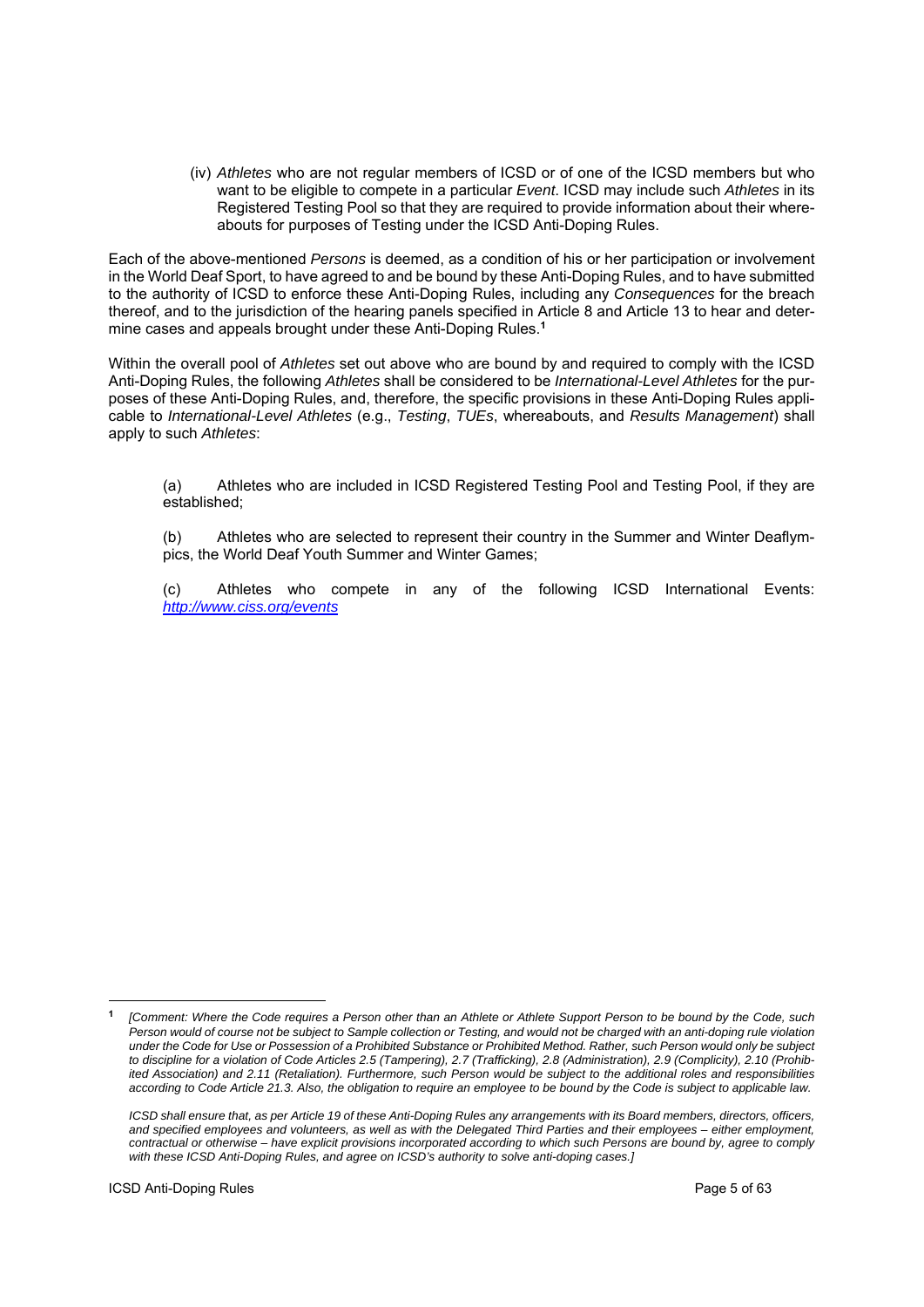(iv) *Athletes* who are not regular members of ICSD or of one of the ICSD members but who want to be eligible to compete in a particular *Event*. ICSD may include such *Athletes* in its Registered Testing Pool so that they are required to provide information about their whereabouts for purposes of Testing under the ICSD Anti-Doping Rules.

Each of the above-mentioned *Persons* is deemed, as a condition of his or her participation or involvement in the World Deaf Sport, to have agreed to and be bound by these Anti-Doping Rules, and to have submitted to the authority of ICSD to enforce these Anti-Doping Rules, including any *Consequences* for the breach thereof, and to the jurisdiction of the hearing panels specified in Article 8 and Article 13 to hear and determine cases and appeals brought under these Anti-Doping Rules.[1]

Within the overall pool of *Athletes* set out above who are bound by and required to comply with the ICSD Anti-Doping Rules, the following *Athletes* shall be considered to be *International-Level Athletes* for the purposes of these Anti-Doping Rules, and, therefore, the specific provisions in these Anti-Doping Rules applicable to *International-Level Athletes* (e.g., *Testing*, *TUEs*, whereabouts, and *Results Management*) shall apply to such *Athletes*:

(a) Athletes who are included in ICSD Registered Testing Pool and Testing Pool, if they are established;

(b) Athletes who are selected to represent their country in the Summer and Winter Deaflympics, the World Deaf Youth Summer and Winter Games;

(c) Athletes who compete in any of the following ICSD International Events: [http://www.ciss.org/events](http://www.ciss.org/events)

---

[1] *[Comment: Where the Code requires a Person other than an Athlete or Athlete Support Person to be bound by the Code, such Person would of course not be subject to Sample collection or Testing, and would not be charged with an anti-doping rule violation under the Code for Use or Possession of a Prohibited Substance or Prohibited Method. Rather, such Person would only be subject to discipline for a violation of Code Articles 2.5 (Tampering), 2.7 (Trafficking), 2.8 (Administration), 2.9 (Complicity), 2.10 (Prohibited Association) and 2.11 (Retaliation). Furthermore, such Person would be subject to the additional roles and responsibilities according to Code Article 21.3. Also, the obligation to require an employee to be bound by the Code is subject to applicable law.*

*ICSD shall ensure that, as per Article 19 of these Anti-Doping Rules any arrangements with its Board members, directors, officers, and specified employees and volunteers, as well as with the Delegated Third Parties and their employees – either employment, contractual or otherwise – have explicit provisions incorporated according to which such Persons are bound by, agree to comply with these ICSD Anti-Doping Rules, and agree on ICSD's authority to solve anti-doping cases.]*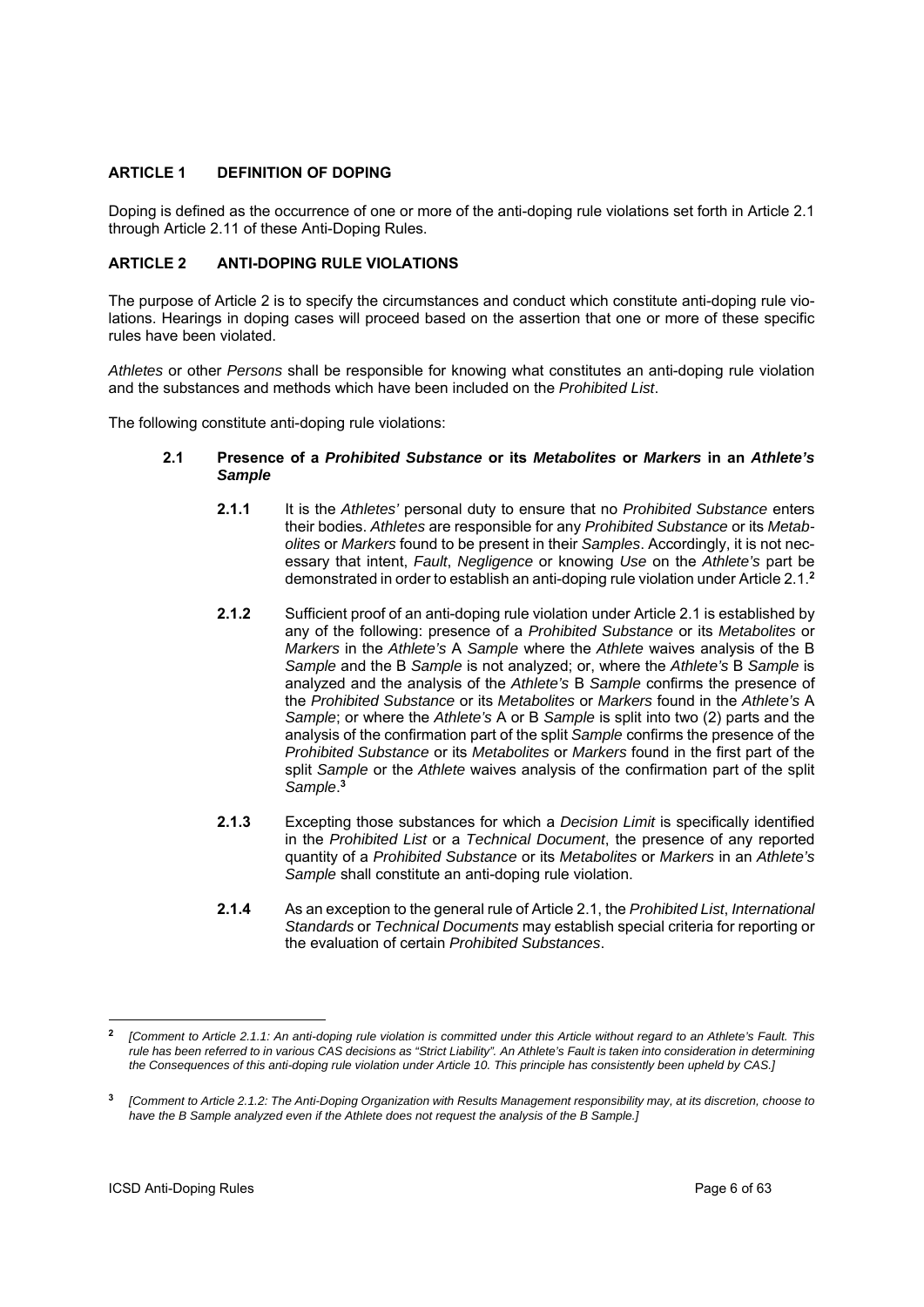## ARTICLE 1 DEFINITION OF DOPING

Doping is defined as the occurrence of one or more of the anti-doping rule violations set forth in Article 2.1 through Article 2.11 of these Anti-Doping Rules.

## ARTICLE 2 ANTI-DOPING RULE VIOLATIONS

The purpose of Article 2 is to specify the circumstances and conduct which constitute anti-doping rule violations. Hearings in doping cases will proceed based on the assertion that one or more of these specific rules have been violated.

*Athletes* or other *Persons* shall be responsible for knowing what constitutes an anti-doping rule violation and the substances and methods which have been included on the *Prohibited List*.

The following constitute anti-doping rule violations:

### 2.1 Presence of a *Prohibited Substance* or its *Metabolites* or *Markers* in an *Athlete's Sample*

**2.1.1** It is the *Athletes'* personal duty to ensure that no *Prohibited Substance* enters their bodies. *Athletes* are responsible for any *Prohibited Substance* or its *Metabolites* or *Markers* found to be present in their *Samples*. Accordingly, it is not necessary that intent, *Fault*, *Negligence* or knowing *Use* on the *Athlete's* part be demonstrated in order to establish an anti-doping rule violation under Article 2.1.[2]

**2.1.2** Sufficient proof of an anti-doping rule violation under Article 2.1 is established by any of the following: presence of a *Prohibited Substance* or its *Metabolites* or *Markers* in the *Athlete's* A *Sample* where the *Athlete* waives analysis of the B *Sample* and the B *Sample* is not analyzed; or, where the *Athlete's* B *Sample* is analyzed and the analysis of the *Athlete's* B *Sample* confirms the presence of the *Prohibited Substance* or its *Metabolites* or *Markers* found in the *Athlete's* A *Sample*; or where the *Athlete's* A or B *Sample* is split into two (2) parts and the analysis of the confirmation part of the split *Sample* confirms the presence of the *Prohibited Substance* or its *Metabolites* or *Markers* found in the first part of the split *Sample* or the *Athlete* waives analysis of the confirmation part of the split *Sample*.[3]

**2.1.3** Excepting those substances for which a *Decision Limit* is specifically identified in the *Prohibited List* or a *Technical Document*, the presence of any reported quantity of a *Prohibited Substance* or its *Metabolites* or *Markers* in an *Athlete's Sample* shall constitute an anti-doping rule violation.

**2.1.4** As an exception to the general rule of Article 2.1, the *Prohibited List*, *International Standards* or *Technical Documents* may establish special criteria for reporting or the evaluation of certain *Prohibited Substances*.

---

[2] *[Comment to Article 2.1.1: An anti-doping rule violation is committed under this Article without regard to an Athlete's Fault. This rule has been referred to in various CAS decisions as "Strict Liability". An Athlete's Fault is taken into consideration in determining the Consequences of this anti-doping rule violation under Article 10. This principle has consistently been upheld by CAS.]*

[3] *[Comment to Article 2.1.2: The Anti-Doping Organization with Results Management responsibility may, at its discretion, choose to have the B Sample analyzed even if the Athlete does not request the analysis of the B Sample.]*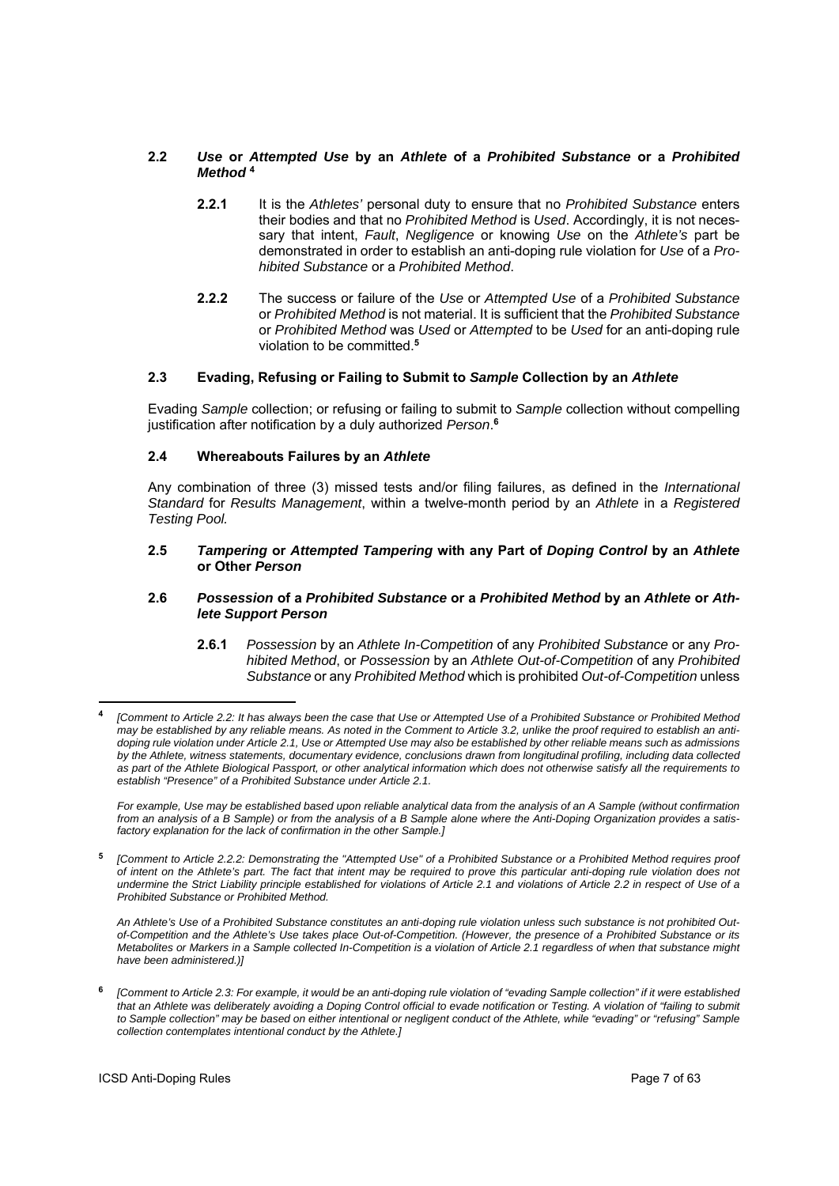### 2.2 *Use* or *Attempted Use* by an *Athlete* of a *Prohibited Substance* or a *Prohibited Method* [4]

**2.2.1** It is the *Athletes'* personal duty to ensure that no *Prohibited Substance* enters their bodies and that no *Prohibited Method* is *Used*. Accordingly, it is not necessary that intent, *Fault*, *Negligence* or knowing *Use* on the *Athlete's* part be demonstrated in order to establish an anti-doping rule violation for *Use* of a *Prohibited Substance* or a *Prohibited Method*.

**2.2.2** The success or failure of the *Use* or *Attempted Use* of a *Prohibited Substance* or *Prohibited Method* is not material. It is sufficient that the *Prohibited Substance* or *Prohibited Method* was *Used* or *Attempted* to be *Used* for an anti-doping rule violation to be committed.[5]

### 2.3 Evading, Refusing or Failing to Submit to *Sample* Collection by an *Athlete*

Evading *Sample* collection; or refusing or failing to submit to *Sample* collection without compelling justification after notification by a duly authorized *Person*.[6]

### 2.4 Whereabouts Failures by an *Athlete*

Any combination of three (3) missed tests and/or filing failures, as defined in the *International Standard* for *Results Management*, within a twelve-month period by an *Athlete* in a *Registered Testing Pool.*

### 2.5 *Tampering* or *Attempted Tampering* with any Part of *Doping Control* by an *Athlete* or Other *Person*

### 2.6 *Possession* of a *Prohibited Substance* or a *Prohibited Method* by an *Athlete* or *Athlete Support Person*

**2.6.1** *Possession* by an *Athlete In-Competition* of any *Prohibited Substance* or any *Prohibited Method*, or *Possession* by an *Athlete Out-of-Competition* of any *Prohibited Substance* or any *Prohibited Method* which is prohibited *Out-of-Competition* unless

---

[4] *[Comment to Article 2.2: It has always been the case that Use or Attempted Use of a Prohibited Substance or Prohibited Method may be established by any reliable means. As noted in the Comment to Article 3.2, unlike the proof required to establish an anti-doping rule violation under Article 2.1, Use or Attempted Use may also be established by other reliable means such as admissions by the Athlete, witness statements, documentary evidence, conclusions drawn from longitudinal profiling, including data collected as part of the Athlete Biological Passport, or other analytical information which does not otherwise satisfy all the requirements to establish "Presence" of a Prohibited Substance under Article 2.1.*

*For example, Use may be established based upon reliable analytical data from the analysis of an A Sample (without confirmation from an analysis of a B Sample) or from the analysis of a B Sample alone where the Anti-Doping Organization provides a satisfactory explanation for the lack of confirmation in the other Sample.]*

[5] *[Comment to Article 2.2.2: Demonstrating the "Attempted Use" of a Prohibited Substance or a Prohibited Method requires proof of intent on the Athlete's part. The fact that intent may be required to prove this particular anti-doping rule violation does not undermine the Strict Liability principle established for violations of Article 2.1 and violations of Article 2.2 in respect of Use of a Prohibited Substance or Prohibited Method.*

*An Athlete's Use of a Prohibited Substance constitutes an anti-doping rule violation unless such substance is not prohibited Out-of-Competition and the Athlete's Use takes place Out-of-Competition. (However, the presence of a Prohibited Substance or its Metabolites or Markers in a Sample collected In-Competition is a violation of Article 2.1 regardless of when that substance might have been administered.)]*

[6] *[Comment to Article 2.3: For example, it would be an anti-doping rule violation of "evading Sample collection" if it were established that an Athlete was deliberately avoiding a Doping Control official to evade notification or Testing. A violation of "failing to submit to Sample collection" may be based on either intentional or negligent conduct of the Athlete, while "evading" or "refusing" Sample collection contemplates intentional conduct by the Athlete.]*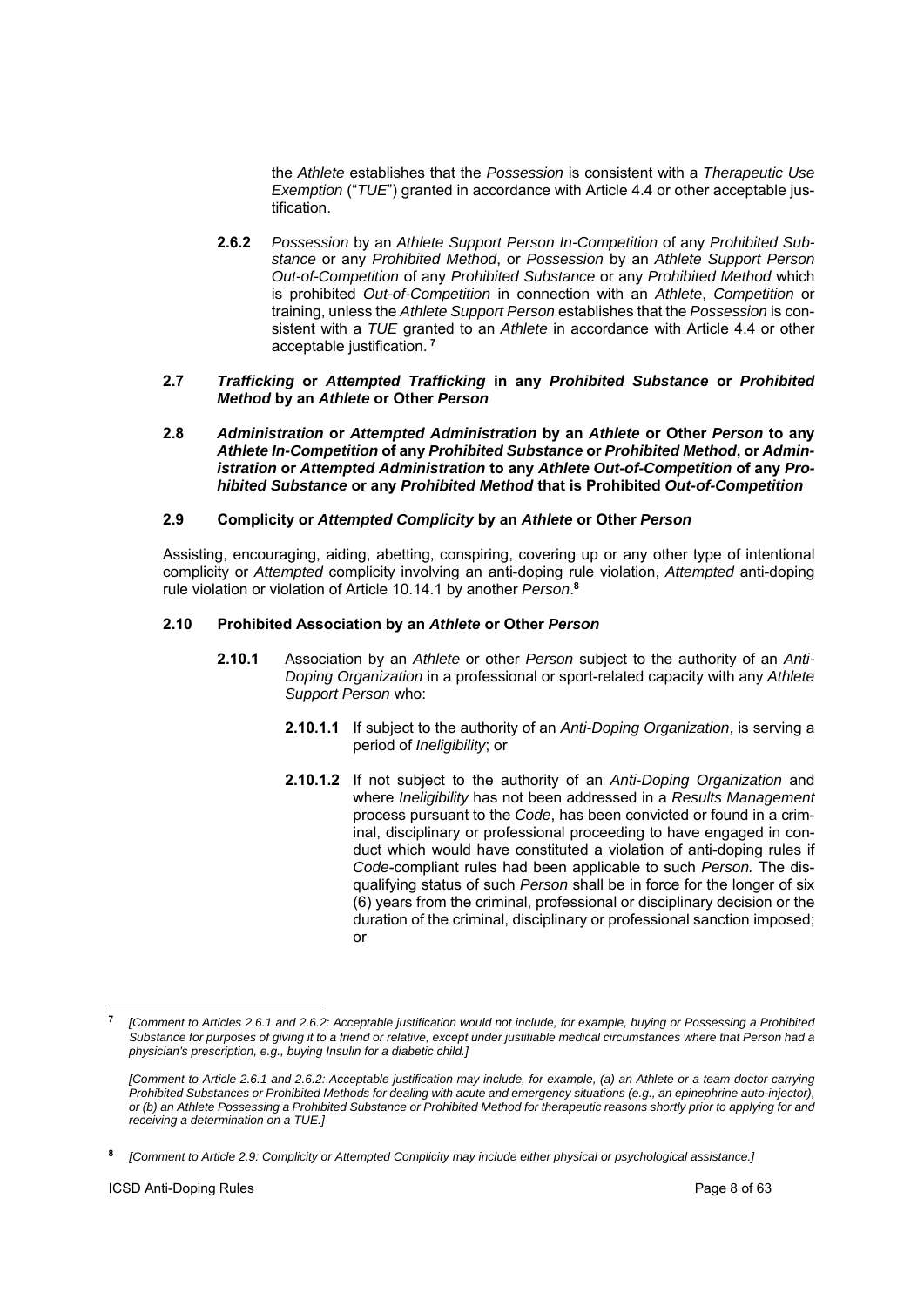the *Athlete* establishes that the *Possession* is consistent with a *Therapeutic Use Exemption* ("*TUE*") granted in accordance with Article 4.4 or other acceptable justification.

**2.6.2** *Possession* by an *Athlete Support Person In-Competition* of any *Prohibited Substance* or any *Prohibited Method*, or *Possession* by an *Athlete Support Person Out-of-Competition* of any *Prohibited Substance* or any *Prohibited Method* which is prohibited *Out-of-Competition* in connection with an *Athlete*, *Competition* or training, unless the *Athlete Support Person* establishes that the *Possession* is consistent with a *TUE* granted to an *Athlete* in accordance with Article 4.4 or other acceptable justification.[7]

### 2.7 *Trafficking* or *Attempted Trafficking* in any *Prohibited Substance* or *Prohibited Method* by an *Athlete* or Other *Person*

### 2.8 *Administration* or *Attempted Administration* by an *Athlete* or Other *Person* to any *Athlete In-Competition* of any *Prohibited Substance* or *Prohibited Method*, or *Administration* or *Attempted Administration* to any *Athlete Out-of-Competition* of any *Prohibited Substance* or any *Prohibited Method* that is Prohibited *Out-of-Competition*

### 2.9 Complicity or *Attempted Complicity* by an *Athlete* or Other *Person*

Assisting, encouraging, aiding, abetting, conspiring, covering up or any other type of intentional complicity or *Attempted* complicity involving an anti-doping rule violation, *Attempted* anti-doping rule violation or violation of Article 10.14.1 by another *Person*.[8]

### 2.10 Prohibited Association by an *Athlete* or Other *Person*

**2.10.1** Association by an *Athlete* or other *Person* subject to the authority of an *Anti-Doping Organization* in a professional or sport-related capacity with any *Athlete Support Person* who:

**2.10.1.1** If subject to the authority of an *Anti-Doping Organization*, is serving a period of *Ineligibility*; or

**2.10.1.2** If not subject to the authority of an *Anti-Doping Organization* and where *Ineligibility* has not been addressed in a *Results Management* process pursuant to the *Code*, has been convicted or found in a criminal, disciplinary or professional proceeding to have engaged in conduct which would have constituted a violation of anti-doping rules if *Code*-compliant rules had been applicable to such *Person.* The disqualifying status of such *Person* shall be in force for the longer of six (6) years from the criminal, professional or disciplinary decision or the duration of the criminal, disciplinary or professional sanction imposed; or

---

[7] *[Comment to Articles 2.6.1 and 2.6.2: Acceptable justification would not include, for example, buying or Possessing a Prohibited Substance for purposes of giving it to a friend or relative, except under justifiable medical circumstances where that Person had a physician's prescription, e.g., buying Insulin for a diabetic child.]*

*[Comment to Article 2.6.1 and 2.6.2: Acceptable justification may include, for example, (a) an Athlete or a team doctor carrying Prohibited Substances or Prohibited Methods for dealing with acute and emergency situations (e.g., an epinephrine auto-injector), or (b) an Athlete Possessing a Prohibited Substance or Prohibited Method for therapeutic reasons shortly prior to applying for and receiving a determination on a TUE.]*

[8] *[Comment to Article 2.9: Complicity or Attempted Complicity may include either physical or psychological assistance.]*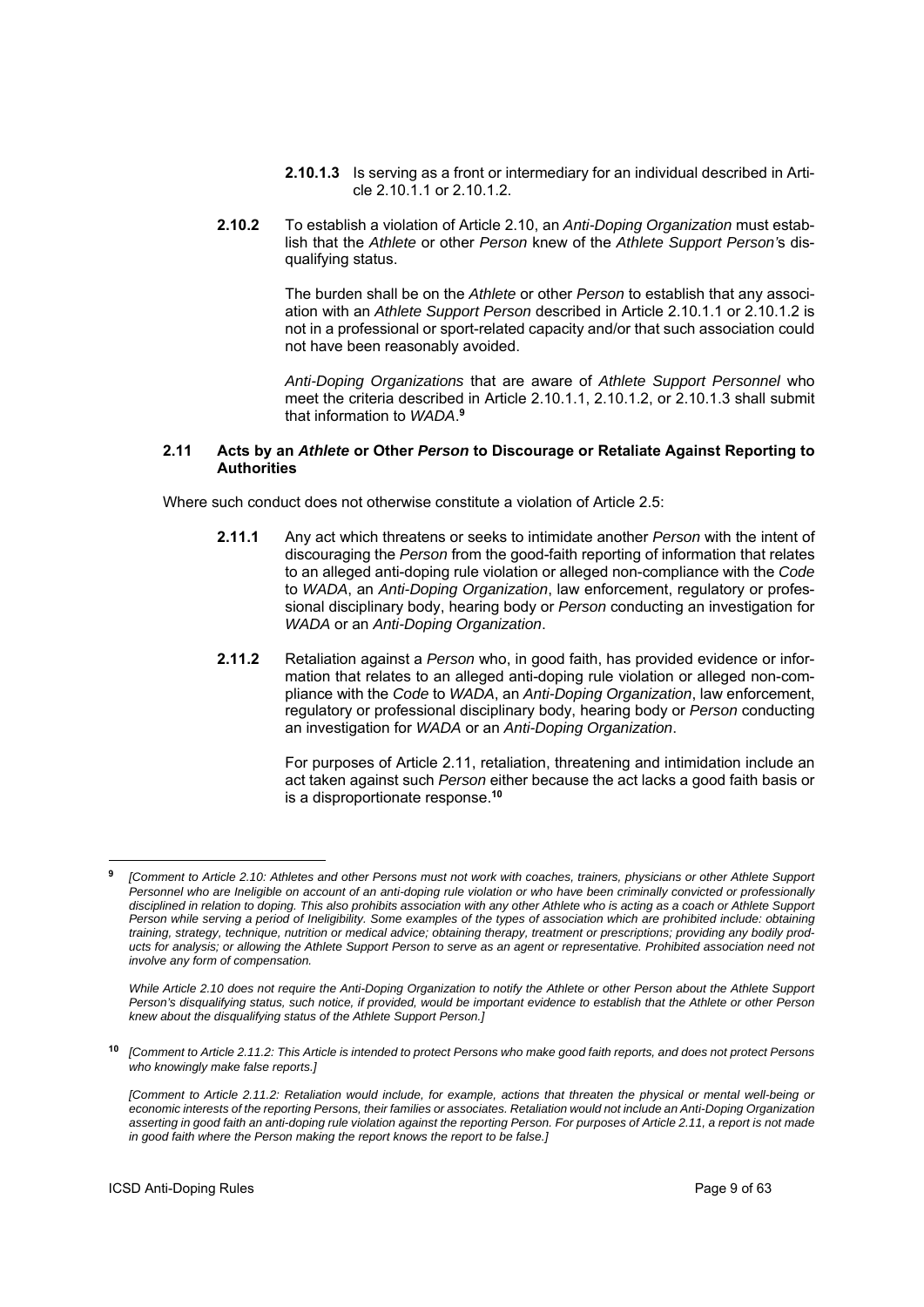**2.10.1.3** Is serving as a front or intermediary for an individual described in Article 2.10.1.1 or 2.10.1.2.

**2.10.2** To establish a violation of Article 2.10, an *Anti-Doping Organization* must establish that the *Athlete* or other *Person* knew of the *Athlete Support Person*'s disqualifying status.

The burden shall be on the *Athlete* or other *Person* to establish that any association with an *Athlete Support Person* described in Article 2.10.1.1 or 2.10.1.2 is not in a professional or sport-related capacity and/or that such association could not have been reasonably avoided.

*Anti-Doping Organizations* that are aware of *Athlete Support Personnel* who meet the criteria described in Article 2.10.1.1, 2.10.1.2, or 2.10.1.3 shall submit that information to *WADA*.[9]

### 2.11 Acts by an *Athlete* or Other *Person* to Discourage or Retaliate Against Reporting to Authorities

Where such conduct does not otherwise constitute a violation of Article 2.5:

**2.11.1** Any act which threatens or seeks to intimidate another *Person* with the intent of discouraging the *Person* from the good-faith reporting of information that relates to an alleged anti-doping rule violation or alleged non-compliance with the *Code* to *WADA*, an *Anti-Doping Organization*, law enforcement, regulatory or professional disciplinary body, hearing body or *Person* conducting an investigation for *WADA* or an *Anti-Doping Organization*.

**2.11.2** Retaliation against a *Person* who, in good faith, has provided evidence or information that relates to an alleged anti-doping rule violation or alleged non-compliance with the *Code* to *WADA*, an *Anti-Doping Organization*, law enforcement, regulatory or professional disciplinary body, hearing body or *Person* conducting an investigation for *WADA* or an *Anti-Doping Organization*.

For purposes of Article 2.11, retaliation, threatening and intimidation include an act taken against such *Person* either because the act lacks a good faith basis or is a disproportionate response.[10]

---

[9] *[Comment to Article 2.10: Athletes and other Persons must not work with coaches, trainers, physicians or other Athlete Support Personnel who are Ineligible on account of an anti-doping rule violation or who have been criminally convicted or professionally disciplined in relation to doping. This also prohibits association with any other Athlete who is acting as a coach or Athlete Support Person while serving a period of Ineligibility. Some examples of the types of association which are prohibited include: obtaining training, strategy, technique, nutrition or medical advice; obtaining therapy, treatment or prescriptions; providing any bodily products for analysis; or allowing the Athlete Support Person to serve as an agent or representative. Prohibited association need not involve any form of compensation.*

*While Article 2.10 does not require the Anti-Doping Organization to notify the Athlete or other Person about the Athlete Support Person's disqualifying status, such notice, if provided, would be important evidence to establish that the Athlete or other Person knew about the disqualifying status of the Athlete Support Person.]*

[10] *[Comment to Article 2.11.2: This Article is intended to protect Persons who make good faith reports, and does not protect Persons who knowingly make false reports.]*

*[Comment to Article 2.11.2: Retaliation would include, for example, actions that threaten the physical or mental well-being or economic interests of the reporting Persons, their families or associates. Retaliation would not include an Anti-Doping Organization asserting in good faith an anti-doping rule violation against the reporting Person. For purposes of Article 2.11, a report is not made in good faith where the Person making the report knows the report to be false.]*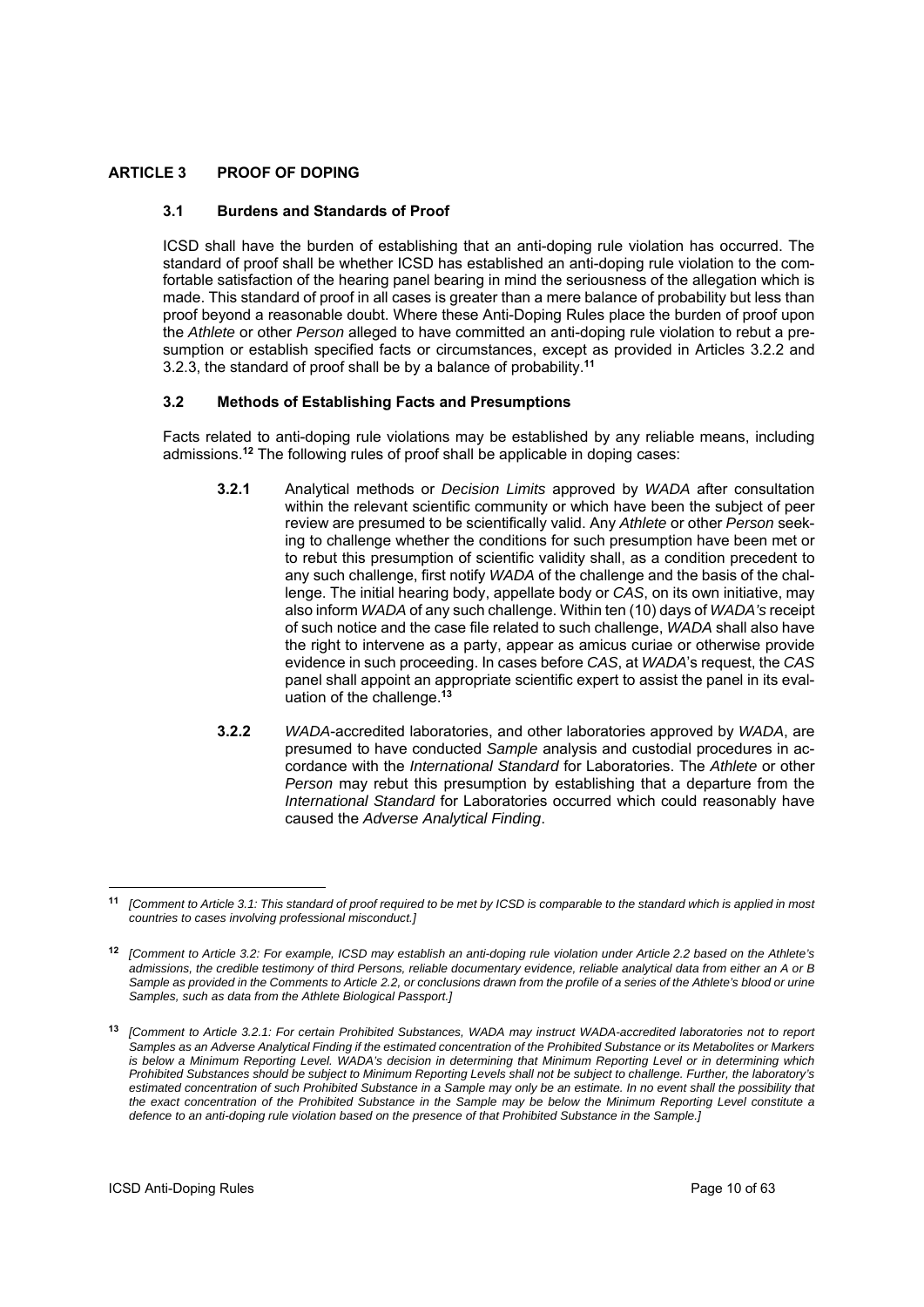# ARTICLE 3 PROOF OF DOPING

## 3.1 Burdens and Standards of Proof

ICSD shall have the burden of establishing that an anti-doping rule violation has occurred. The standard of proof shall be whether ICSD has established an anti-doping rule violation to the comfortable satisfaction of the hearing panel bearing in mind the seriousness of the allegation which is made. This standard of proof in all cases is greater than a mere balance of probability but less than proof beyond a reasonable doubt. Where these Anti-Doping Rules place the burden of proof upon the *Athlete* or other *Person* alleged to have committed an anti-doping rule violation to rebut a presumption or establish specified facts or circumstances, except as provided in Articles 3.2.2 and 3.2.3, the standard of proof shall be by a balance of probability.[11]

## 3.2 Methods of Establishing Facts and Presumptions

Facts related to anti-doping rule violations may be established by any reliable means, including admissions.[12] The following rules of proof shall be applicable in doping cases:

**3.2.1** Analytical methods or *Decision Limits* approved by *WADA* after consultation within the relevant scientific community or which have been the subject of peer review are presumed to be scientifically valid. Any *Athlete* or other *Person* seeking to challenge whether the conditions for such presumption have been met or to rebut this presumption of scientific validity shall, as a condition precedent to any such challenge, first notify *WADA* of the challenge and the basis of the challenge. The initial hearing body, appellate body or *CAS*, on its own initiative, may also inform *WADA* of any such challenge. Within ten (10) days of *WADA's* receipt of such notice and the case file related to such challenge, *WADA* shall also have the right to intervene as a party, appear as amicus curiae or otherwise provide evidence in such proceeding. In cases before *CAS*, at *WADA*'s request, the *CAS* panel shall appoint an appropriate scientific expert to assist the panel in its evaluation of the challenge.[13]

**3.2.2** *WADA*-accredited laboratories, and other laboratories approved by *WADA*, are presumed to have conducted *Sample* analysis and custodial procedures in accordance with the *International Standard* for Laboratories. The *Athlete* or other *Person* may rebut this presumption by establishing that a departure from the *International Standard* for Laboratories occurred which could reasonably have caused the *Adverse Analytical Finding*.

---

[11] *[Comment to Article 3.1: This standard of proof required to be met by ICSD is comparable to the standard which is applied in most countries to cases involving professional misconduct.]*

[12] *[Comment to Article 3.2: For example, ICSD may establish an anti-doping rule violation under Article 2.2 based on the Athlete's admissions, the credible testimony of third Persons, reliable documentary evidence, reliable analytical data from either an A or B Sample as provided in the Comments to Article 2.2, or conclusions drawn from the profile of a series of the Athlete's blood or urine Samples, such as data from the Athlete Biological Passport.]*

[13] *[Comment to Article 3.2.1: For certain Prohibited Substances, WADA may instruct WADA-accredited laboratories not to report Samples as an Adverse Analytical Finding if the estimated concentration of the Prohibited Substance or its Metabolites or Markers is below a Minimum Reporting Level. WADA's decision in determining that Minimum Reporting Level or in determining which Prohibited Substances should be subject to Minimum Reporting Levels shall not be subject to challenge. Further, the laboratory's estimated concentration of such Prohibited Substance in a Sample may only be an estimate. In no event shall the possibility that the exact concentration of the Prohibited Substance in the Sample may be below the Minimum Reporting Level constitute a defence to an anti-doping rule violation based on the presence of that Prohibited Substance in the Sample.]*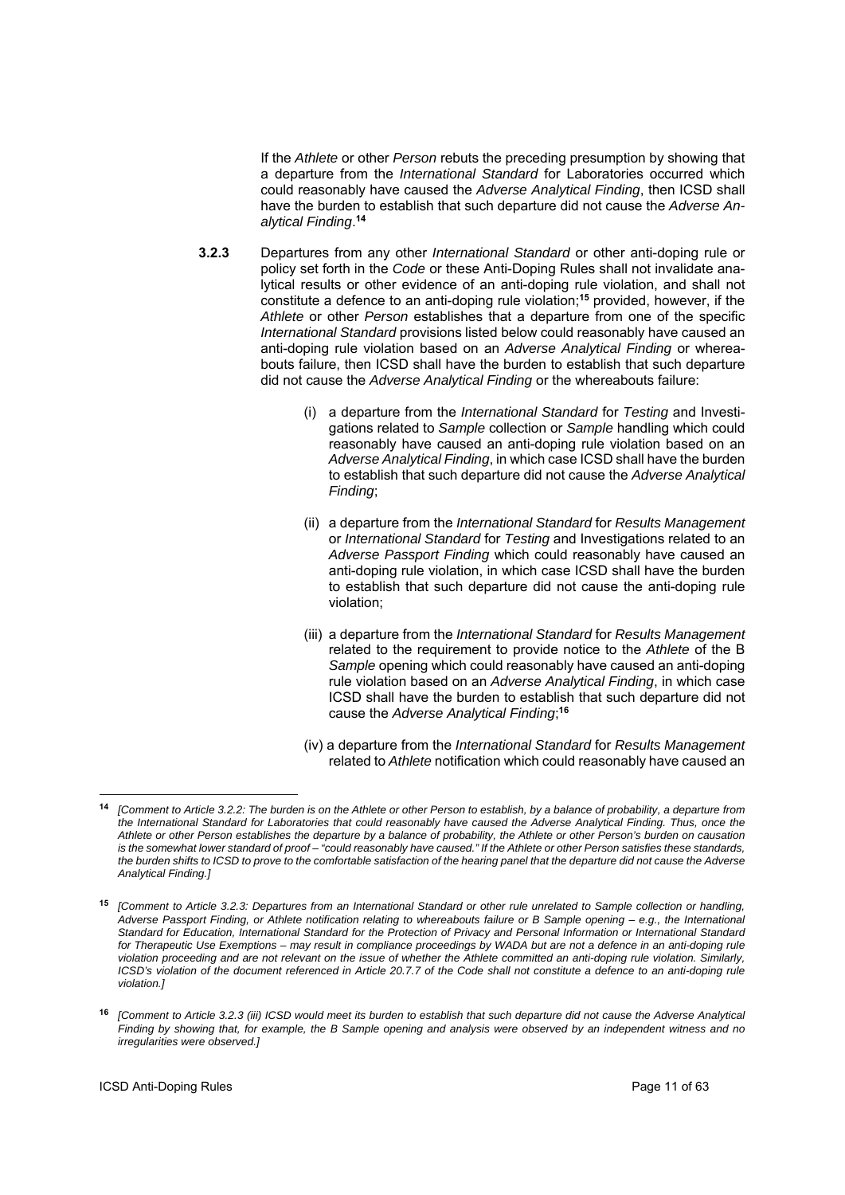If the *Athlete* or other *Person* rebuts the preceding presumption by showing that a departure from the *International Standard* for Laboratories occurred which could reasonably have caused the *Adverse Analytical Finding*, then ICSD shall have the burden to establish that such departure did not cause the *Adverse Analytical Finding*.[14]

**3.2.3** Departures from any other *International Standard* or other anti-doping rule or policy set forth in the *Code* or these Anti-Doping Rules shall not invalidate analytical results or other evidence of an anti-doping rule violation, and shall not constitute a defence to an anti-doping rule violation;[15] provided, however, if the *Athlete* or other *Person* establishes that a departure from one of the specific *International Standard* provisions listed below could reasonably have caused an anti-doping rule violation based on an *Adverse Analytical Finding* or whereabouts failure, then ICSD shall have the burden to establish that such departure did not cause the *Adverse Analytical Finding* or the whereabouts failure:

(i) a departure from the *International Standard* for *Testing* and Investigations related to *Sample* collection or *Sample* handling which could reasonably have caused an anti-doping rule violation based on an *Adverse Analytical Finding*, in which case ICSD shall have the burden to establish that such departure did not cause the *Adverse Analytical Finding*;

(ii) a departure from the *International Standard* for *Results Management* or *International Standard* for *Testing* and Investigations related to an *Adverse Passport Finding* which could reasonably have caused an anti-doping rule violation, in which case ICSD shall have the burden to establish that such departure did not cause the anti-doping rule violation;

(iii) a departure from the *International Standard* for *Results Management* related to the requirement to provide notice to the *Athlete* of the B *Sample* opening which could reasonably have caused an anti-doping rule violation based on an *Adverse Analytical Finding*, in which case ICSD shall have the burden to establish that such departure did not cause the *Adverse Analytical Finding*;[16]

(iv) a departure from the *International Standard* for *Results Management* related to *Athlete* notification which could reasonably have caused an

---

[14] *[Comment to Article 3.2.2: The burden is on the Athlete or other Person to establish, by a balance of probability, a departure from the International Standard for Laboratories that could reasonably have caused the Adverse Analytical Finding. Thus, once the Athlete or other Person establishes the departure by a balance of probability, the Athlete or other Person's burden on causation is the somewhat lower standard of proof – "could reasonably have caused." If the Athlete or other Person satisfies these standards, the burden shifts to ICSD to prove to the comfortable satisfaction of the hearing panel that the departure did not cause the Adverse Analytical Finding.]*

[15] *[Comment to Article 3.2.3: Departures from an International Standard or other rule unrelated to Sample collection or handling, Adverse Passport Finding, or Athlete notification relating to whereabouts failure or B Sample opening – e.g., the International Standard for Education, International Standard for the Protection of Privacy and Personal Information or International Standard for Therapeutic Use Exemptions – may result in compliance proceedings by WADA but are not a defence in an anti-doping rule violation proceeding and are not relevant on the issue of whether the Athlete committed an anti-doping rule violation. Similarly, ICSD's violation of the document referenced in Article 20.7.7 of the Code shall not constitute a defence to an anti-doping rule violation.]*

[16] *[Comment to Article 3.2.3 (iii) ICSD would meet its burden to establish that such departure did not cause the Adverse Analytical Finding by showing that, for example, the B Sample opening and analysis were observed by an independent witness and no irregularities were observed.]*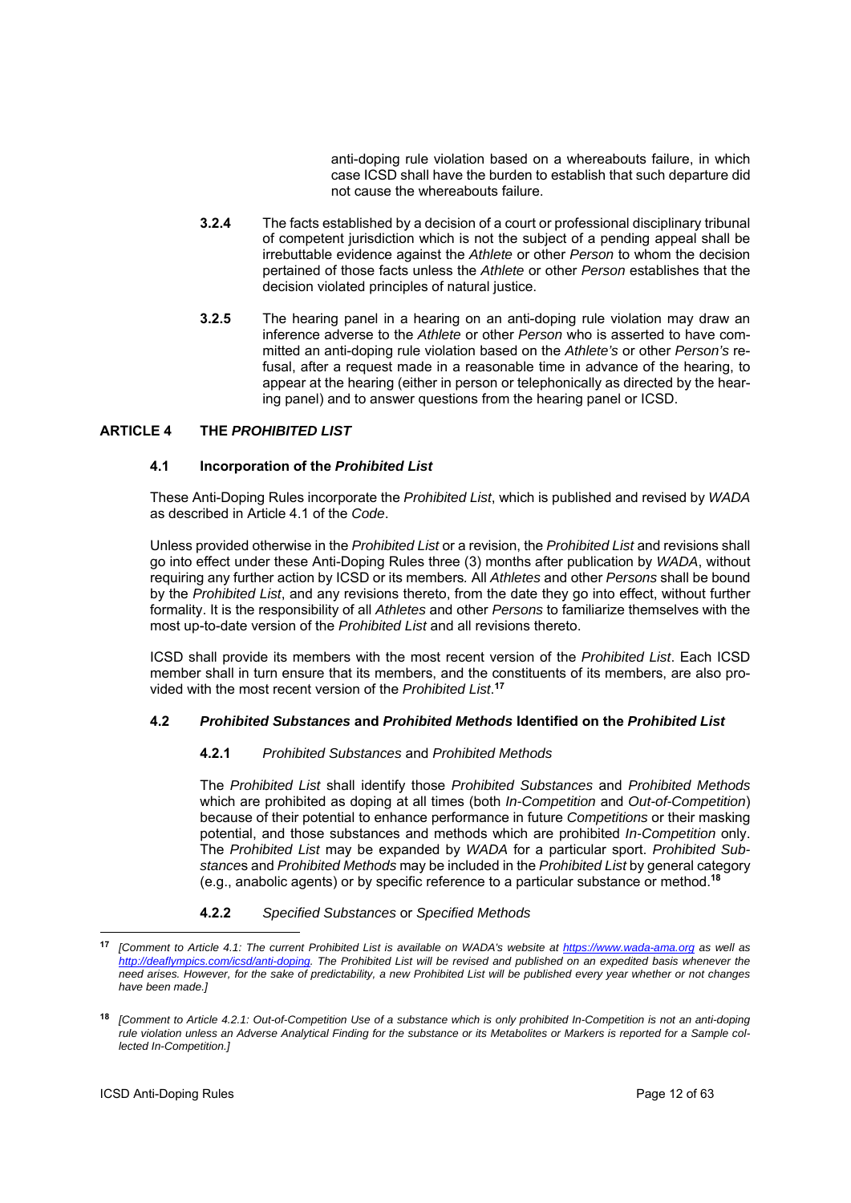anti-doping rule violation based on a whereabouts failure, in which case ICSD shall have the burden to establish that such departure did not cause the whereabouts failure.

**3.2.4** The facts established by a decision of a court or professional disciplinary tribunal of competent jurisdiction which is not the subject of a pending appeal shall be irrebuttable evidence against the *Athlete* or other *Person* to whom the decision pertained of those facts unless the *Athlete* or other *Person* establishes that the decision violated principles of natural justice.

**3.2.5** The hearing panel in a hearing on an anti-doping rule violation may draw an inference adverse to the *Athlete* or other *Person* who is asserted to have committed an anti-doping rule violation based on the *Athlete's* or other *Person's* refusal, after a request made in a reasonable time in advance of the hearing, to appear at the hearing (either in person or telephonically as directed by the hearing panel) and to answer questions from the hearing panel or ICSD.

## ARTICLE 4 THE *PROHIBITED LIST*

### 4.1 Incorporation of the *Prohibited List*

These Anti-Doping Rules incorporate the *Prohibited List*, which is published and revised by *WADA* as described in Article 4.1 of the *Code*.

Unless provided otherwise in the *Prohibited List* or a revision, the *Prohibited List* and revisions shall go into effect under these Anti-Doping Rules three (3) months after publication by *WADA*, without requiring any further action by ICSD or its members*.* All *Athletes* and other *Persons* shall be bound by the *Prohibited List*, and any revisions thereto, from the date they go into effect, without further formality. It is the responsibility of all *Athletes* and other *Persons* to familiarize themselves with the most up-to-date version of the *Prohibited List* and all revisions thereto.

ICSD shall provide its members with the most recent version of the *Prohibited List*. Each ICSD member shall in turn ensure that its members, and the constituents of its members, are also provided with the most recent version of the *Prohibited List*.[17]

### 4.2 *Prohibited Substances* and *Prohibited Methods* Identified on the *Prohibited List*

**4.2.1** *Prohibited Substances* and *Prohibited Methods*

The *Prohibited List* shall identify those *Prohibited Substances* and *Prohibited Methods* which are prohibited as doping at all times (both *In-Competition* and *Out-of-Competition*) because of their potential to enhance performance in future *Competitions* or their masking potential, and those substances and methods which are prohibited *In-Competition* only. The *Prohibited List* may be expanded by *WADA* for a particular sport. *Prohibited Substances* and *Prohibited Methods* may be included in the *Prohibited List* by general category (e.g., anabolic agents) or by specific reference to a particular substance or method.[18]

**4.2.2** *Specified Substances* or *Specified Methods*

---

[17] *[Comment to Article 4.1: The current Prohibited List is available on WADA's website at https://www.wada-ama.org as well as http://deaflympics.com/icsd/anti-doping. The Prohibited List will be revised and published on an expedited basis whenever the need arises. However, for the sake of predictability, a new Prohibited List will be published every year whether or not changes have been made.]*

[18] *[Comment to Article 4.2.1: Out-of-Competition Use of a substance which is only prohibited In-Competition is not an anti-doping rule violation unless an Adverse Analytical Finding for the substance or its Metabolites or Markers is reported for a Sample collected In-Competition.]*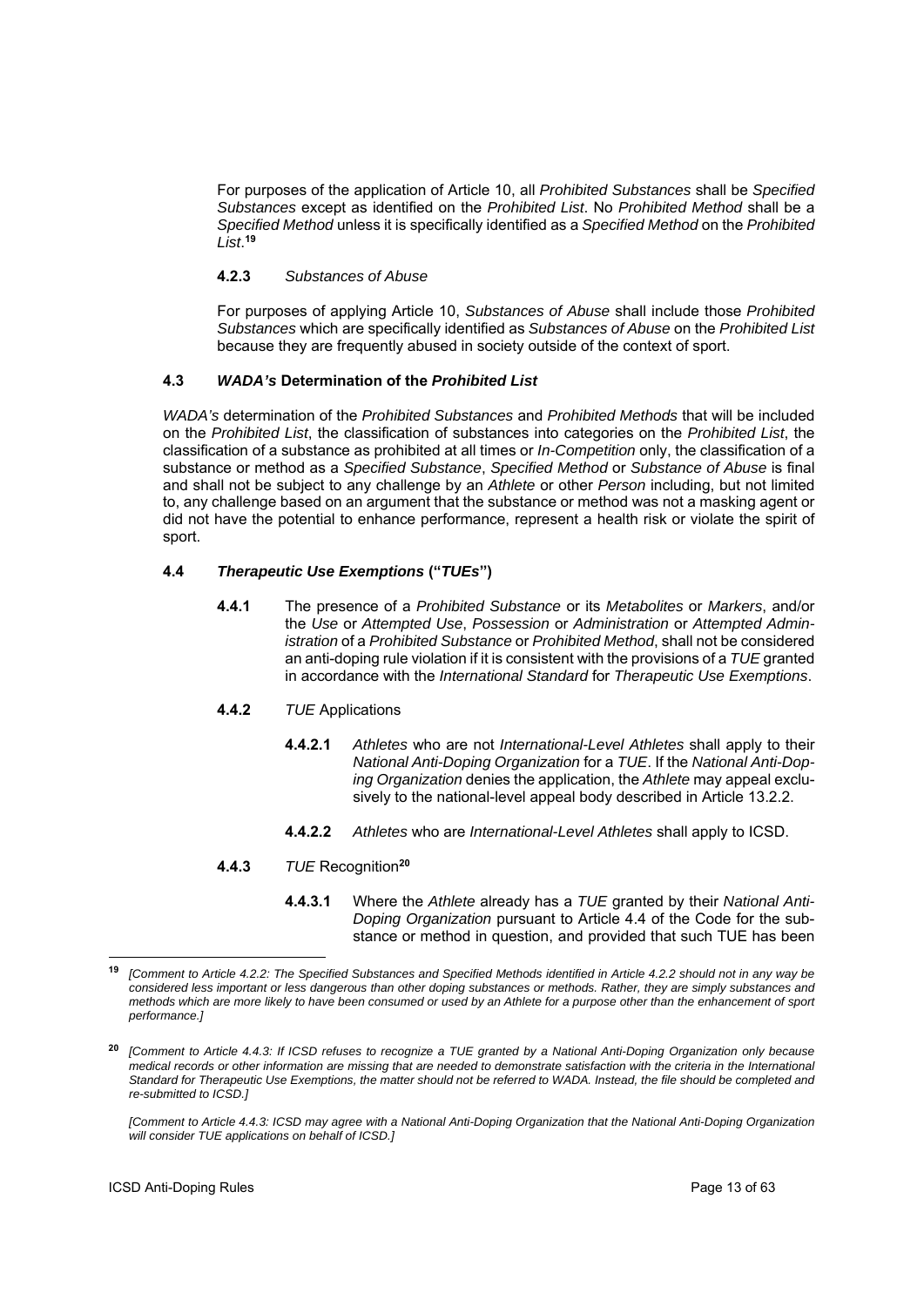For purposes of the application of Article 10, all *Prohibited Substances* shall be *Specified Substances* except as identified on the *Prohibited List*. No *Prohibited Method* shall be a *Specified Method* unless it is specifically identified as a *Specified Method* on the *Prohibited List*.[19]

**4.2.3** *Substances of Abuse*

For purposes of applying Article 10, *Substances of Abuse* shall include those *Prohibited Substances* which are specifically identified as *Substances of Abuse* on the *Prohibited List* because they are frequently abused in society outside of the context of sport.

### 4.3 *WADA's* Determination of the *Prohibited List*

*WADA's* determination of the *Prohibited Substances* and *Prohibited Methods* that will be included on the *Prohibited List*, the classification of substances into categories on the *Prohibited List*, the classification of a substance as prohibited at all times or *In-Competition* only, the classification of a substance or method as a *Specified Substance*, *Specified Method* or *Substance of Abuse* is final and shall not be subject to any challenge by an *Athlete* or other *Person* including, but not limited to, any challenge based on an argument that the substance or method was not a masking agent or did not have the potential to enhance performance, represent a health risk or violate the spirit of sport.

### 4.4 *Therapeutic Use Exemptions* ("*TUEs*")

**4.4.1** The presence of a *Prohibited Substance* or its *Metabolites* or *Markers*, and/or the *Use* or *Attempted Use*, *Possession* or *Administration* or *Attempted Administration* of a *Prohibited Substance* or *Prohibited Method*, shall not be considered an anti-doping rule violation if it is consistent with the provisions of a *TUE* granted in accordance with the *International Standard* for *Therapeutic Use Exemptions*.

**4.4.2** *TUE* Applications

**4.4.2.1** *Athletes* who are not *International-Level Athletes* shall apply to their *National Anti-Doping Organization* for a *TUE*. If the *National Anti-Doping Organization* denies the application, the *Athlete* may appeal exclusively to the national-level appeal body described in Article 13.2.2.

**4.4.2.2** *Athletes* who are *International-Level Athletes* shall apply to ICSD.

**4.4.3** *TUE* Recognition[20]

**4.4.3.1** Where the *Athlete* already has a *TUE* granted by their *National Anti-Doping Organization* pursuant to Article 4.4 of the Code for the substance or method in question, and provided that such TUE has been

---

[19] *[Comment to Article 4.2.2: The Specified Substances and Specified Methods identified in Article 4.2.2 should not in any way be considered less important or less dangerous than other doping substances or methods. Rather, they are simply substances and methods which are more likely to have been consumed or used by an Athlete for a purpose other than the enhancement of sport performance.]*

[20] *[Comment to Article 4.4.3: If ICSD refuses to recognize a TUE granted by a National Anti-Doping Organization only because medical records or other information are missing that are needed to demonstrate satisfaction with the criteria in the International Standard for Therapeutic Use Exemptions, the matter should not be referred to WADA. Instead, the file should be completed and re-submitted to ICSD.]*

*[Comment to Article 4.4.3: ICSD may agree with a National Anti-Doping Organization that the National Anti-Doping Organization will consider TUE applications on behalf of ICSD.]*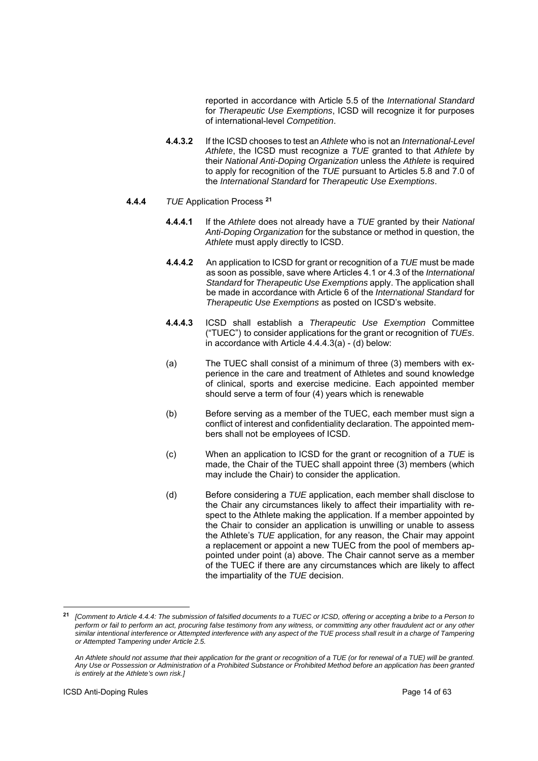reported in accordance with Article 5.5 of the *International Standard* for *Therapeutic Use Exemptions*, ICSD will recognize it for purposes of international-level *Competition*.

**4.4.3.2** If the ICSD chooses to test an *Athlete* who is not an *International-Level Athlete*, the ICSD must recognize a *TUE* granted to that *Athlete* by their *National Anti-Doping Organization* unless the *Athlete* is required to apply for recognition of the *TUE* pursuant to Articles 5.8 and 7.0 of the *International Standard* for *Therapeutic Use Exemptions*.

**4.4.4** *TUE* Application Process [21]

**4.4.4.1** If the *Athlete* does not already have a *TUE* granted by their *National Anti-Doping Organization* for the substance or method in question, the *Athlete* must apply directly to ICSD.

**4.4.4.2** An application to ICSD for grant or recognition of a *TUE* must be made as soon as possible, save where Articles 4.1 or 4.3 of the *International Standard* for *Therapeutic Use Exemptions* apply. The application shall be made in accordance with Article 6 of the *International Standard* for *Therapeutic Use Exemptions* as posted on ICSD's website.

**4.4.4.3** ICSD shall establish a *Therapeutic Use Exemption* Committee ("TUEC") to consider applications for the grant or recognition of *TUEs*. in accordance with Article 4.4.4.3(a) - (d) below:

(a) The TUEC shall consist of a minimum of three (3) members with experience in the care and treatment of Athletes and sound knowledge of clinical, sports and exercise medicine. Each appointed member should serve a term of four (4) years which is renewable

(b) Before serving as a member of the TUEC, each member must sign a conflict of interest and confidentiality declaration. The appointed members shall not be employees of ICSD.

(c) When an application to ICSD for the grant or recognition of a *TUE* is made, the Chair of the TUEC shall appoint three (3) members (which may include the Chair) to consider the application.

(d) Before considering a *TUE* application, each member shall disclose to the Chair any circumstances likely to affect their impartiality with respect to the Athlete making the application. If a member appointed by the Chair to consider an application is unwilling or unable to assess the Athlete's *TUE* application, for any reason, the Chair may appoint a replacement or appoint a new TUEC from the pool of members appointed under point (a) above. The Chair cannot serve as a member of the TUEC if there are any circumstances which are likely to affect the impartiality of the *TUE* decision.

---

[21] *[Comment to Article 4.4.4: The submission of falsified documents to a TUEC or ICSD, offering or accepting a bribe to a Person to perform or fail to perform an act, procuring false testimony from any witness, or committing any other fraudulent act or any other similar intentional interference or Attempted interference with any aspect of the TUE process shall result in a charge of Tampering or Attempted Tampering under Article 2.5.*

*An Athlete should not assume that their application for the grant or recognition of a TUE (or for renewal of a TUE) will be granted. Any Use or Possession or Administration of a Prohibited Substance or Prohibited Method before an application has been granted is entirely at the Athlete's own risk.]*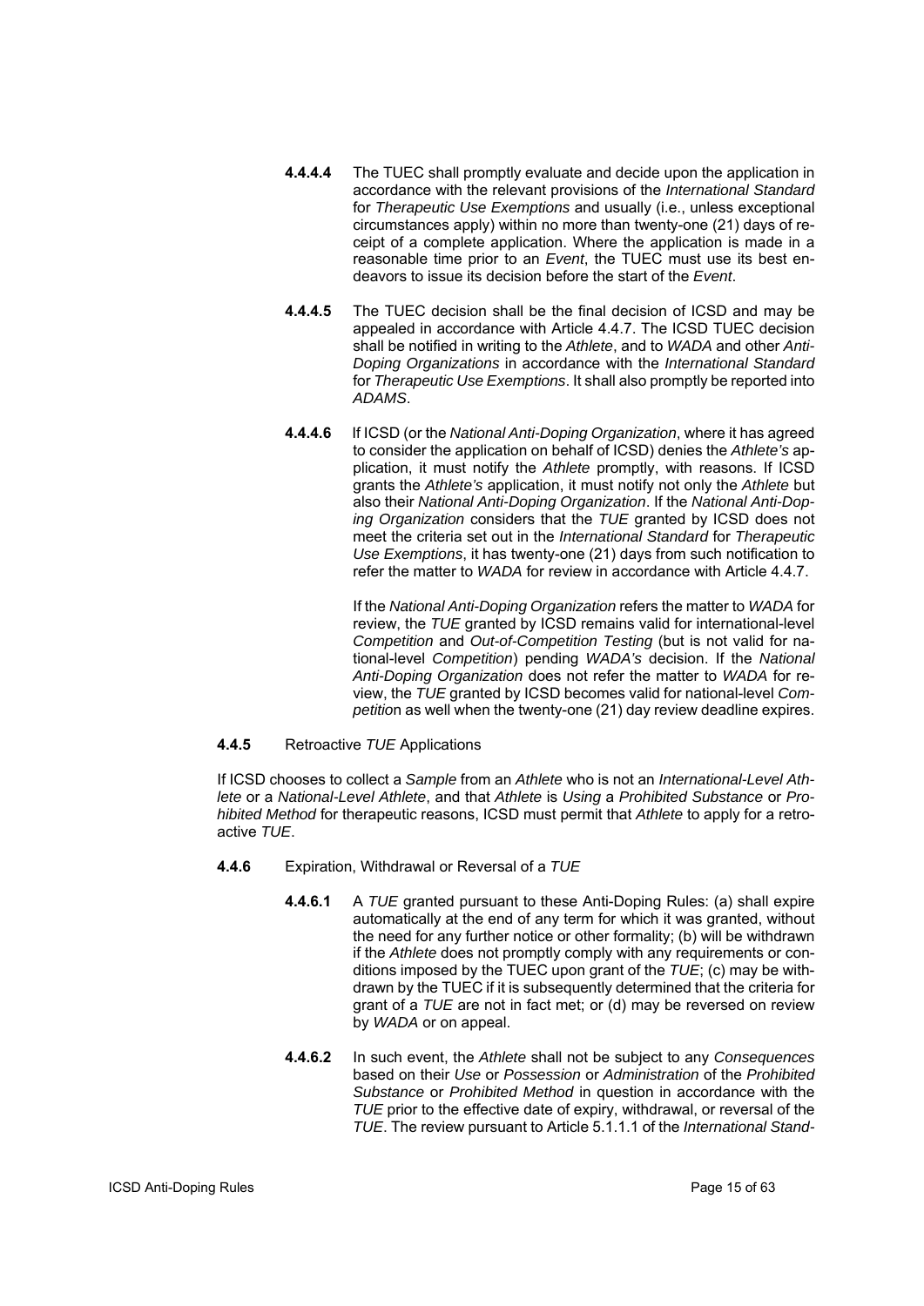**4.4.4.4** The TUEC shall promptly evaluate and decide upon the application in accordance with the relevant provisions of the *International Standard* for *Therapeutic Use Exemptions* and usually (i.e., unless exceptional circumstances apply) within no more than twenty-one (21) days of receipt of a complete application. Where the application is made in a reasonable time prior to an *Event*, the TUEC must use its best endeavors to issue its decision before the start of the *Event*.

**4.4.4.5** The TUEC decision shall be the final decision of ICSD and may be appealed in accordance with Article 4.4.7. The ICSD TUEC decision shall be notified in writing to the *Athlete*, and to *WADA* and other *Anti-Doping Organizations* in accordance with the *International Standard* for *Therapeutic Use Exemptions*. It shall also promptly be reported into *ADAMS*.

**4.4.4.6** If ICSD (or the *National Anti-Doping Organization*, where it has agreed to consider the application on behalf of ICSD) denies the *Athlete's* application, it must notify the *Athlete* promptly, with reasons. If ICSD grants the *Athlete's* application, it must notify not only the *Athlete* but also their *National Anti-Doping Organization*. If the *National Anti-Doping Organization* considers that the *TUE* granted by ICSD does not meet the criteria set out in the *International Standard* for *Therapeutic Use Exemptions*, it has twenty-one (21) days from such notification to refer the matter to *WADA* for review in accordance with Article 4.4.7.

If the *National Anti-Doping Organization* refers the matter to *WADA* for review, the *TUE* granted by ICSD remains valid for international-level *Competition* and *Out-of-Competition Testing* (but is not valid for national-level *Competition*) pending *WADA's* decision. If the *National Anti-Doping Organization* does not refer the matter to *WADA* for review, the *TUE* granted by ICSD becomes valid for national-level *Competition* as well when the twenty-one (21) day review deadline expires.

**4.4.5** Retroactive *TUE* Applications

If ICSD chooses to collect a *Sample* from an *Athlete* who is not an *International-Level Athlete* or a *National-Level Athlete*, and that *Athlete* is *Using* a *Prohibited Substance* or *Prohibited Method* for therapeutic reasons, ICSD must permit that *Athlete* to apply for a retroactive *TUE*.

**4.4.6** Expiration, Withdrawal or Reversal of a *TUE*

**4.4.6.1** A *TUE* granted pursuant to these Anti-Doping Rules: (a) shall expire automatically at the end of any term for which it was granted, without the need for any further notice or other formality; (b) will be withdrawn if the *Athlete* does not promptly comply with any requirements or conditions imposed by the TUEC upon grant of the *TUE*; (c) may be withdrawn by the TUEC if it is subsequently determined that the criteria for grant of a *TUE* are not in fact met; or (d) may be reversed on review by *WADA* or on appeal.

**4.4.6.2** In such event, the *Athlete* shall not be subject to any *Consequences* based on their *Use* or *Possession* or *Administration* of the *Prohibited Substance* or *Prohibited Method* in question in accordance with the *TUE* prior to the effective date of expiry, withdrawal, or reversal of the *TUE*. The review pursuant to Article 5.1.1.1 of the *International Stand-*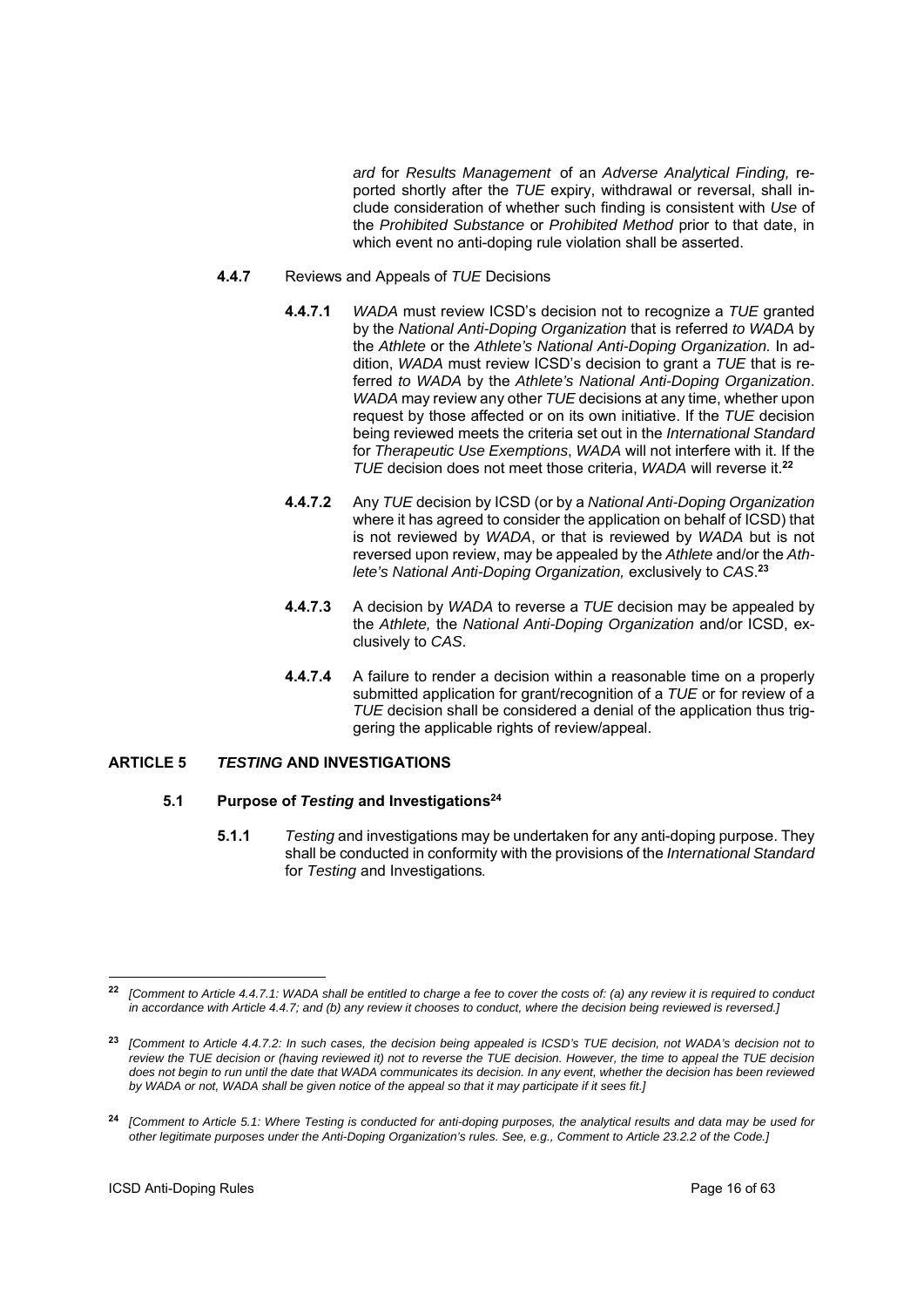*ard* for *Results Management* of an *Adverse Analytical Finding,* reported shortly after the *TUE* expiry, withdrawal or reversal, shall include consideration of whether such finding is consistent with *Use* of the *Prohibited Substance* or *Prohibited Method* prior to that date, in which event no anti-doping rule violation shall be asserted.

**4.4.7** Reviews and Appeals of *TUE* Decisions

**4.4.7.1** *WADA* must review ICSD's decision not to recognize a *TUE* granted by the *National Anti-Doping Organization* that is referred *to WADA* by the *Athlete* or the *Athlete's National Anti-Doping Organization.* In addition, *WADA* must review ICSD's decision to grant a *TUE* that is referred *to WADA* by the *Athlete's National Anti-Doping Organization*. *WADA* may review any other *TUE* decisions at any time, whether upon request by those affected or on its own initiative. If the *TUE* decision being reviewed meets the criteria set out in the *International Standard* for *Therapeutic Use Exemptions*, *WADA* will not interfere with it. If the *TUE* decision does not meet those criteria, *WADA* will reverse it.[22]

**4.4.7.2** Any *TUE* decision by ICSD (or by a *National Anti-Doping Organization* where it has agreed to consider the application on behalf of ICSD) that is not reviewed by *WADA*, or that is reviewed by *WADA* but is not reversed upon review, may be appealed by the *Athlete* and/or the *Athlete's National Anti-Doping Organization,* exclusively to *CAS*.[23]

**4.4.7.3** A decision by *WADA* to reverse a *TUE* decision may be appealed by the *Athlete,* the *National Anti-Doping Organization* and/or ICSD, exclusively to *CAS*.

**4.4.7.4** A failure to render a decision within a reasonable time on a properly submitted application for grant/recognition of a *TUE* or for review of a *TUE* decision shall be considered a denial of the application thus triggering the applicable rights of review/appeal.

## ARTICLE 5 *TESTING* AND INVESTIGATIONS

### 5.1 Purpose of *Testing* and Investigations[24]

**5.1.1** *Testing* and investigations may be undertaken for any anti-doping purpose. They shall be conducted in conformity with the provisions of the *International Standard* for *Testing* and Investigations*.*

---

[22] *[Comment to Article 4.4.7.1: WADA shall be entitled to charge a fee to cover the costs of: (a) any review it is required to conduct in accordance with Article 4.4.7; and (b) any review it chooses to conduct, where the decision being reviewed is reversed.]*

[23] *[Comment to Article 4.4.7.2: In such cases, the decision being appealed is ICSD's TUE decision, not WADA's decision not to review the TUE decision or (having reviewed it) not to reverse the TUE decision. However, the time to appeal the TUE decision does not begin to run until the date that WADA communicates its decision. In any event, whether the decision has been reviewed by WADA or not, WADA shall be given notice of the appeal so that it may participate if it sees fit.]*

[24] *[Comment to Article 5.1: Where Testing is conducted for anti-doping purposes, the analytical results and data may be used for other legitimate purposes under the Anti-Doping Organization's rules. See, e.g., Comment to Article 23.2.2 of the Code.]*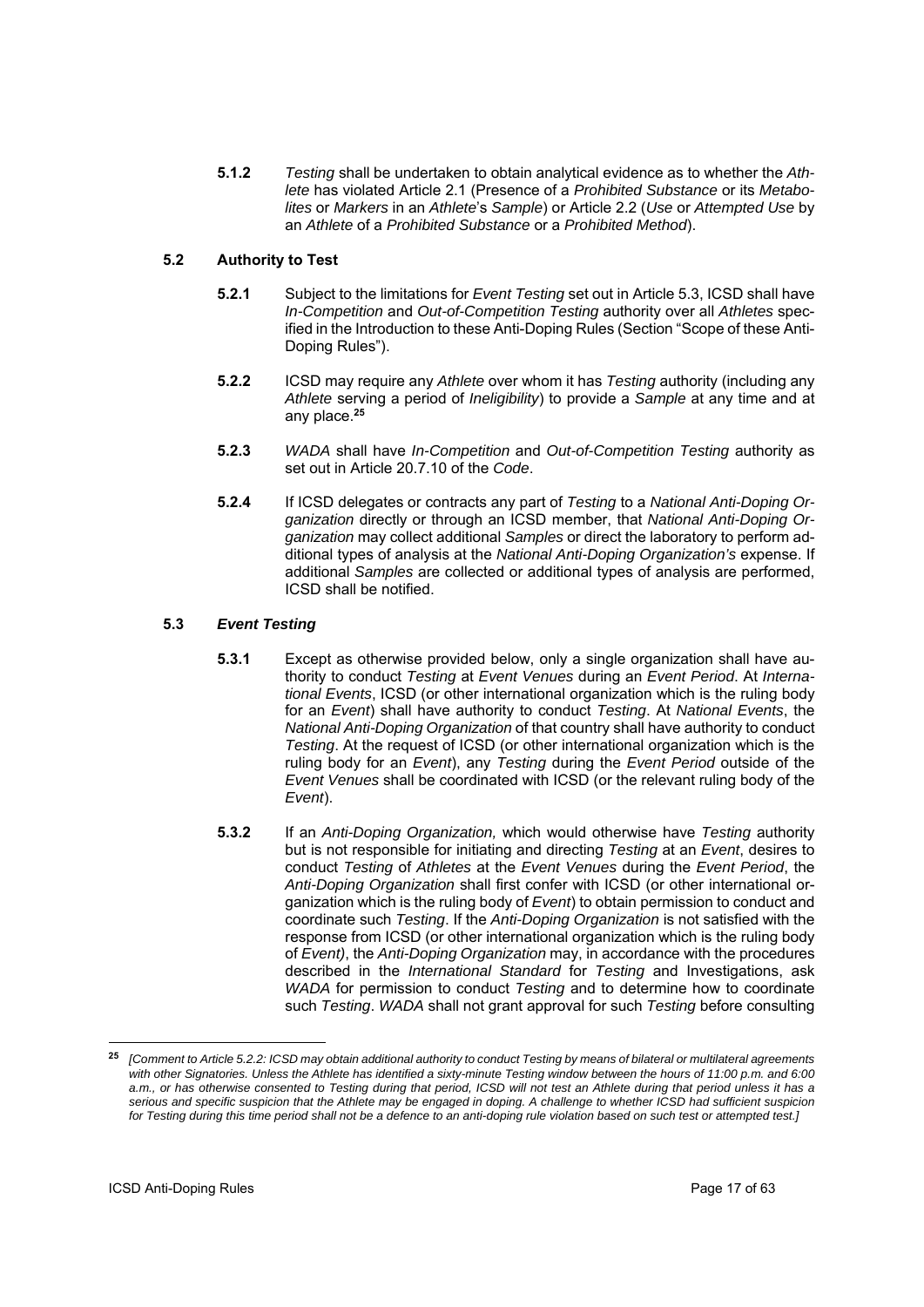**5.1.2** *Testing* shall be undertaken to obtain analytical evidence as to whether the *Athlete* has violated Article 2.1 (Presence of a *Prohibited Substance* or its *Metabolites* or *Markers* in an *Athlete*'s *Sample*) or Article 2.2 (*Use* or *Attempted Use* by an *Athlete* of a *Prohibited Substance* or a *Prohibited Method*).

### 5.2 Authority to Test

**5.2.1** Subject to the limitations for *Event Testing* set out in Article 5.3, ICSD shall have *In-Competition* and *Out-of-Competition Testing* authority over all *Athletes* specified in the Introduction to these Anti-Doping Rules (Section "Scope of these Anti-Doping Rules").

**5.2.2** ICSD may require any *Athlete* over whom it has *Testing* authority (including any *Athlete* serving a period of *Ineligibility*) to provide a *Sample* at any time and at any place.[25]

**5.2.3** *WADA* shall have *In-Competition* and *Out-of-Competition Testing* authority as set out in Article 20.7.10 of the *Code*.

**5.2.4** If ICSD delegates or contracts any part of *Testing* to a *National Anti-Doping Organization* directly or through an ICSD member, that *National Anti-Doping Organization* may collect additional *Samples* or direct the laboratory to perform additional types of analysis at the *National Anti-Doping Organization's* expense. If additional *Samples* are collected or additional types of analysis are performed, ICSD shall be notified.

### 5.3 *Event Testing*

**5.3.1** Except as otherwise provided below, only a single organization shall have authority to conduct *Testing* at *Event Venues* during an *Event Period*. At *International Events*, ICSD (or other international organization which is the ruling body for an *Event*) shall have authority to conduct *Testing*. At *National Events*, the *National Anti-Doping Organization* of that country shall have authority to conduct *Testing*. At the request of ICSD (or other international organization which is the ruling body for an *Event*), any *Testing* during the *Event Period* outside of the *Event Venues* shall be coordinated with ICSD (or the relevant ruling body of the *Event*).

**5.3.2** If an *Anti-Doping Organization,* which would otherwise have *Testing* authority but is not responsible for initiating and directing *Testing* at an *Event*, desires to conduct *Testing* of *Athletes* at the *Event Venues* during the *Event Period*, the *Anti-Doping Organization* shall first confer with ICSD (or other international organization which is the ruling body of *Event*) to obtain permission to conduct and coordinate such *Testing*. If the *Anti-Doping Organization* is not satisfied with the response from ICSD (or other international organization which is the ruling body of *Event)*, the *Anti-Doping Organization* may, in accordance with the procedures described in the *International Standard* for *Testing* and Investigations, ask *WADA* for permission to conduct *Testing* and to determine how to coordinate such *Testing*. *WADA* shall not grant approval for such *Testing* before consulting

---

[25] *[Comment to Article 5.2.2: ICSD may obtain additional authority to conduct Testing by means of bilateral or multilateral agreements with other Signatories. Unless the Athlete has identified a sixty-minute Testing window between the hours of 11:00 p.m. and 6:00 a.m., or has otherwise consented to Testing during that period, ICSD will not test an Athlete during that period unless it has a serious and specific suspicion that the Athlete may be engaged in doping. A challenge to whether ICSD had sufficient suspicion for Testing during this time period shall not be a defence to an anti-doping rule violation based on such test or attempted test.]*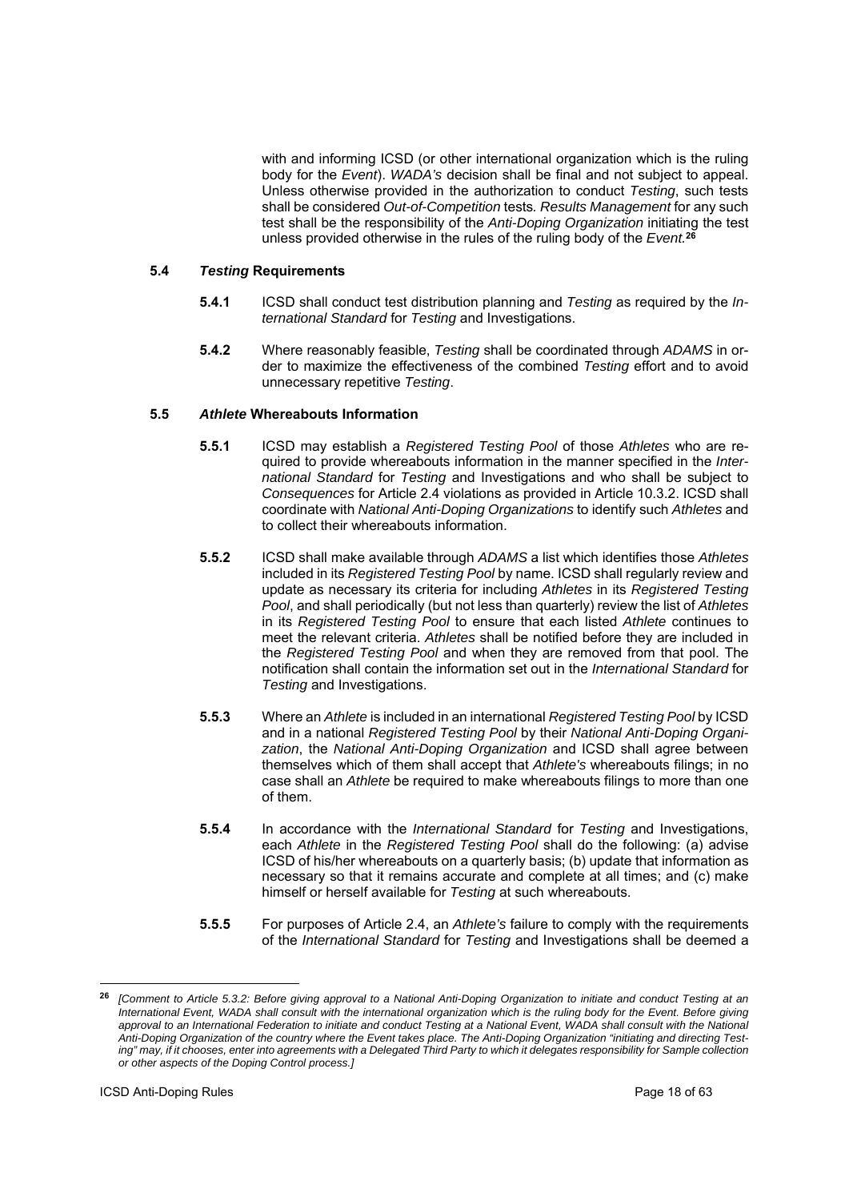with and informing ICSD (or other international organization which is the ruling body for the *Event*). *WADA's* decision shall be final and not subject to appeal. Unless otherwise provided in the authorization to conduct *Testing*, such tests shall be considered *Out-of-Competition* tests*. Results Management* for any such test shall be the responsibility of the *Anti-Doping Organization* initiating the test unless provided otherwise in the rules of the ruling body of the *Event.*[26]

### 5.4 *Testing* Requirements

**5.4.1** ICSD shall conduct test distribution planning and *Testing* as required by the *International Standard* for *Testing* and Investigations.

**5.4.2** Where reasonably feasible, *Testing* shall be coordinated through *ADAMS* in order to maximize the effectiveness of the combined *Testing* effort and to avoid unnecessary repetitive *Testing*.

### 5.5 *Athlete* Whereabouts Information

**5.5.1** ICSD may establish a *Registered Testing Pool* of those *Athletes* who are required to provide whereabouts information in the manner specified in the *International Standard* for *Testing* and Investigations and who shall be subject to *Consequences* for Article 2.4 violations as provided in Article 10.3.2. ICSD shall coordinate with *National Anti-Doping Organizations* to identify such *Athletes* and to collect their whereabouts information.

**5.5.2** ICSD shall make available through *ADAMS* a list which identifies those *Athletes* included in its *Registered Testing Pool* by name. ICSD shall regularly review and update as necessary its criteria for including *Athletes* in its *Registered Testing Pool*, and shall periodically (but not less than quarterly) review the list of *Athletes* in its *Registered Testing Pool* to ensure that each listed *Athlete* continues to meet the relevant criteria. *Athletes* shall be notified before they are included in the *Registered Testing Pool* and when they are removed from that pool. The notification shall contain the information set out in the *International Standard* for *Testing* and Investigations.

**5.5.3** Where an *Athlete* is included in an international *Registered Testing Pool* by ICSD and in a national *Registered Testing Pool* by their *National Anti-Doping Organization*, the *National Anti-Doping Organization* and ICSD shall agree between themselves which of them shall accept that *Athlete's* whereabouts filings; in no case shall an *Athlete* be required to make whereabouts filings to more than one of them.

**5.5.4** In accordance with the *International Standard* for *Testing* and Investigations, each *Athlete* in the *Registered Testing Pool* shall do the following: (a) advise ICSD of his/her whereabouts on a quarterly basis; (b) update that information as necessary so that it remains accurate and complete at all times; and (c) make himself or herself available for *Testing* at such whereabouts.

**5.5.5** For purposes of Article 2.4, an *Athlete's* failure to comply with the requirements of the *International Standard* for *Testing* and Investigations shall be deemed a

---

[26] *[Comment to Article 5.3.2: Before giving approval to a National Anti-Doping Organization to initiate and conduct Testing at an International Event, WADA shall consult with the international organization which is the ruling body for the Event. Before giving approval to an International Federation to initiate and conduct Testing at a National Event, WADA shall consult with the National Anti-Doping Organization of the country where the Event takes place. The Anti-Doping Organization "initiating and directing Testing" may, if it chooses, enter into agreements with a Delegated Third Party to which it delegates responsibility for Sample collection or other aspects of the Doping Control process.]*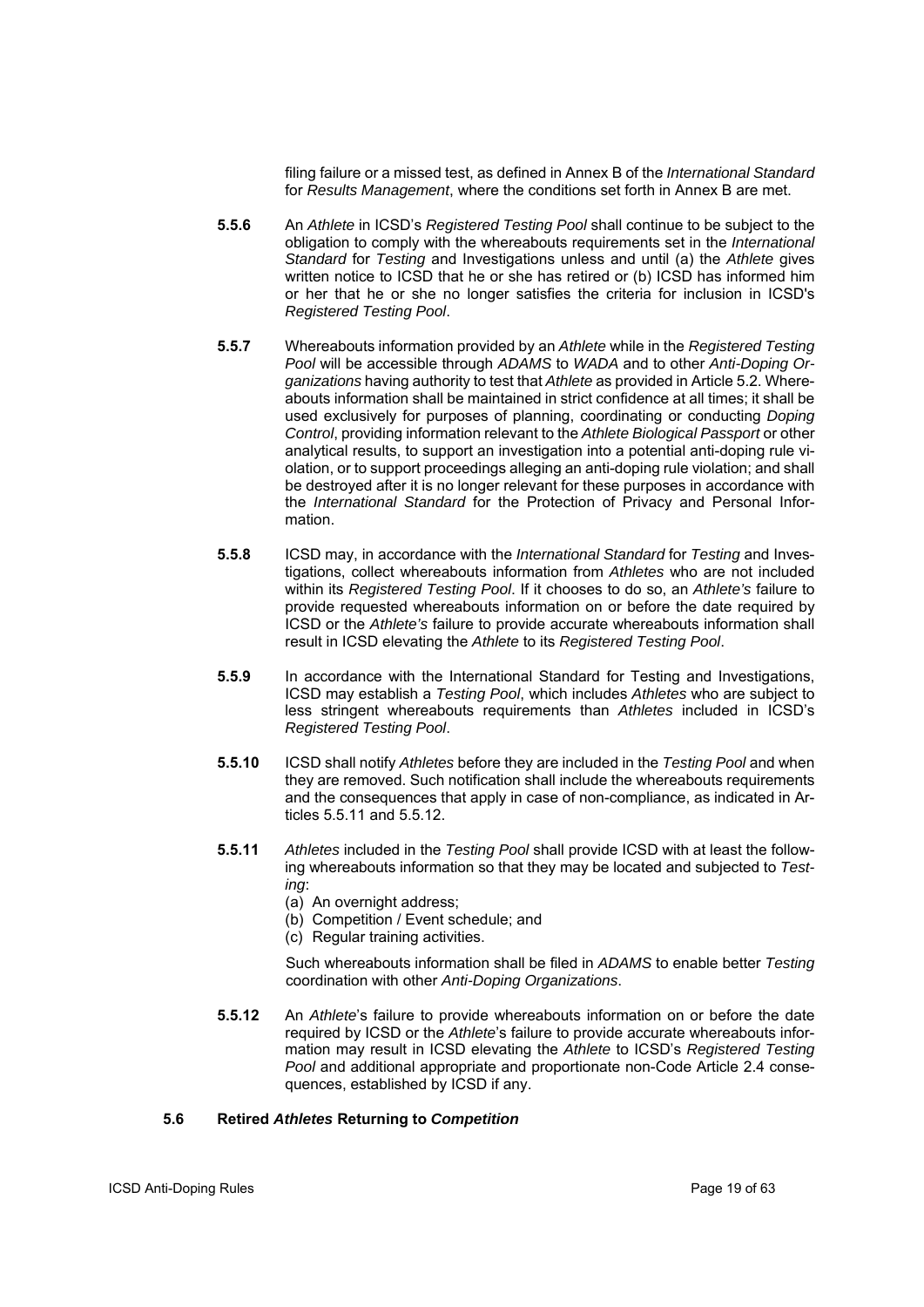filing failure or a missed test, as defined in Annex B of the *International Standard* for *Results Management*, where the conditions set forth in Annex B are met.

**5.5.6** An *Athlete* in ICSD's *Registered Testing Pool* shall continue to be subject to the obligation to comply with the whereabouts requirements set in the *International Standard* for *Testing* and Investigations unless and until (a) the *Athlete* gives written notice to ICSD that he or she has retired or (b) ICSD has informed him or her that he or she no longer satisfies the criteria for inclusion in ICSD's *Registered Testing Pool*.

**5.5.7** Whereabouts information provided by an *Athlete* while in the *Registered Testing Pool* will be accessible through *ADAMS* to *WADA* and to other *Anti-Doping Organizations* having authority to test that *Athlete* as provided in Article 5.2. Whereabouts information shall be maintained in strict confidence at all times; it shall be used exclusively for purposes of planning, coordinating or conducting *Doping Control*, providing information relevant to the *Athlete Biological Passport* or other analytical results, to support an investigation into a potential anti-doping rule violation, or to support proceedings alleging an anti-doping rule violation; and shall be destroyed after it is no longer relevant for these purposes in accordance with the *International Standard* for the Protection of Privacy and Personal Information.

**5.5.8** ICSD may, in accordance with the *International Standard* for *Testing* and Investigations, collect whereabouts information from *Athletes* who are not included within its *Registered Testing Pool*. If it chooses to do so, an *Athlete's* failure to provide requested whereabouts information on or before the date required by ICSD or the *Athlete's* failure to provide accurate whereabouts information shall result in ICSD elevating the *Athlete* to its *Registered Testing Pool*.

**5.5.9** In accordance with the International Standard for Testing and Investigations, ICSD may establish a *Testing Pool*, which includes *Athletes* who are subject to less stringent whereabouts requirements than *Athletes* included in ICSD's *Registered Testing Pool*.

**5.5.10** ICSD shall notify *Athletes* before they are included in the *Testing Pool* and when they are removed. Such notification shall include the whereabouts requirements and the consequences that apply in case of non-compliance, as indicated in Articles 5.5.11 and 5.5.12.

**5.5.11** *Athletes* included in the *Testing Pool* shall provide ICSD with at least the following whereabouts information so that they may be located and subjected to *Testing*:

(a) An overnight address;
(b) Competition / Event schedule; and
(c) Regular training activities.

Such whereabouts information shall be filed in *ADAMS* to enable better *Testing* coordination with other *Anti-Doping Organizations*.

**5.5.12** An *Athlete*'s failure to provide whereabouts information on or before the date required by ICSD or the *Athlete*'s failure to provide accurate whereabouts information may result in ICSD elevating the *Athlete* to ICSD's *Registered Testing Pool* and additional appropriate and proportionate non-Code Article 2.4 consequences, established by ICSD if any.

### 5.6 Retired *Athletes* Returning to *Competition*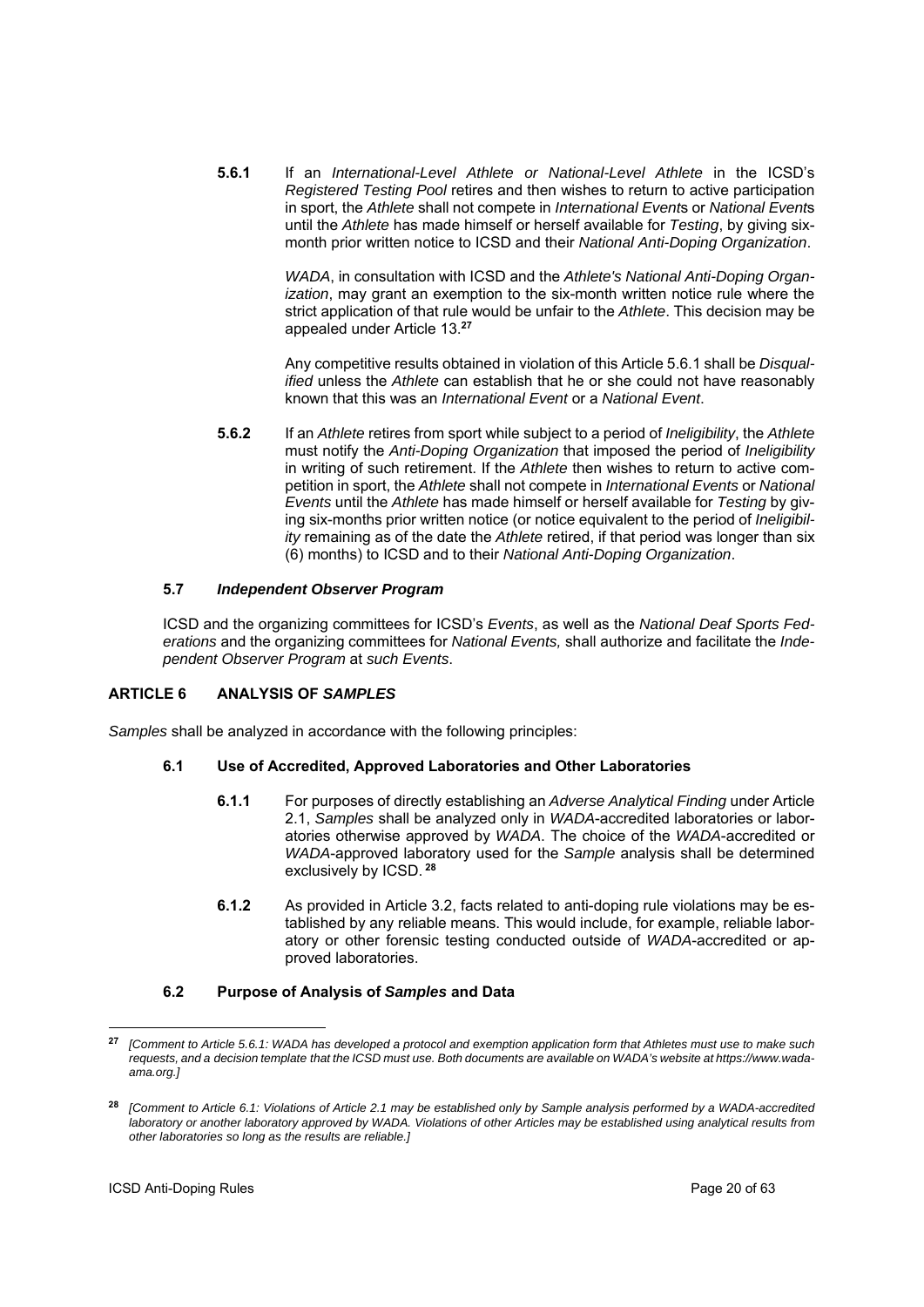**5.6.1** If an *International-Level Athlete or National-Level Athlete* in the ICSD's *Registered Testing Pool* retires and then wishes to return to active participation in sport, the *Athlete* shall not compete in *International Event*s or *National Event*s until the *Athlete* has made himself or herself available for *Testing*, by giving six-month prior written notice to ICSD and their *National Anti-Doping Organization*.

*WADA*, in consultation with ICSD and the *Athlete's National Anti-Doping Organization*, may grant an exemption to the six-month written notice rule where the strict application of that rule would be unfair to the *Athlete*. This decision may be appealed under Article 13.[27]

Any competitive results obtained in violation of this Article 5.6.1 shall be *Disqualified* unless the *Athlete* can establish that he or she could not have reasonably known that this was an *International Event* or a *National Event*.

**5.6.2** If an *Athlete* retires from sport while subject to a period of *Ineligibility*, the *Athlete* must notify the *Anti-Doping Organization* that imposed the period of *Ineligibility* in writing of such retirement. If the *Athlete* then wishes to return to active competition in sport, the *Athlete* shall not compete in *International Events* or *National Events* until the *Athlete* has made himself or herself available for *Testing* by giving six-months prior written notice (or notice equivalent to the period of *Ineligibility* remaining as of the date the *Athlete* retired, if that period was longer than six (6) months) to ICSD and to their *National Anti-Doping Organization*.

### 5.7 *Independent Observer Program*

ICSD and the organizing committees for ICSD's *Events*, as well as the *National Deaf Sports Federations* and the organizing committees for *National Events,* shall authorize and facilitate the *Independent Observer Program* at *such Events*.

## ARTICLE 6 ANALYSIS OF *SAMPLES*

*Samples* shall be analyzed in accordance with the following principles:

### 6.1 Use of Accredited, Approved Laboratories and Other Laboratories

**6.1.1** For purposes of directly establishing an *Adverse Analytical Finding* under Article 2.1, *Samples* shall be analyzed only in *WADA*-accredited laboratories or laboratories otherwise approved by *WADA*. The choice of the *WADA*-accredited or *WADA*-approved laboratory used for the *Sample* analysis shall be determined exclusively by ICSD.[28]

**6.1.2** As provided in Article 3.2, facts related to anti-doping rule violations may be established by any reliable means. This would include, for example, reliable laboratory or other forensic testing conducted outside of *WADA*-accredited or approved laboratories.

### 6.2 Purpose of Analysis of *Samples* and Data

---

[27] *[Comment to Article 5.6.1: WADA has developed a protocol and exemption application form that Athletes must use to make such requests, and a decision template that the ICSD must use. Both documents are available on WADA's website at https://www.wada-ama.org.]*

[28] *[Comment to Article 6.1: Violations of Article 2.1 may be established only by Sample analysis performed by a WADA-accredited laboratory or another laboratory approved by WADA. Violations of other Articles may be established using analytical results from other laboratories so long as the results are reliable.]*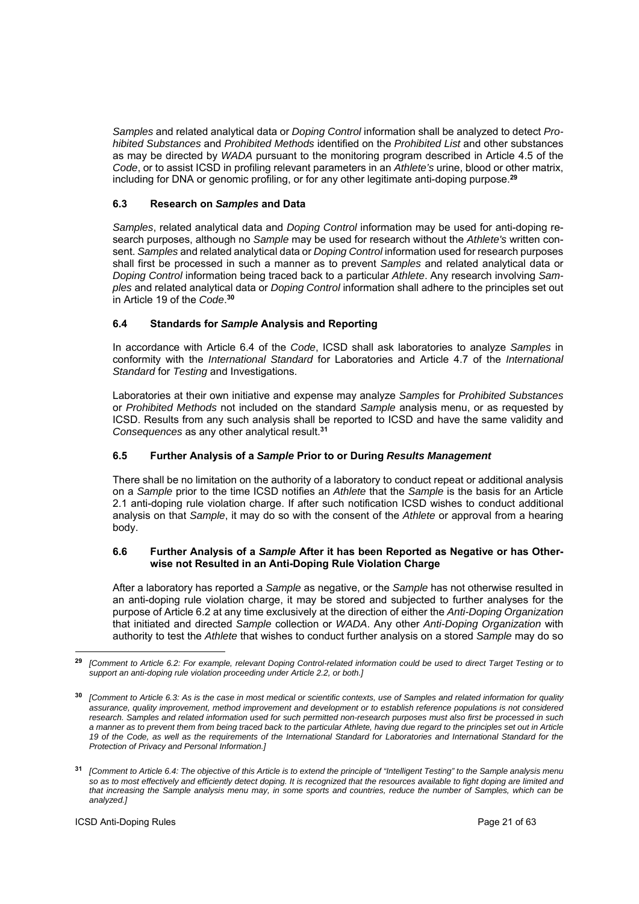*Samples* and related analytical data or *Doping Control* information shall be analyzed to detect *Prohibited Substances* and *Prohibited Methods* identified on the *Prohibited List* and other substances as may be directed by *WADA* pursuant to the monitoring program described in Article 4.5 of the *Code*, or to assist ICSD in profiling relevant parameters in an *Athlete's* urine, blood or other matrix, including for DNA or genomic profiling, or for any other legitimate anti-doping purpose.[29]

### 6.3 Research on *Samples* and Data

*Samples*, related analytical data and *Doping Control* information may be used for anti-doping research purposes, although no *Sample* may be used for research without the *Athlete's* written consent. *Samples* and related analytical data or *Doping Control* information used for research purposes shall first be processed in such a manner as to prevent *Samples* and related analytical data or *Doping Control* information being traced back to a particular *Athlete*. Any research involving *Samples* and related analytical data or *Doping Control* information shall adhere to the principles set out in Article 19 of the *Code*.[30]

### 6.4 Standards for *Sample* Analysis and Reporting

In accordance with Article 6.4 of the *Code*, ICSD shall ask laboratories to analyze *Samples* in conformity with the *International Standard* for Laboratories and Article 4.7 of the *International Standard* for *Testing* and Investigations.

Laboratories at their own initiative and expense may analyze *Samples* for *Prohibited Substances* or *Prohibited Methods* not included on the standard *Sample* analysis menu, or as requested by ICSD. Results from any such analysis shall be reported to ICSD and have the same validity and *Consequences* as any other analytical result.[31]

### 6.5 Further Analysis of a *Sample* Prior to or During *Results Management*

There shall be no limitation on the authority of a laboratory to conduct repeat or additional analysis on a *Sample* prior to the time ICSD notifies an *Athlete* that the *Sample* is the basis for an Article 2.1 anti-doping rule violation charge. If after such notification ICSD wishes to conduct additional analysis on that *Sample*, it may do so with the consent of the *Athlete* or approval from a hearing body.

### 6.6 Further Analysis of a *Sample* After it has been Reported as Negative or has Otherwise not Resulted in an Anti-Doping Rule Violation Charge

After a laboratory has reported a *Sample* as negative, or the *Sample* has not otherwise resulted in an anti-doping rule violation charge, it may be stored and subjected to further analyses for the purpose of Article 6.2 at any time exclusively at the direction of either the *Anti-Doping Organization* that initiated and directed *Sample* collection or *WADA*. Any other *Anti-Doping Organization* with authority to test the *Athlete* that wishes to conduct further analysis on a stored *Sample* may do so

---

[29] *[Comment to Article 6.2: For example, relevant Doping Control-related information could be used to direct Target Testing or to support an anti-doping rule violation proceeding under Article 2.2, or both.]*

[30] *[Comment to Article 6.3: As is the case in most medical or scientific contexts, use of Samples and related information for quality assurance, quality improvement, method improvement and development or to establish reference populations is not considered research. Samples and related information used for such permitted non-research purposes must also first be processed in such a manner as to prevent them from being traced back to the particular Athlete, having due regard to the principles set out in Article 19 of the Code, as well as the requirements of the International Standard for Laboratories and International Standard for the Protection of Privacy and Personal Information.]*

[31] *[Comment to Article 6.4: The objective of this Article is to extend the principle of "Intelligent Testing" to the Sample analysis menu so as to most effectively and efficiently detect doping. It is recognized that the resources available to fight doping are limited and that increasing the Sample analysis menu may, in some sports and countries, reduce the number of Samples, which can be analyzed.]*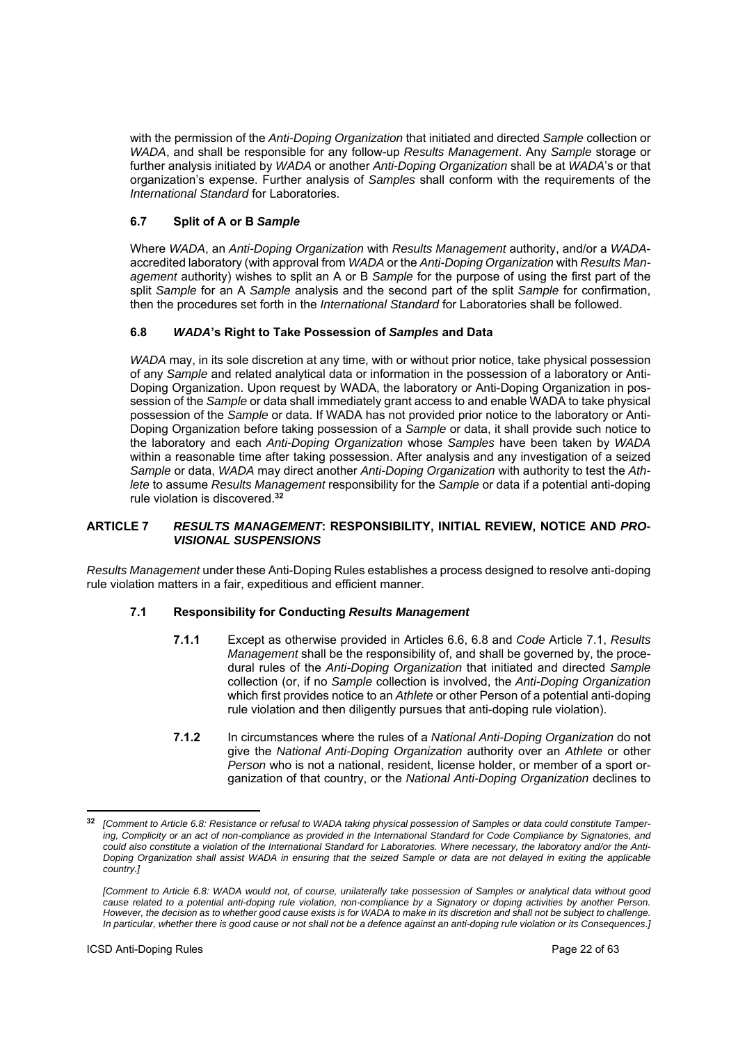with the permission of the *Anti-Doping Organization* that initiated and directed *Sample* collection or *WADA*, and shall be responsible for any follow-up *Results Management*. Any *Sample* storage or further analysis initiated by *WADA* or another *Anti-Doping Organization* shall be at *WADA*'s or that organization's expense. Further analysis of *Samples* shall conform with the requirements of the *International Standard* for Laboratories.

### 6.7 Split of A or B *Sample*

Where *WADA*, an *Anti-Doping Organization* with *Results Management* authority, and/or a *WADA*-accredited laboratory (with approval from *WADA* or the *Anti-Doping Organization* with *Results Management* authority) wishes to split an A or B *Sample* for the purpose of using the first part of the split *Sample* for an A *Sample* analysis and the second part of the split *Sample* for confirmation, then the procedures set forth in the *International Standard* for Laboratories shall be followed.

### 6.8 *WADA*'s Right to Take Possession of *Samples* and Data

*WADA* may, in its sole discretion at any time, with or without prior notice, take physical possession of any *Sample* and related analytical data or information in the possession of a laboratory or Anti-Doping Organization. Upon request by WADA, the laboratory or Anti-Doping Organization in possession of the *Sample* or data shall immediately grant access to and enable WADA to take physical possession of the *Sample* or data. If WADA has not provided prior notice to the laboratory or Anti-Doping Organization before taking possession of a *Sample* or data, it shall provide such notice to the laboratory and each *Anti-Doping Organization* whose *Samples* have been taken by *WADA* within a reasonable time after taking possession. After analysis and any investigation of a seized *Sample* or data, *WADA* may direct another *Anti-Doping Organization* with authority to test the *Athlete* to assume *Results Management* responsibility for the *Sample* or data if a potential anti-doping rule violation is discovered.[32]

## ARTICLE 7 *RESULTS MANAGEMENT*: RESPONSIBILITY, INITIAL REVIEW, NOTICE AND *PROVISIONAL SUSPENSIONS*

*Results Management* under these Anti-Doping Rules establishes a process designed to resolve anti-doping rule violation matters in a fair, expeditious and efficient manner.

### 7.1 Responsibility for Conducting *Results Management*

**7.1.1** Except as otherwise provided in Articles 6.6, 6.8 and *Code* Article 7.1, *Results Management* shall be the responsibility of, and shall be governed by, the procedural rules of the *Anti-Doping Organization* that initiated and directed *Sample* collection (or, if no *Sample* collection is involved, the *Anti-Doping Organization* which first provides notice to an *Athlete* or other Person of a potential anti-doping rule violation and then diligently pursues that anti-doping rule violation).

**7.1.2** In circumstances where the rules of a *National Anti-Doping Organization* do not give the *National Anti-Doping Organization* authority over an *Athlete* or other *Person* who is not a national, resident, license holder, or member of a sport organization of that country, or the *National Anti-Doping Organization* declines to

---

[32] *[Comment to Article 6.8: Resistance or refusal to WADA taking physical possession of Samples or data could constitute Tampering, Complicity or an act of non-compliance as provided in the International Standard for Code Compliance by Signatories, and could also constitute a violation of the International Standard for Laboratories. Where necessary, the laboratory and/or the Anti-Doping Organization shall assist WADA in ensuring that the seized Sample or data are not delayed in exiting the applicable country.]*

*[Comment to Article 6.8: WADA would not, of course, unilaterally take possession of Samples or analytical data without good cause related to a potential anti-doping rule violation, non-compliance by a Signatory or doping activities by another Person. However, the decision as to whether good cause exists is for WADA to make in its discretion and shall not be subject to challenge. In particular, whether there is good cause or not shall not be a defence against an anti-doping rule violation or its Consequences.]*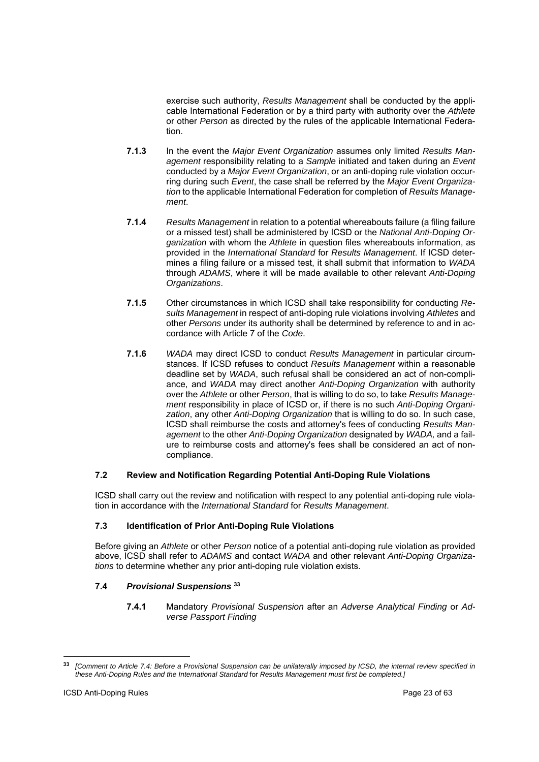exercise such authority, *Results Management* shall be conducted by the applicable International Federation or by a third party with authority over the *Athlete* or other *Person* as directed by the rules of the applicable International Federation.

**7.1.3** In the event the *Major Event Organization* assumes only limited *Results Management* responsibility relating to a *Sample* initiated and taken during an *Event* conducted by a *Major Event Organization*, or an anti-doping rule violation occurring during such *Event*, the case shall be referred by the *Major Event Organization* to the applicable International Federation for completion of *Results Management*.

**7.1.4** *Results Management* in relation to a potential whereabouts failure (a filing failure or a missed test) shall be administered by ICSD or the *National Anti-Doping Organization* with whom the *Athlete* in question files whereabouts information, as provided in the *International Standard* for *Results Management*. If ICSD determines a filing failure or a missed test, it shall submit that information to *WADA* through *ADAMS*, where it will be made available to other relevant *Anti-Doping Organizations*.

**7.1.5** Other circumstances in which ICSD shall take responsibility for conducting *Results Management* in respect of anti-doping rule violations involving *Athletes* and other *Persons* under its authority shall be determined by reference to and in accordance with Article 7 of the *Code*.

**7.1.6** *WADA* may direct ICSD to conduct *Results Management* in particular circumstances. If ICSD refuses to conduct *Results Management* within a reasonable deadline set by *WADA*, such refusal shall be considered an act of non-compliance, and *WADA* may direct another *Anti-Doping Organization* with authority over the *Athlete* or other *Person*, that is willing to do so, to take *Results Management* responsibility in place of ICSD or, if there is no such *Anti-Doping Organization*, any other *Anti-Doping Organization* that is willing to do so. In such case, ICSD shall reimburse the costs and attorney's fees of conducting *Results Management* to the other *Anti-Doping Organization* designated by *WADA,* and a failure to reimburse costs and attorney's fees shall be considered an act of non-compliance.

### 7.2 Review and Notification Regarding Potential Anti-Doping Rule Violations

ICSD shall carry out the review and notification with respect to any potential anti-doping rule violation in accordance with the *International Standard* for *Results Management*.

### 7.3 Identification of Prior Anti-Doping Rule Violations

Before giving an *Athlete* or other *Person* notice of a potential anti-doping rule violation as provided above, ICSD shall refer to *ADAMS* and contact *WADA* and other relevant *Anti-Doping Organizations* to determine whether any prior anti-doping rule violation exists.

### 7.4 *Provisional Suspensions* [33]

**7.4.1** Mandatory *Provisional Suspension* after an *Adverse Analytical Finding* or *Adverse Passport Finding*

---

[33] *[Comment to Article 7.4: Before a Provisional Suspension can be unilaterally imposed by ICSD, the internal review specified in these Anti-Doping Rules and the International Standard* for *Results Management must first be completed.]*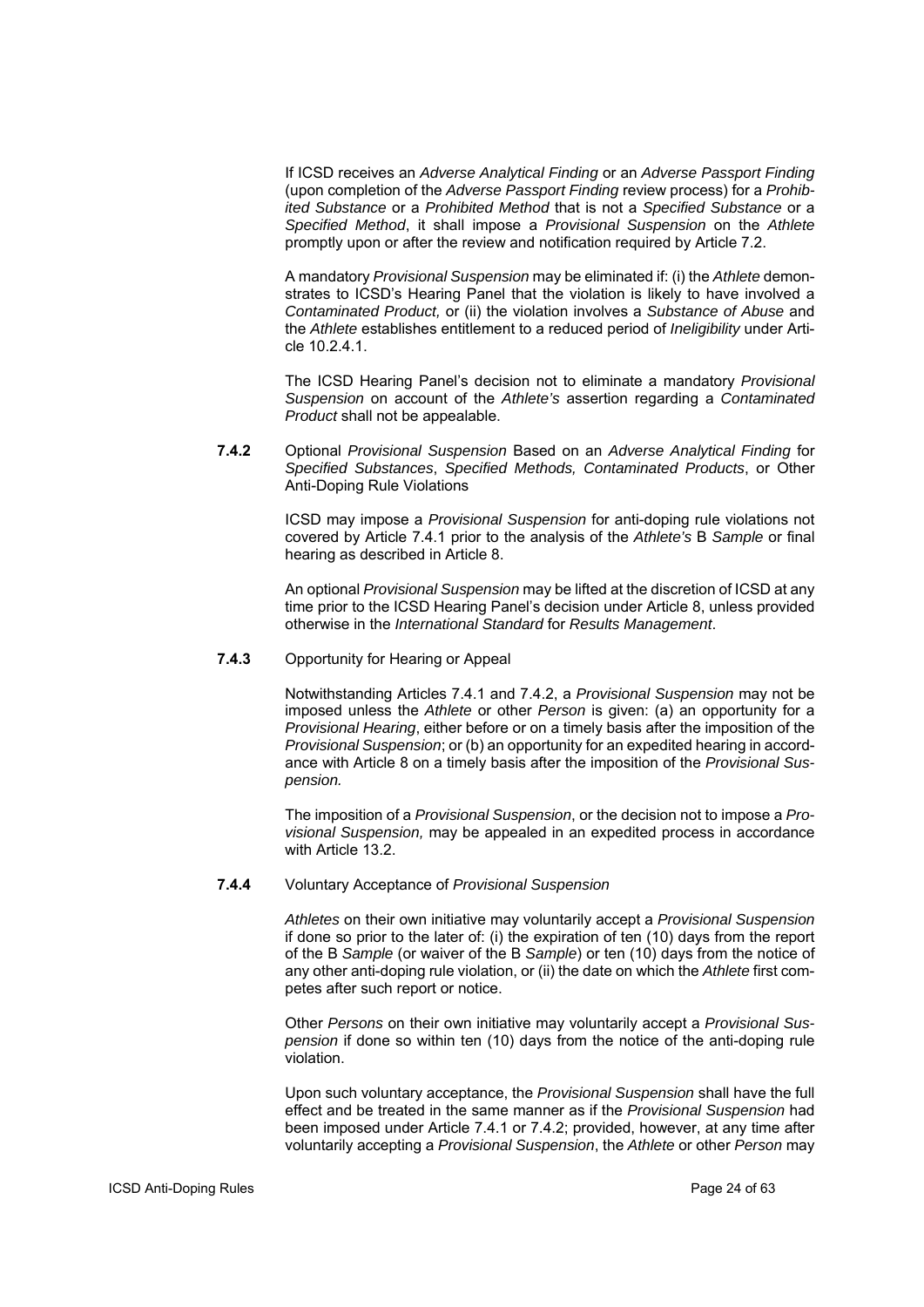If ICSD receives an *Adverse Analytical Finding* or an *Adverse Passport Finding* (upon completion of the *Adverse Passport Finding* review process) for a *Prohibited Substance* or a *Prohibited Method* that is not a *Specified Substance* or a *Specified Method*, it shall impose a *Provisional Suspension* on the *Athlete* promptly upon or after the review and notification required by Article 7.2.

A mandatory *Provisional Suspension* may be eliminated if: (i) the *Athlete* demonstrates to ICSD's Hearing Panel that the violation is likely to have involved a *Contaminated Product,* or (ii) the violation involves a *Substance of Abuse* and the *Athlete* establishes entitlement to a reduced period of *Ineligibility* under Article 10.2.4.1.

The ICSD Hearing Panel's decision not to eliminate a mandatory *Provisional Suspension* on account of the *Athlete's* assertion regarding a *Contaminated Product* shall not be appealable.

**7.4.2** Optional *Provisional Suspension* Based on an *Adverse Analytical Finding* for *Specified Substances*, *Specified Methods, Contaminated Products*, or Other Anti-Doping Rule Violations

ICSD may impose a *Provisional Suspension* for anti-doping rule violations not covered by Article 7.4.1 prior to the analysis of the *Athlete's* B *Sample* or final hearing as described in Article 8.

An optional *Provisional Suspension* may be lifted at the discretion of ICSD at any time prior to the ICSD Hearing Panel's decision under Article 8, unless provided otherwise in the *International Standard* for *Results Management*.

**7.4.3** Opportunity for Hearing or Appeal

Notwithstanding Articles 7.4.1 and 7.4.2, a *Provisional Suspension* may not be imposed unless the *Athlete* or other *Person* is given: (a) an opportunity for a *Provisional Hearing*, either before or on a timely basis after the imposition of the *Provisional Suspension*; or (b) an opportunity for an expedited hearing in accordance with Article 8 on a timely basis after the imposition of the *Provisional Suspension.*

The imposition of a *Provisional Suspension*, or the decision not to impose a *Provisional Suspension,* may be appealed in an expedited process in accordance with Article 13.2.

**7.4.4** Voluntary Acceptance of *Provisional Suspension*

*Athletes* on their own initiative may voluntarily accept a *Provisional Suspension* if done so prior to the later of: (i) the expiration of ten (10) days from the report of the B *Sample* (or waiver of the B *Sample*) or ten (10) days from the notice of any other anti-doping rule violation, or (ii) the date on which the *Athlete* first competes after such report or notice.

Other *Persons* on their own initiative may voluntarily accept a *Provisional Suspension* if done so within ten (10) days from the notice of the anti-doping rule violation.

Upon such voluntary acceptance, the *Provisional Suspension* shall have the full effect and be treated in the same manner as if the *Provisional Suspension* had been imposed under Article 7.4.1 or 7.4.2; provided, however, at any time after voluntarily accepting a *Provisional Suspension*, the *Athlete* or other *Person* may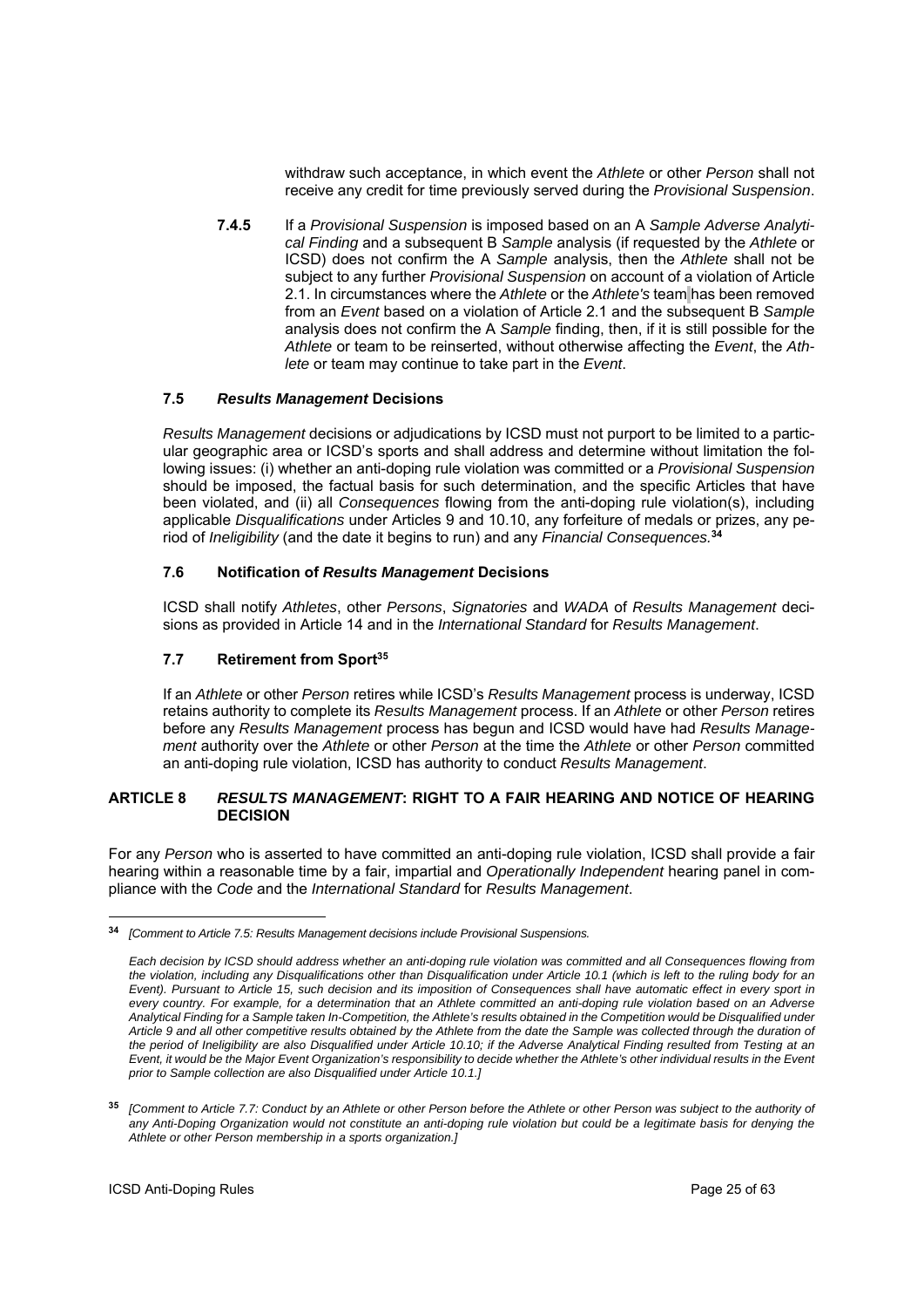withdraw such acceptance, in which event the *Athlete* or other *Person* shall not receive any credit for time previously served during the *Provisional Suspension*.

**7.4.5** If a *Provisional Suspension* is imposed based on an A *Sample Adverse Analytical Finding* and a subsequent B *Sample* analysis (if requested by the *Athlete* or ICSD) does not confirm the A *Sample* analysis, then the *Athlete* shall not be subject to any further *Provisional Suspension* on account of a violation of Article 2.1. In circumstances where the *Athlete* or the *Athlete's* team has been removed from an *Event* based on a violation of Article 2.1 and the subsequent B *Sample* analysis does not confirm the A *Sample* finding, then, if it is still possible for the *Athlete* or team to be reinserted, without otherwise affecting the *Event*, the *Athlete* or team may continue to take part in the *Event*.

### 7.5 *Results Management* Decisions

*Results Management* decisions or adjudications by ICSD must not purport to be limited to a particular geographic area or ICSD's sports and shall address and determine without limitation the following issues: (i) whether an anti-doping rule violation was committed or a *Provisional Suspension* should be imposed, the factual basis for such determination, and the specific Articles that have been violated, and (ii) all *Consequences* flowing from the anti-doping rule violation(s), including applicable *Disqualifications* under Articles 9 and 10.10, any forfeiture of medals or prizes, any period of *Ineligibility* (and the date it begins to run) and any *Financial Consequences.*[34]

### 7.6 Notification of *Results Management* Decisions

ICSD shall notify *Athletes*, other *Persons*, *Signatories* and *WADA* of *Results Management* decisions as provided in Article 14 and in the *International Standard* for *Results Management*.

### 7.7 Retirement from Sport[35]

If an *Athlete* or other *Person* retires while ICSD's *Results Management* process is underway, ICSD retains authority to complete its *Results Management* process. If an *Athlete* or other *Person* retires before any *Results Management* process has begun and ICSD would have had *Results Management* authority over the *Athlete* or other *Person* at the time the *Athlete* or other *Person* committed an anti-doping rule violation, ICSD has authority to conduct *Results Management*.

## ARTICLE 8 *RESULTS MANAGEMENT*: RIGHT TO A FAIR HEARING AND NOTICE OF HEARING DECISION

For any *Person* who is asserted to have committed an anti-doping rule violation, ICSD shall provide a fair hearing within a reasonable time by a fair, impartial and *Operationally Independent* hearing panel in compliance with the *Code* and the *International Standard* for *Results Management*.

---

[34] *[Comment to Article 7.5: Results Management decisions include Provisional Suspensions.*

*Each decision by ICSD should address whether an anti-doping rule violation was committed and all Consequences flowing from the violation, including any Disqualifications other than Disqualification under Article 10.1 (which is left to the ruling body for an Event). Pursuant to Article 15, such decision and its imposition of Consequences shall have automatic effect in every sport in every country. For example, for a determination that an Athlete committed an anti-doping rule violation based on an Adverse Analytical Finding for a Sample taken In-Competition, the Athlete's results obtained in the Competition would be Disqualified under Article 9 and all other competitive results obtained by the Athlete from the date the Sample was collected through the duration of the period of Ineligibility are also Disqualified under Article 10.10; if the Adverse Analytical Finding resulted from Testing at an Event, it would be the Major Event Organization's responsibility to decide whether the Athlete's other individual results in the Event prior to Sample collection are also Disqualified under Article 10.1.]*

[35] *[Comment to Article 7.7: Conduct by an Athlete or other Person before the Athlete or other Person was subject to the authority of any Anti-Doping Organization would not constitute an anti-doping rule violation but could be a legitimate basis for denying the Athlete or other Person membership in a sports organization.]*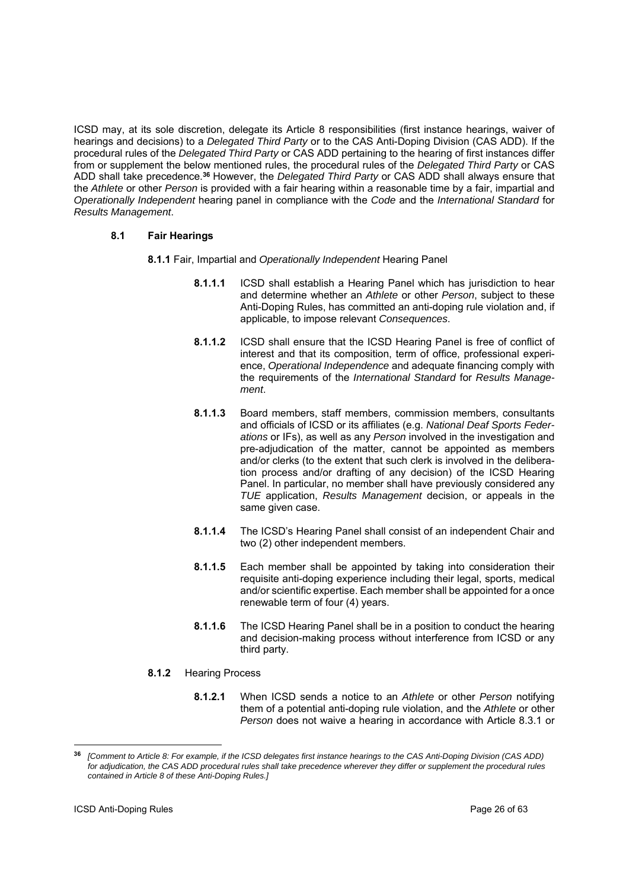ICSD may, at its sole discretion, delegate its Article 8 responsibilities (first instance hearings, waiver of hearings and decisions) to a *Delegated Third Party* or to the CAS Anti-Doping Division (CAS ADD). If the procedural rules of the *Delegated Third Party* or CAS ADD pertaining to the hearing of first instances differ from or supplement the below mentioned rules, the procedural rules of the *Delegated Third Party* or CAS ADD shall take precedence.[36] However, the *Delegated Third Party* or CAS ADD shall always ensure that the *Athlete* or other *Person* is provided with a fair hearing within a reasonable time by a fair, impartial and *Operationally Independent* hearing panel in compliance with the *Code* and the *International Standard* for *Results Management*.

### 8.1 Fair Hearings

**8.1.1** Fair, Impartial and *Operationally Independent* Hearing Panel

**8.1.1.1** ICSD shall establish a Hearing Panel which has jurisdiction to hear and determine whether an *Athlete* or other *Person*, subject to these Anti-Doping Rules, has committed an anti-doping rule violation and, if applicable, to impose relevant *Consequences*.

**8.1.1.2** ICSD shall ensure that the ICSD Hearing Panel is free of conflict of interest and that its composition, term of office, professional experience, *Operational Independence* and adequate financing comply with the requirements of the *International Standard* for *Results Management*.

**8.1.1.3** Board members, staff members, commission members, consultants and officials of ICSD or its affiliates (e.g. *National Deaf Sports Federations* or IFs), as well as any *Person* involved in the investigation and pre-adjudication of the matter, cannot be appointed as members and/or clerks (to the extent that such clerk is involved in the deliberation process and/or drafting of any decision) of the ICSD Hearing Panel. In particular, no member shall have previously considered any *TUE* application, *Results Management* decision, or appeals in the same given case.

**8.1.1.4** The ICSD's Hearing Panel shall consist of an independent Chair and two (2) other independent members.

**8.1.1.5** Each member shall be appointed by taking into consideration their requisite anti-doping experience including their legal, sports, medical and/or scientific expertise. Each member shall be appointed for a once renewable term of four (4) years.

**8.1.1.6** The ICSD Hearing Panel shall be in a position to conduct the hearing and decision-making process without interference from ICSD or any third party.

**8.1.2** Hearing Process

**8.1.2.1** When ICSD sends a notice to an *Athlete* or other *Person* notifying them of a potential anti-doping rule violation, and the *Athlete* or other *Person* does not waive a hearing in accordance with Article 8.3.1 or

[36] *[Comment to Article 8: For example, if the ICSD delegates first instance hearings to the CAS Anti-Doping Division (CAS ADD) for adjudication, the CAS ADD procedural rules shall take precedence wherever they differ or supplement the procedural rules contained in Article 8 of these Anti-Doping Rules.]*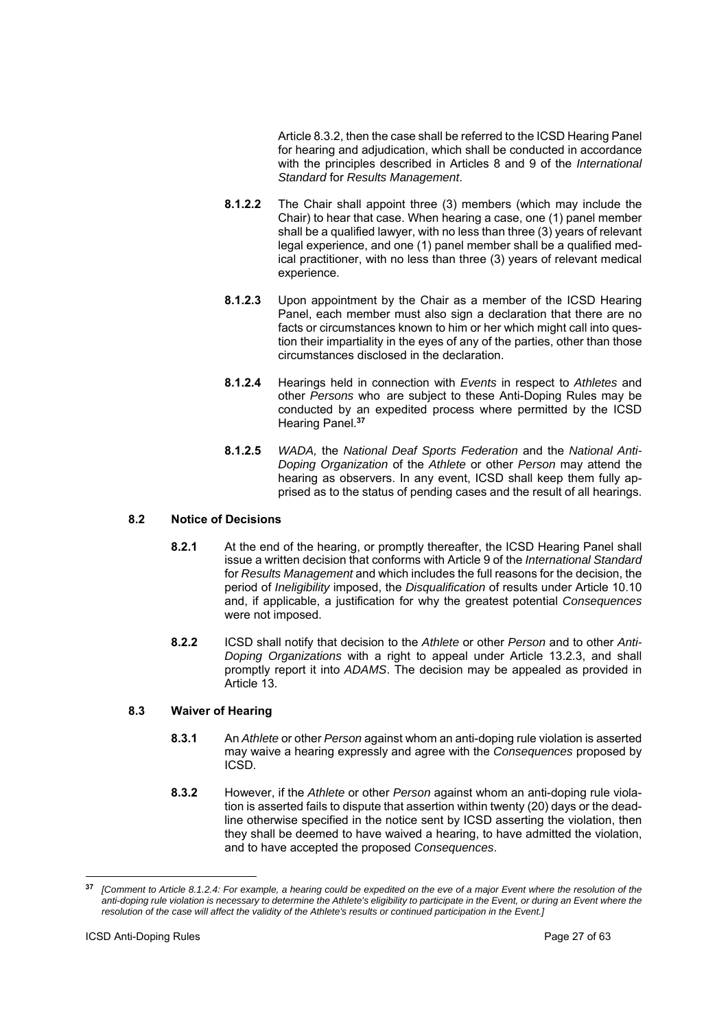Article 8.3.2, then the case shall be referred to the ICSD Hearing Panel for hearing and adjudication, which shall be conducted in accordance with the principles described in Articles 8 and 9 of the *International Standard* for *Results Management*.

**8.1.2.2** The Chair shall appoint three (3) members (which may include the Chair) to hear that case. When hearing a case, one (1) panel member shall be a qualified lawyer, with no less than three (3) years of relevant legal experience, and one (1) panel member shall be a qualified medical practitioner, with no less than three (3) years of relevant medical experience.

**8.1.2.3** Upon appointment by the Chair as a member of the ICSD Hearing Panel, each member must also sign a declaration that there are no facts or circumstances known to him or her which might call into question their impartiality in the eyes of any of the parties, other than those circumstances disclosed in the declaration.

**8.1.2.4** Hearings held in connection with *Events* in respect to *Athletes* and other *Persons* who are subject to these Anti-Doping Rules may be conducted by an expedited process where permitted by the ICSD Hearing Panel.[37]

**8.1.2.5** *WADA,* the *National Deaf Sports Federation* and the *National Anti-Doping Organization* of the *Athlete* or other *Person* may attend the hearing as observers. In any event, ICSD shall keep them fully apprised as to the status of pending cases and the result of all hearings.

### 8.2 Notice of Decisions

**8.2.1** At the end of the hearing, or promptly thereafter, the ICSD Hearing Panel shall issue a written decision that conforms with Article 9 of the *International Standard* for *Results Management* and which includes the full reasons for the decision, the period of *Ineligibility* imposed, the *Disqualification* of results under Article 10.10 and, if applicable, a justification for why the greatest potential *Consequences* were not imposed.

**8.2.2** ICSD shall notify that decision to the *Athlete* or other *Person* and to other *Anti-Doping Organizations* with a right to appeal under Article 13.2.3, and shall promptly report it into *ADAMS*. The decision may be appealed as provided in Article 13.

### 8.3 Waiver of Hearing

**8.3.1** An *Athlete* or other *Person* against whom an anti-doping rule violation is asserted may waive a hearing expressly and agree with the *Consequences* proposed by ICSD.

**8.3.2** However, if the *Athlete* or other *Person* against whom an anti-doping rule violation is asserted fails to dispute that assertion within twenty (20) days or the deadline otherwise specified in the notice sent by ICSD asserting the violation, then they shall be deemed to have waived a hearing, to have admitted the violation, and to have accepted the proposed *Consequences*.

---

[37] *[Comment to Article 8.1.2.4: For example, a hearing could be expedited on the eve of a major Event where the resolution of the anti-doping rule violation is necessary to determine the Athlete's eligibility to participate in the Event, or during an Event where the resolution of the case will affect the validity of the Athlete's results or continued participation in the Event.]*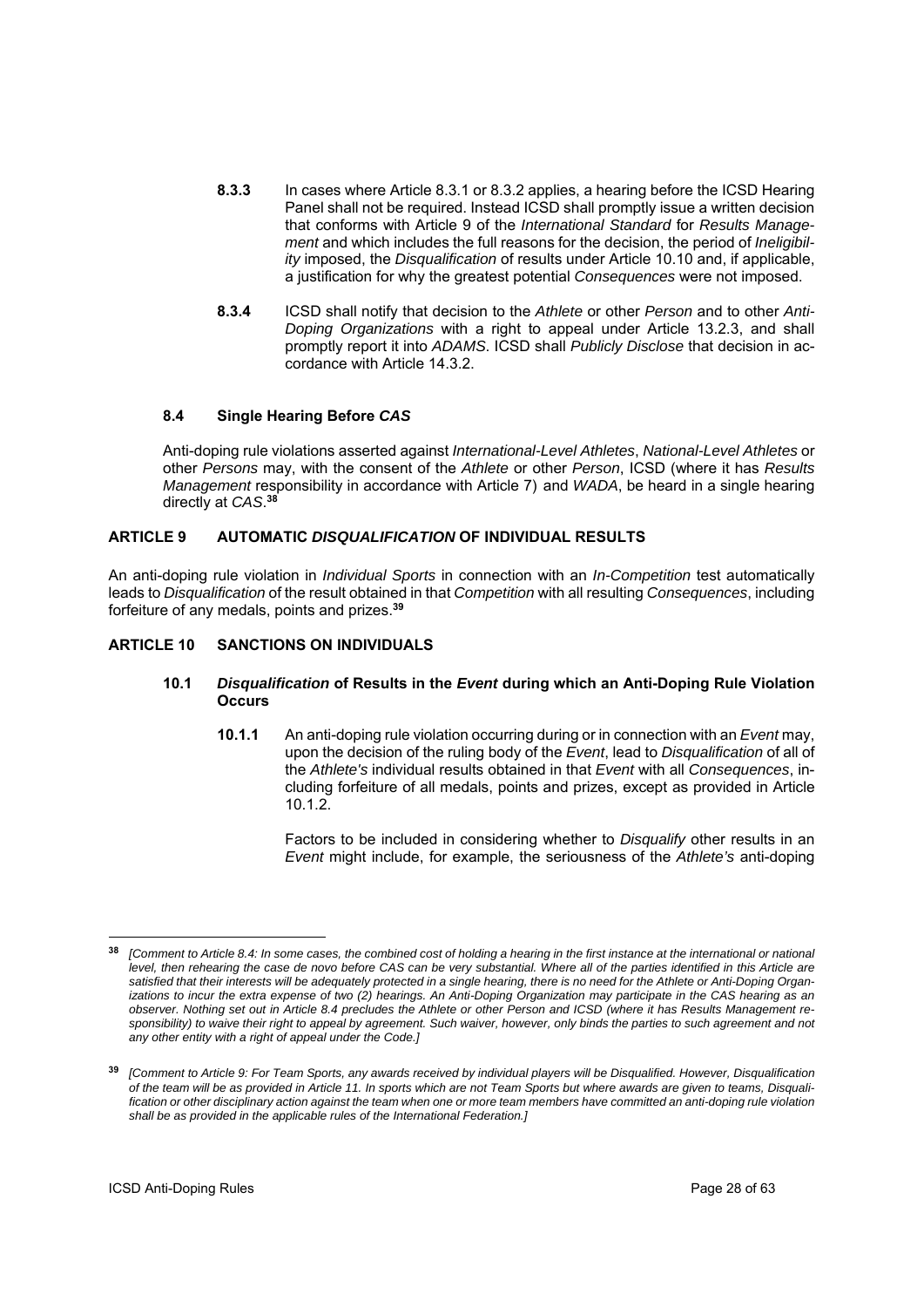**8.3.3** In cases where Article 8.3.1 or 8.3.2 applies, a hearing before the ICSD Hearing Panel shall not be required. Instead ICSD shall promptly issue a written decision that conforms with Article 9 of the *International Standard* for *Results Management* and which includes the full reasons for the decision, the period of *Ineligibility* imposed, the *Disqualification* of results under Article 10.10 and, if applicable, a justification for why the greatest potential *Consequences* were not imposed.

**8.3.4** ICSD shall notify that decision to the *Athlete* or other *Person* and to other *Anti-Doping Organizations* with a right to appeal under Article 13.2.3, and shall promptly report it into *ADAMS*. ICSD shall *Publicly Disclose* that decision in accordance with Article 14.3.2.

### 8.4 Single Hearing Before *CAS*

Anti-doping rule violations asserted against *International-Level Athletes*, *National-Level Athletes* or other *Persons* may, with the consent of the *Athlete* or other *Person*, ICSD (where it has *Results Management* responsibility in accordance with Article 7) and *WADA*, be heard in a single hearing directly at *CAS*.[38]

## ARTICLE 9 AUTOMATIC *DISQUALIFICATION* OF INDIVIDUAL RESULTS

An anti-doping rule violation in *Individual Sports* in connection with an *In-Competition* test automatically leads to *Disqualification* of the result obtained in that *Competition* with all resulting *Consequences*, including forfeiture of any medals, points and prizes.[39]

## ARTICLE 10 SANCTIONS ON INDIVIDUALS

### 10.1 *Disqualification* of Results in the *Event* during which an Anti-Doping Rule Violation Occurs

**10.1.1** An anti-doping rule violation occurring during or in connection with an *Event* may, upon the decision of the ruling body of the *Event*, lead to *Disqualification* of all of the *Athlete's* individual results obtained in that *Event* with all *Consequences*, including forfeiture of all medals, points and prizes, except as provided in Article 10.1.2.

Factors to be included in considering whether to *Disqualify* other results in an *Event* might include, for example, the seriousness of the *Athlete's* anti-doping

---

[38] *[Comment to Article 8.4: In some cases, the combined cost of holding a hearing in the first instance at the international or national level, then rehearing the case de novo before CAS can be very substantial. Where all of the parties identified in this Article are satisfied that their interests will be adequately protected in a single hearing, there is no need for the Athlete or Anti-Doping Organizations to incur the extra expense of two (2) hearings. An Anti-Doping Organization may participate in the CAS hearing as an observer. Nothing set out in Article 8.4 precludes the Athlete or other Person and ICSD (where it has Results Management responsibility) to waive their right to appeal by agreement. Such waiver, however, only binds the parties to such agreement and not any other entity with a right of appeal under the Code.]*

[39] *[Comment to Article 9: For Team Sports, any awards received by individual players will be Disqualified. However, Disqualification of the team will be as provided in Article 11. In sports which are not Team Sports but where awards are given to teams, Disqualification or other disciplinary action against the team when one or more team members have committed an anti-doping rule violation shall be as provided in the applicable rules of the International Federation.]*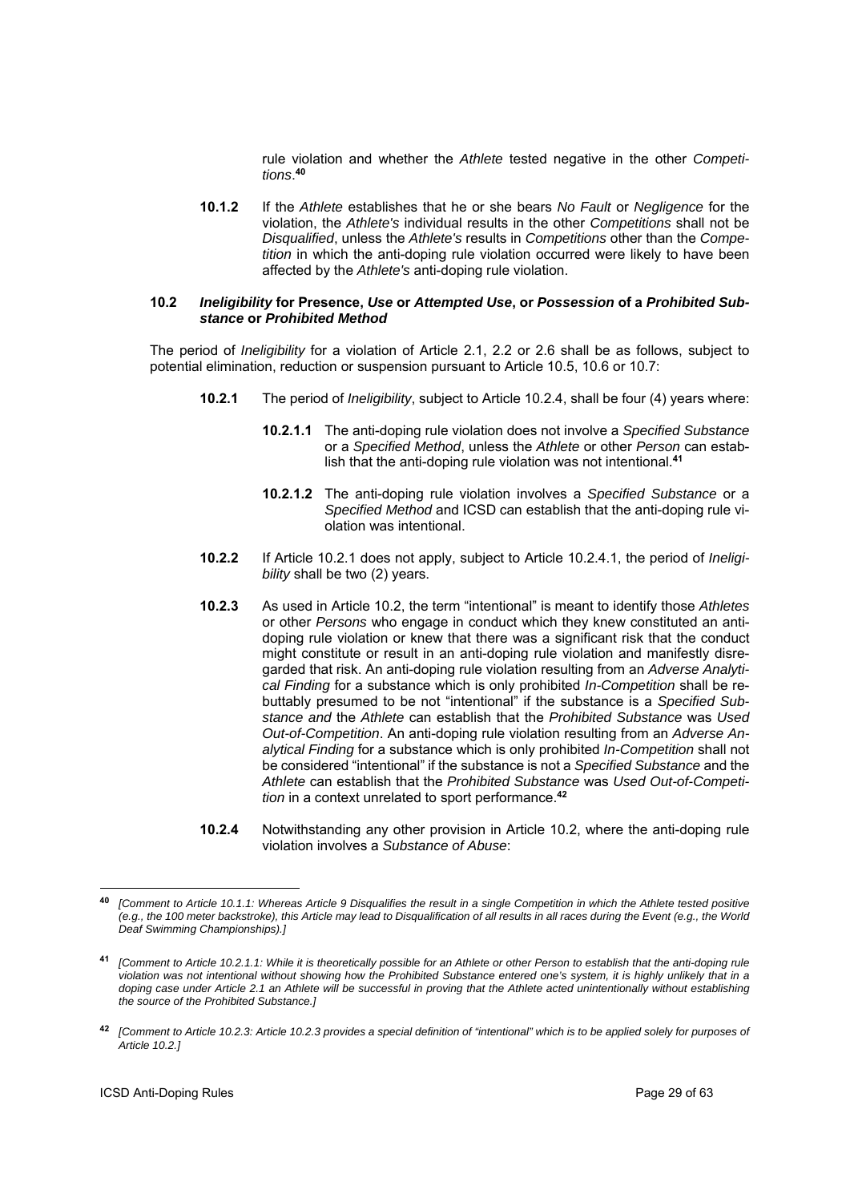rule violation and whether the *Athlete* tested negative in the other *Competitions*.[40]

**10.1.2** If the *Athlete* establishes that he or she bears *No Fault* or *Negligence* for the violation, the *Athlete's* individual results in the other *Competitions* shall not be *Disqualified*, unless the *Athlete's* results in *Competitions* other than the *Competition* in which the anti-doping rule violation occurred were likely to have been affected by the *Athlete's* anti-doping rule violation.

### 10.2 *Ineligibility* for Presence, *Use* or *Attempted Use*, or *Possession* of a *Prohibited Substance* or *Prohibited Method*

The period of *Ineligibility* for a violation of Article 2.1, 2.2 or 2.6 shall be as follows, subject to potential elimination, reduction or suspension pursuant to Article 10.5, 10.6 or 10.7:

**10.2.1** The period of *Ineligibility*, subject to Article 10.2.4, shall be four (4) years where:

**10.2.1.1** The anti-doping rule violation does not involve a *Specified Substance* or a *Specified Method*, unless the *Athlete* or other *Person* can establish that the anti-doping rule violation was not intentional.[41]

**10.2.1.2** The anti-doping rule violation involves a *Specified Substance* or a *Specified Method* and ICSD can establish that the anti-doping rule violation was intentional.

**10.2.2** If Article 10.2.1 does not apply, subject to Article 10.2.4.1, the period of *Ineligibility* shall be two (2) years.

**10.2.3** As used in Article 10.2, the term "intentional" is meant to identify those *Athletes* or other *Persons* who engage in conduct which they knew constituted an anti-doping rule violation or knew that there was a significant risk that the conduct might constitute or result in an anti-doping rule violation and manifestly disregarded that risk. An anti-doping rule violation resulting from an *Adverse Analytical Finding* for a substance which is only prohibited *In-Competition* shall be rebuttably presumed to be not "intentional" if the substance is a *Specified Substance and* the *Athlete* can establish that the *Prohibited Substance* was *Used Out-of-Competition*. An anti-doping rule violation resulting from an *Adverse Analytical Finding* for a substance which is only prohibited *In-Competition* shall not be considered "intentional" if the substance is not a *Specified Substance* and the *Athlete* can establish that the *Prohibited Substance* was *Used Out-of-Competition* in a context unrelated to sport performance.[42]

**10.2.4** Notwithstanding any other provision in Article 10.2, where the anti-doping rule violation involves a *Substance of Abuse*:

---

[40] *[Comment to Article 10.1.1: Whereas Article 9 Disqualifies the result in a single Competition in which the Athlete tested positive (e.g., the 100 meter backstroke), this Article may lead to Disqualification of all results in all races during the Event (e.g., the World Deaf Swimming Championships).]*

[41] *[Comment to Article 10.2.1.1: While it is theoretically possible for an Athlete or other Person to establish that the anti-doping rule violation was not intentional without showing how the Prohibited Substance entered one's system, it is highly unlikely that in a doping case under Article 2.1 an Athlete will be successful in proving that the Athlete acted unintentionally without establishing the source of the Prohibited Substance.]*

[42] *[Comment to Article 10.2.3: Article 10.2.3 provides a special definition of "intentional" which is to be applied solely for purposes of Article 10.2.]*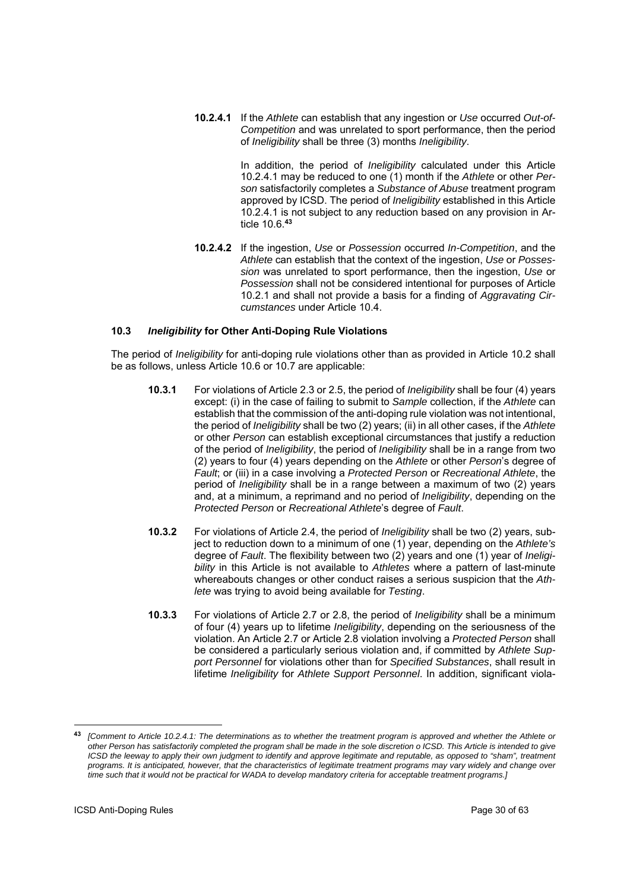**10.2.4.1** If the *Athlete* can establish that any ingestion or *Use* occurred *Out-of-Competition* and was unrelated to sport performance, then the period of *Ineligibility* shall be three (3) months *Ineligibility*.

In addition, the period of *Ineligibility* calculated under this Article 10.2.4.1 may be reduced to one (1) month if the *Athlete* or other *Person* satisfactorily completes a *Substance of Abuse* treatment program approved by ICSD. The period of *Ineligibility* established in this Article 10.2.4.1 is not subject to any reduction based on any provision in Article 10.6.[43]

**10.2.4.2** If the ingestion, *Use* or *Possession* occurred *In-Competition*, and the *Athlete* can establish that the context of the ingestion, *Use* or *Possession* was unrelated to sport performance, then the ingestion, *Use* or *Possession* shall not be considered intentional for purposes of Article 10.2.1 and shall not provide a basis for a finding of *Aggravating Circumstances* under Article 10.4.

### 10.3 *Ineligibility* for Other Anti-Doping Rule Violations

The period of *Ineligibility* for anti-doping rule violations other than as provided in Article 10.2 shall be as follows, unless Article 10.6 or 10.7 are applicable:

**10.3.1** For violations of Article 2.3 or 2.5, the period of *Ineligibility* shall be four (4) years except: (i) in the case of failing to submit to *Sample* collection, if the *Athlete* can establish that the commission of the anti-doping rule violation was not intentional, the period of *Ineligibility* shall be two (2) years; (ii) in all other cases, if the *Athlete* or other *Person* can establish exceptional circumstances that justify a reduction of the period of *Ineligibility*, the period of *Ineligibility* shall be in a range from two (2) years to four (4) years depending on the *Athlete* or other *Person*'s degree of *Fault*; or (iii) in a case involving a *Protected Person* or *Recreational Athlete*, the period of *Ineligibility* shall be in a range between a maximum of two (2) years and, at a minimum, a reprimand and no period of *Ineligibility*, depending on the *Protected Person* or *Recreational Athlete*'s degree of *Fault*.

**10.3.2** For violations of Article 2.4, the period of *Ineligibility* shall be two (2) years, subject to reduction down to a minimum of one (1) year, depending on the *Athlete's* degree of *Fault*. The flexibility between two (2) years and one (1) year of *Ineligibility* in this Article is not available to *Athletes* where a pattern of last-minute whereabouts changes or other conduct raises a serious suspicion that the *Athlete* was trying to avoid being available for *Testing*.

**10.3.3** For violations of Article 2.7 or 2.8, the period of *Ineligibility* shall be a minimum of four (4) years up to lifetime *Ineligibility*, depending on the seriousness of the violation. An Article 2.7 or Article 2.8 violation involving a *Protected Person* shall be considered a particularly serious violation and, if committed by *Athlete Support Personnel* for violations other than for *Specified Substances*, shall result in lifetime *Ineligibility* for *Athlete Support Personnel*. In addition, significant viola-

---

[43] *[Comment to Article 10.2.4.1: The determinations as to whether the treatment program is approved and whether the Athlete or other Person has satisfactorily completed the program shall be made in the sole discretion o ICSD. This Article is intended to give ICSD the leeway to apply their own judgment to identify and approve legitimate and reputable, as opposed to "sham", treatment programs. It is anticipated, however, that the characteristics of legitimate treatment programs may vary widely and change over time such that it would not be practical for WADA to develop mandatory criteria for acceptable treatment programs.]*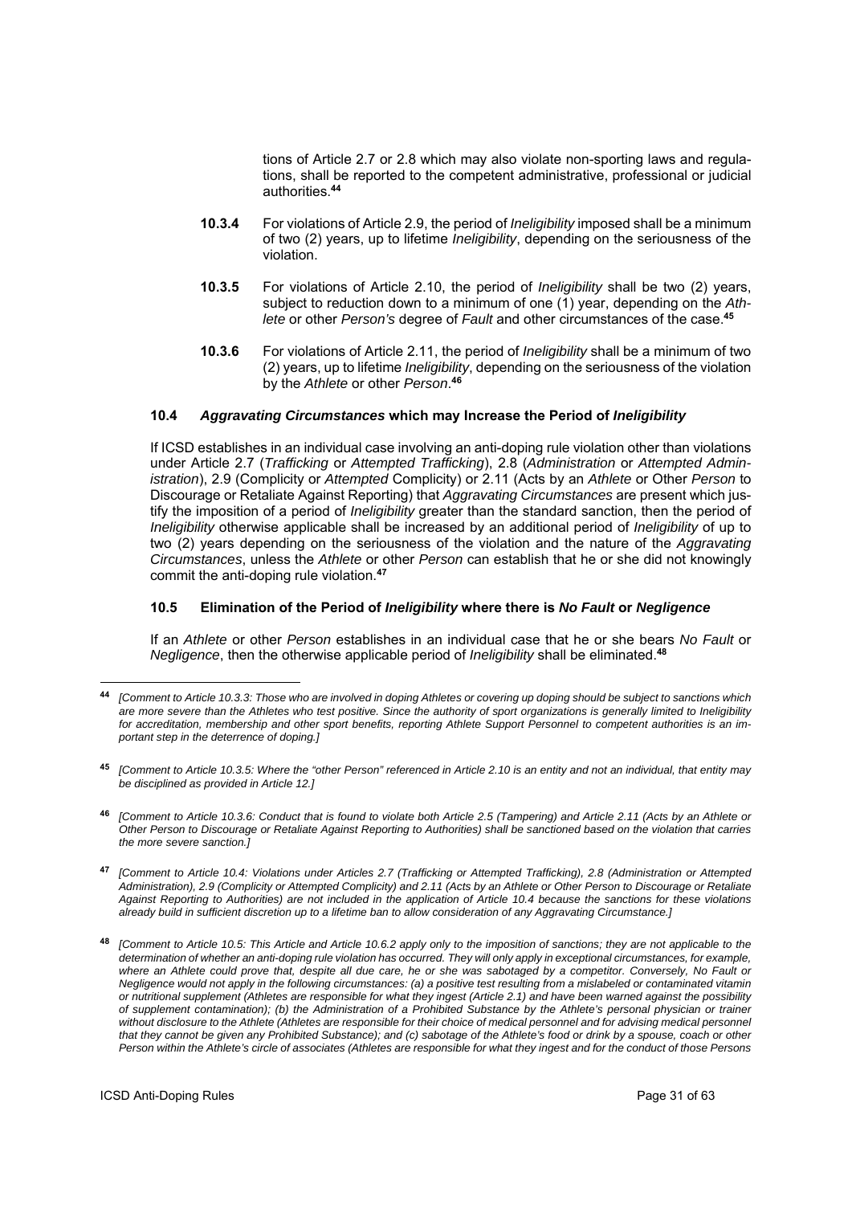tions of Article 2.7 or 2.8 which may also violate non-sporting laws and regulations, shall be reported to the competent administrative, professional or judicial authorities.[44]

**10.3.4** For violations of Article 2.9, the period of *Ineligibility* imposed shall be a minimum of two (2) years, up to lifetime *Ineligibility*, depending on the seriousness of the violation.

**10.3.5** For violations of Article 2.10, the period of *Ineligibility* shall be two (2) years, subject to reduction down to a minimum of one (1) year, depending on the *Athlete* or other *Person's* degree of *Fault* and other circumstances of the case.[45]

**10.3.6** For violations of Article 2.11, the period of *Ineligibility* shall be a minimum of two (2) years, up to lifetime *Ineligibility*, depending on the seriousness of the violation by the *Athlete* or other *Person*.[46]

### 10.4 *Aggravating Circumstances* which may Increase the Period of *Ineligibility*

If ICSD establishes in an individual case involving an anti-doping rule violation other than violations under Article 2.7 (*Trafficking* or *Attempted Trafficking*), 2.8 (*Administration* or *Attempted Administration*), 2.9 (Complicity or *Attempted* Complicity) or 2.11 (Acts by an *Athlete* or Other *Person* to Discourage or Retaliate Against Reporting) that *Aggravating Circumstances* are present which justify the imposition of a period of *Ineligibility* greater than the standard sanction, then the period of *Ineligibility* otherwise applicable shall be increased by an additional period of *Ineligibility* of up to two (2) years depending on the seriousness of the violation and the nature of the *Aggravating Circumstances*, unless the *Athlete* or other *Person* can establish that he or she did not knowingly commit the anti-doping rule violation.[47]

### 10.5 Elimination of the Period of *Ineligibility* where there is *No Fault* or *Negligence*

If an *Athlete* or other *Person* establishes in an individual case that he or she bears *No Fault* or *Negligence*, then the otherwise applicable period of *Ineligibility* shall be eliminated.[48]

---

[44] *[Comment to Article 10.3.3: Those who are involved in doping Athletes or covering up doping should be subject to sanctions which are more severe than the Athletes who test positive. Since the authority of sport organizations is generally limited to Ineligibility for accreditation, membership and other sport benefits, reporting Athlete Support Personnel to competent authorities is an important step in the deterrence of doping.]*

[45] *[Comment to Article 10.3.5: Where the "other Person" referenced in Article 2.10 is an entity and not an individual, that entity may be disciplined as provided in Article 12.]*

[46] *[Comment to Article 10.3.6: Conduct that is found to violate both Article 2.5 (Tampering) and Article 2.11 (Acts by an Athlete or Other Person to Discourage or Retaliate Against Reporting to Authorities) shall be sanctioned based on the violation that carries the more severe sanction.]*

[47] *[Comment to Article 10.4: Violations under Articles 2.7 (Trafficking or Attempted Trafficking), 2.8 (Administration or Attempted Administration), 2.9 (Complicity or Attempted Complicity) and 2.11 (Acts by an Athlete or Other Person to Discourage or Retaliate Against Reporting to Authorities) are not included in the application of Article 10.4 because the sanctions for these violations already build in sufficient discretion up to a lifetime ban to allow consideration of any Aggravating Circumstance.]*

[48] *[Comment to Article 10.5: This Article and Article 10.6.2 apply only to the imposition of sanctions; they are not applicable to the determination of whether an anti-doping rule violation has occurred. They will only apply in exceptional circumstances, for example, where an Athlete could prove that, despite all due care, he or she was sabotaged by a competitor. Conversely, No Fault or Negligence would not apply in the following circumstances: (a) a positive test resulting from a mislabeled or contaminated vitamin or nutritional supplement (Athletes are responsible for what they ingest (Article 2.1) and have been warned against the possibility of supplement contamination); (b) the Administration of a Prohibited Substance by the Athlete's personal physician or trainer without disclosure to the Athlete (Athletes are responsible for their choice of medical personnel and for advising medical personnel that they cannot be given any Prohibited Substance); and (c) sabotage of the Athlete's food or drink by a spouse, coach or other Person within the Athlete's circle of associates (Athletes are responsible for what they ingest and for the conduct of those Persons*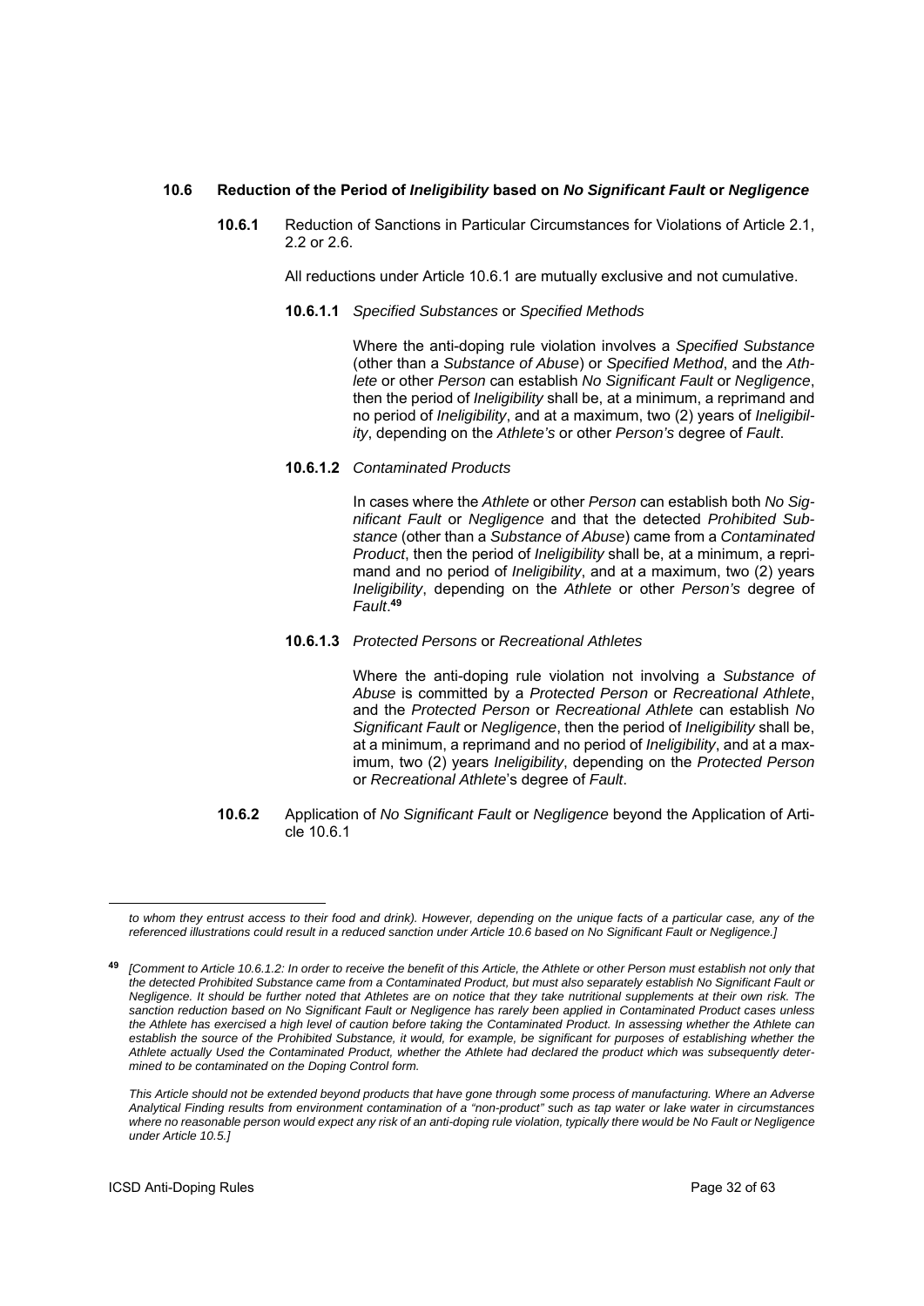### 10.6 Reduction of the Period of *Ineligibility* based on *No Significant Fault* or *Negligence*

**10.6.1** Reduction of Sanctions in Particular Circumstances for Violations of Article 2.1, 2.2 or 2.6.

All reductions under Article 10.6.1 are mutually exclusive and not cumulative.

**10.6.1.1** *Specified Substances* or *Specified Methods*

Where the anti-doping rule violation involves a *Specified Substance* (other than a *Substance of Abuse*) or *Specified Method*, and the *Athlete* or other *Person* can establish *No Significant Fault* or *Negligence*, then the period of *Ineligibility* shall be, at a minimum, a reprimand and no period of *Ineligibility*, and at a maximum, two (2) years of *Ineligibility*, depending on the *Athlete's* or other *Person's* degree of *Fault*.

**10.6.1.2** *Contaminated Products*

In cases where the *Athlete* or other *Person* can establish both *No Significant Fault* or *Negligence* and that the detected *Prohibited Substance* (other than a *Substance of Abuse*) came from a *Contaminated Product*, then the period of *Ineligibility* shall be, at a minimum, a reprimand and no period of *Ineligibility*, and at a maximum, two (2) years *Ineligibility*, depending on the *Athlete* or other *Person's* degree of *Fault*.[49]

**10.6.1.3** *Protected Persons* or *Recreational Athletes*

Where the anti-doping rule violation not involving a *Substance of Abuse* is committed by a *Protected Person* or *Recreational Athlete*, and the *Protected Person* or *Recreational Athlete* can establish *No Significant Fault* or *Negligence*, then the period of *Ineligibility* shall be, at a minimum, a reprimand and no period of *Ineligibility*, and at a maximum, two (2) years *Ineligibility*, depending on the *Protected Person* or *Recreational Athlete*'s degree of *Fault*.

**10.6.2** Application of *No Significant Fault* or *Negligence* beyond the Application of Article 10.6.1

---

*to whom they entrust access to their food and drink). However, depending on the unique facts of a particular case, any of the referenced illustrations could result in a reduced sanction under Article 10.6 based on No Significant Fault or Negligence.]*

[49] *[Comment to Article 10.6.1.2: In order to receive the benefit of this Article, the Athlete or other Person must establish not only that the detected Prohibited Substance came from a Contaminated Product, but must also separately establish No Significant Fault or Negligence. It should be further noted that Athletes are on notice that they take nutritional supplements at their own risk. The sanction reduction based on No Significant Fault or Negligence has rarely been applied in Contaminated Product cases unless the Athlete has exercised a high level of caution before taking the Contaminated Product. In assessing whether the Athlete can establish the source of the Prohibited Substance, it would, for example, be significant for purposes of establishing whether the Athlete actually Used the Contaminated Product, whether the Athlete had declared the product which was subsequently determined to be contaminated on the Doping Control form.*

*This Article should not be extended beyond products that have gone through some process of manufacturing. Where an Adverse Analytical Finding results from environment contamination of a "non-product" such as tap water or lake water in circumstances where no reasonable person would expect any risk of an anti-doping rule violation, typically there would be No Fault or Negligence under Article 10.5.]*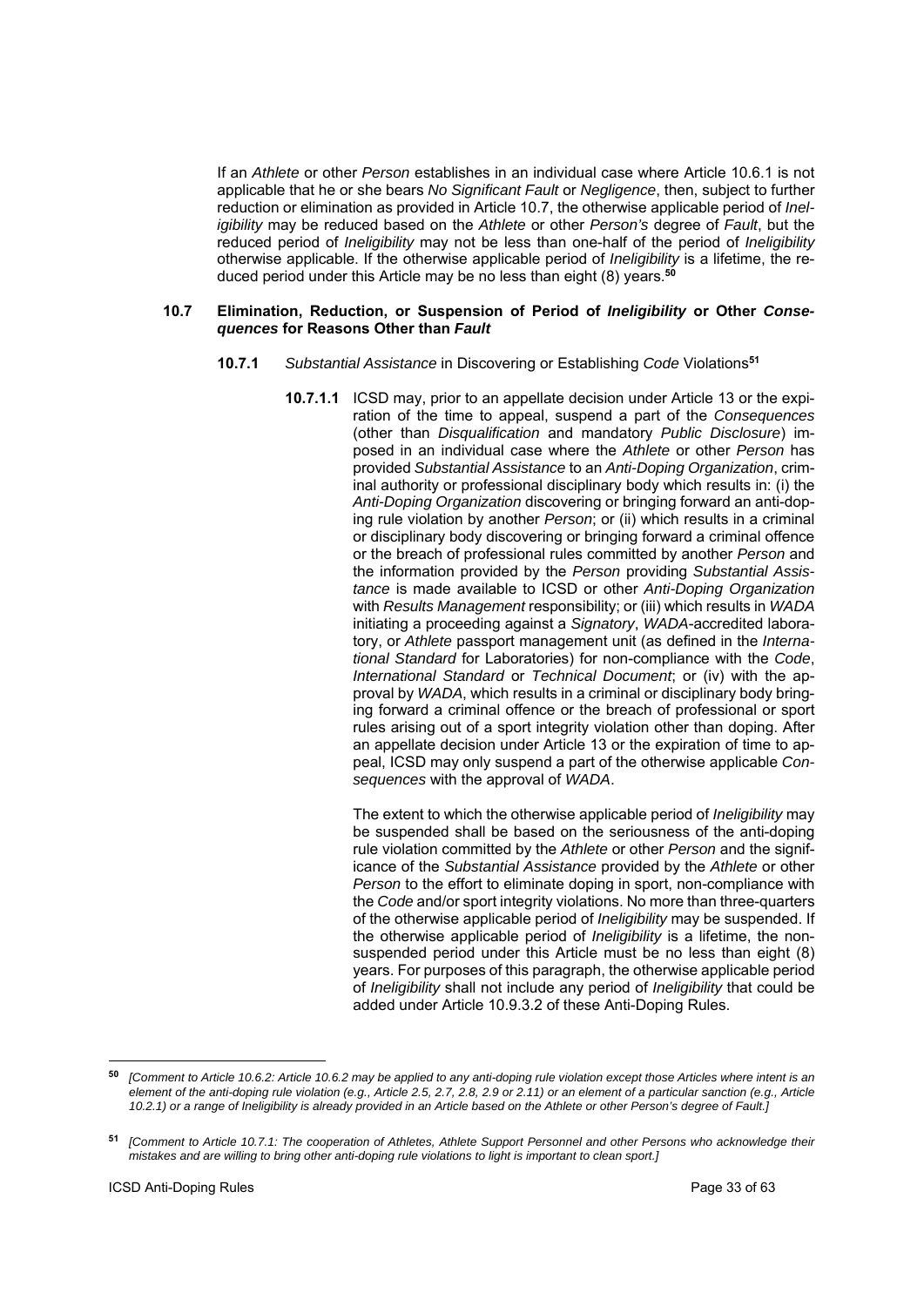If an *Athlete* or other *Person* establishes in an individual case where Article 10.6.1 is not applicable that he or she bears *No Significant Fault* or *Negligence*, then, subject to further reduction or elimination as provided in Article 10.7, the otherwise applicable period of *Ineligibility* may be reduced based on the *Athlete* or other *Person's* degree of *Fault*, but the reduced period of *Ineligibility* may not be less than one-half of the period of *Ineligibility* otherwise applicable. If the otherwise applicable period of *Ineligibility* is a lifetime, the reduced period under this Article may be no less than eight (8) years.[50]

### 10.7 Elimination, Reduction, or Suspension of Period of *Ineligibility* or Other *Consequences* for Reasons Other than *Fault*

**10.7.1** *Substantial Assistance* in Discovering or Establishing *Code* Violations[51]

**10.7.1.1** ICSD may, prior to an appellate decision under Article 13 or the expiration of the time to appeal, suspend a part of the *Consequences* (other than *Disqualification* and mandatory *Public Disclosure*) imposed in an individual case where the *Athlete* or other *Person* has provided *Substantial Assistance* to an *Anti-Doping Organization*, criminal authority or professional disciplinary body which results in: (i) the *Anti-Doping Organization* discovering or bringing forward an anti-doping rule violation by another *Person*; or (ii) which results in a criminal or disciplinary body discovering or bringing forward a criminal offence or the breach of professional rules committed by another *Person* and the information provided by the *Person* providing *Substantial Assistance* is made available to ICSD or other *Anti-Doping Organization* with *Results Management* responsibility; or (iii) which results in *WADA* initiating a proceeding against a *Signatory*, *WADA*-accredited laboratory, or *Athlete* passport management unit (as defined in the *International Standard* for Laboratories) for non-compliance with the *Code*, *International Standard* or *Technical Document*; or (iv) with the approval by *WADA*, which results in a criminal or disciplinary body bringing forward a criminal offence or the breach of professional or sport rules arising out of a sport integrity violation other than doping. After an appellate decision under Article 13 or the expiration of time to appeal, ICSD may only suspend a part of the otherwise applicable *Consequences* with the approval of *WADA*.

The extent to which the otherwise applicable period of *Ineligibility* may be suspended shall be based on the seriousness of the anti-doping rule violation committed by the *Athlete* or other *Person* and the significance of the *Substantial Assistance* provided by the *Athlete* or other *Person* to the effort to eliminate doping in sport, non-compliance with the *Code* and/or sport integrity violations. No more than three-quarters of the otherwise applicable period of *Ineligibility* may be suspended. If the otherwise applicable period of *Ineligibility* is a lifetime, the non-suspended period under this Article must be no less than eight (8) years. For purposes of this paragraph, the otherwise applicable period of *Ineligibility* shall not include any period of *Ineligibility* that could be added under Article 10.9.3.2 of these Anti-Doping Rules.

---

[50] *[Comment to Article 10.6.2: Article 10.6.2 may be applied to any anti-doping rule violation except those Articles where intent is an element of the anti-doping rule violation (e.g., Article 2.5, 2.7, 2.8, 2.9 or 2.11) or an element of a particular sanction (e.g., Article 10.2.1) or a range of Ineligibility is already provided in an Article based on the Athlete or other Person's degree of Fault.]*

[51] *[Comment to Article 10.7.1: The cooperation of Athletes, Athlete Support Personnel and other Persons who acknowledge their mistakes and are willing to bring other anti-doping rule violations to light is important to clean sport.]*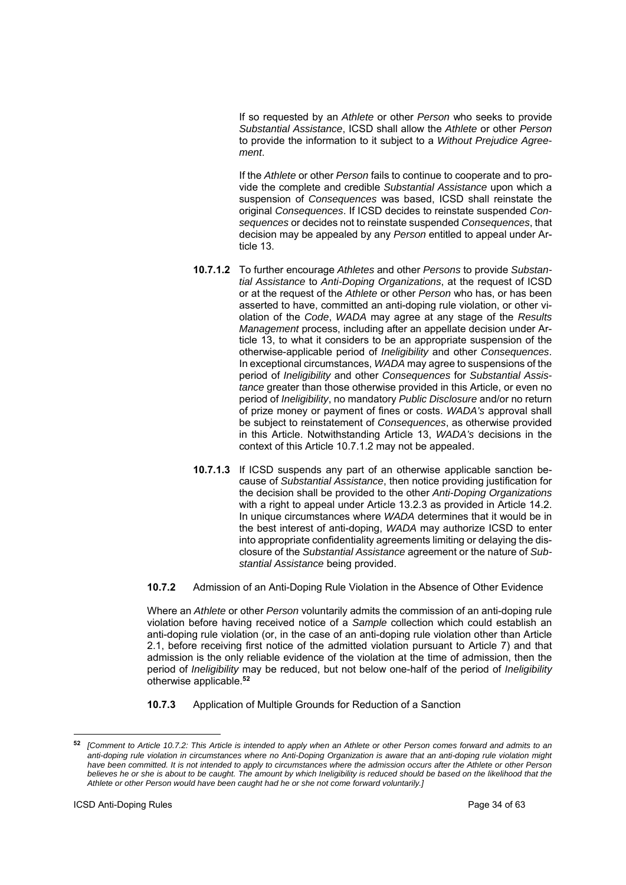If so requested by an *Athlete* or other *Person* who seeks to provide *Substantial Assistance*, ICSD shall allow the *Athlete* or other *Person* to provide the information to it subject to a *Without Prejudice Agreement*.

If the *Athlete* or other *Person* fails to continue to cooperate and to provide the complete and credible *Substantial Assistance* upon which a suspension of *Consequences* was based, ICSD shall reinstate the original *Consequences*. If ICSD decides to reinstate suspended *Consequences* or decides not to reinstate suspended *Consequences*, that decision may be appealed by any *Person* entitled to appeal under Article 13.

**10.7.1.2** To further encourage *Athletes* and other *Persons* to provide *Substantial Assistance* to *Anti-Doping Organizations*, at the request of ICSD or at the request of the *Athlete* or other *Person* who has, or has been asserted to have, committed an anti-doping rule violation, or other violation of the *Code*, *WADA* may agree at any stage of the *Results Management* process, including after an appellate decision under Article 13, to what it considers to be an appropriate suspension of the otherwise-applicable period of *Ineligibility* and other *Consequences*. In exceptional circumstances, *WADA* may agree to suspensions of the period of *Ineligibility* and other *Consequences* for *Substantial Assistance* greater than those otherwise provided in this Article, or even no period of *Ineligibility*, no mandatory *Public Disclosure* and/or no return of prize money or payment of fines or costs. *WADA's* approval shall be subject to reinstatement of *Consequences*, as otherwise provided in this Article. Notwithstanding Article 13, *WADA's* decisions in the context of this Article 10.7.1.2 may not be appealed.

**10.7.1.3** If ICSD suspends any part of an otherwise applicable sanction because of *Substantial Assistance*, then notice providing justification for the decision shall be provided to the other *Anti-Doping Organizations* with a right to appeal under Article 13.2.3 as provided in Article 14.2. In unique circumstances where *WADA* determines that it would be in the best interest of anti-doping, *WADA* may authorize ICSD to enter into appropriate confidentiality agreements limiting or delaying the disclosure of the *Substantial Assistance* agreement or the nature of *Substantial Assistance* being provided.

**10.7.2** Admission of an Anti-Doping Rule Violation in the Absence of Other Evidence

Where an *Athlete* or other *Person* voluntarily admits the commission of an anti-doping rule violation before having received notice of a *Sample* collection which could establish an anti-doping rule violation (or, in the case of an anti-doping rule violation other than Article 2.1, before receiving first notice of the admitted violation pursuant to Article 7) and that admission is the only reliable evidence of the violation at the time of admission, then the period of *Ineligibility* may be reduced, but not below one-half of the period of *Ineligibility* otherwise applicable.[52]

**10.7.3** Application of Multiple Grounds for Reduction of a Sanction

---

[52] *[Comment to Article 10.7.2: This Article is intended to apply when an Athlete or other Person comes forward and admits to an anti-doping rule violation in circumstances where no Anti-Doping Organization is aware that an anti-doping rule violation might have been committed. It is not intended to apply to circumstances where the admission occurs after the Athlete or other Person believes he or she is about to be caught. The amount by which Ineligibility is reduced should be based on the likelihood that the Athlete or other Person would have been caught had he or she not come forward voluntarily.]*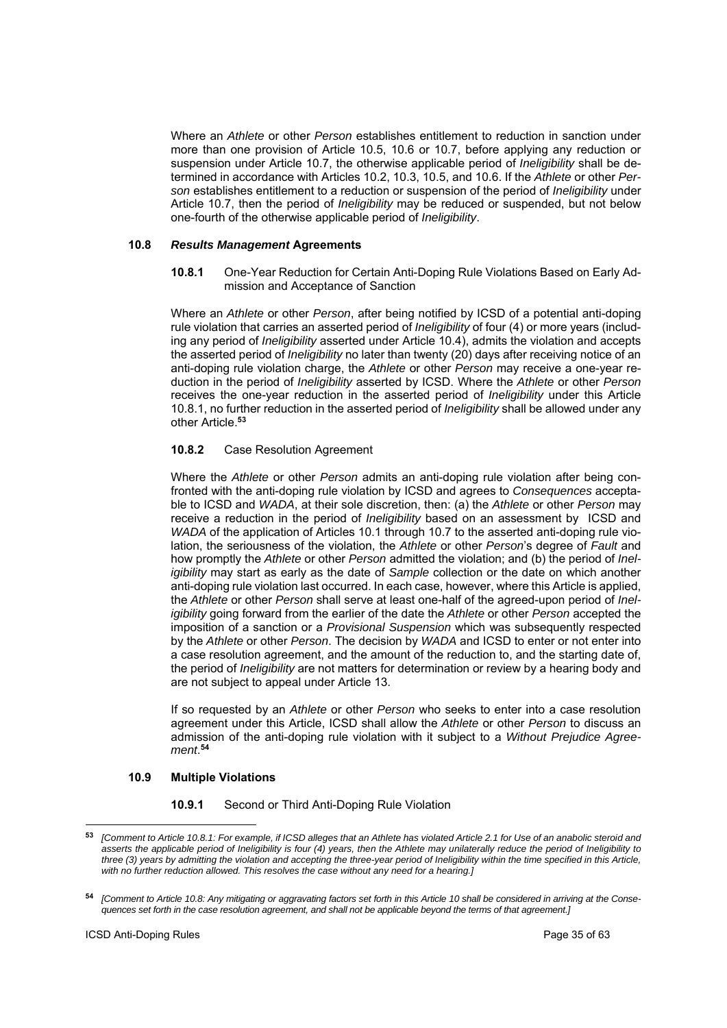Where an *Athlete* or other *Person* establishes entitlement to reduction in sanction under more than one provision of Article 10.5, 10.6 or 10.7, before applying any reduction or suspension under Article 10.7, the otherwise applicable period of *Ineligibility* shall be determined in accordance with Articles 10.2, 10.3, 10.5, and 10.6. If the *Athlete* or other *Person* establishes entitlement to a reduction or suspension of the period of *Ineligibility* under Article 10.7, then the period of *Ineligibility* may be reduced or suspended, but not below one-fourth of the otherwise applicable period of *Ineligibility*.

### 10.8 *Results Management* Agreements

**10.8.1** One-Year Reduction for Certain Anti-Doping Rule Violations Based on Early Admission and Acceptance of Sanction

Where an *Athlete* or other *Person*, after being notified by ICSD of a potential anti-doping rule violation that carries an asserted period of *Ineligibility* of four (4) or more years (including any period of *Ineligibility* asserted under Article 10.4), admits the violation and accepts the asserted period of *Ineligibility* no later than twenty (20) days after receiving notice of an anti-doping rule violation charge, the *Athlete* or other *Person* may receive a one-year reduction in the period of *Ineligibility* asserted by ICSD. Where the *Athlete* or other *Person* receives the one-year reduction in the asserted period of *Ineligibility* under this Article 10.8.1, no further reduction in the asserted period of *Ineligibility* shall be allowed under any other Article.[53]

**10.8.2** Case Resolution Agreement

Where the *Athlete* or other *Person* admits an anti-doping rule violation after being confronted with the anti-doping rule violation by ICSD and agrees to *Consequences* acceptable to ICSD and *WADA*, at their sole discretion, then: (a) the *Athlete* or other *Person* may receive a reduction in the period of *Ineligibility* based on an assessment by ICSD and *WADA* of the application of Articles 10.1 through 10.7 to the asserted anti-doping rule violation, the seriousness of the violation, the *Athlete* or other *Person*'s degree of *Fault* and how promptly the *Athlete* or other *Person* admitted the violation; and (b) the period of *Ineligibility* may start as early as the date of *Sample* collection or the date on which another anti-doping rule violation last occurred. In each case, however, where this Article is applied, the *Athlete* or other *Person* shall serve at least one-half of the agreed-upon period of *Ineligibility* going forward from the earlier of the date the *Athlete* or other *Person* accepted the imposition of a sanction or a *Provisional Suspension* which was subsequently respected by the *Athlete* or other *Person*. The decision by *WADA* and ICSD to enter or not enter into a case resolution agreement, and the amount of the reduction to, and the starting date of, the period of *Ineligibility* are not matters for determination or review by a hearing body and are not subject to appeal under Article 13.

If so requested by an *Athlete* or other *Person* who seeks to enter into a case resolution agreement under this Article, ICSD shall allow the *Athlete* or other *Person* to discuss an admission of the anti-doping rule violation with it subject to a *Without Prejudice Agreement*.[54]

### 10.9 Multiple Violations

**10.9.1** Second or Third Anti-Doping Rule Violation

---

[53] *[Comment to Article 10.8.1: For example, if ICSD alleges that an Athlete has violated Article 2.1 for Use of an anabolic steroid and asserts the applicable period of Ineligibility is four (4) years, then the Athlete may unilaterally reduce the period of Ineligibility to three (3) years by admitting the violation and accepting the three-year period of Ineligibility within the time specified in this Article, with no further reduction allowed. This resolves the case without any need for a hearing.]*

[54] *[Comment to Article 10.8: Any mitigating or aggravating factors set forth in this Article 10 shall be considered in arriving at the Consequences set forth in the case resolution agreement, and shall not be applicable beyond the terms of that agreement.]*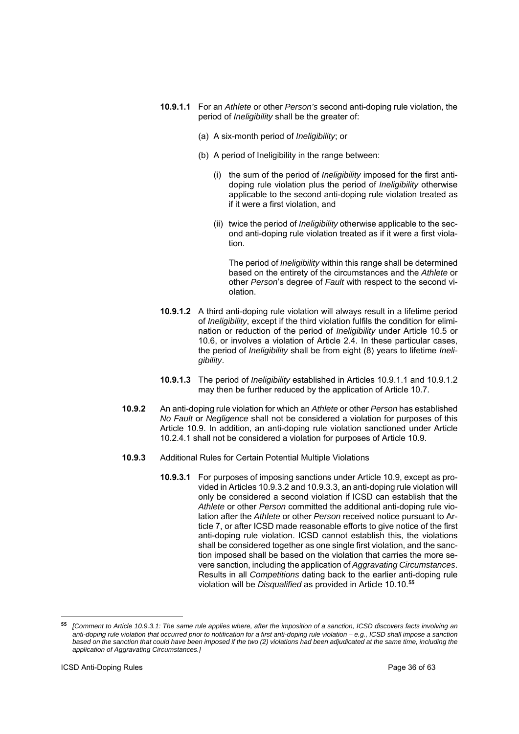**10.9.1.1** For an *Athlete* or other *Person's* second anti-doping rule violation, the period of *Ineligibility* shall be the greater of:

(a) A six-month period of *Ineligibility*; or

(b) A period of Ineligibility in the range between:

(i) the sum of the period of *Ineligibility* imposed for the first anti-doping rule violation plus the period of *Ineligibility* otherwise applicable to the second anti-doping rule violation treated as if it were a first violation, and

(ii) twice the period of *Ineligibility* otherwise applicable to the second anti-doping rule violation treated as if it were a first violation.

The period of *Ineligibility* within this range shall be determined based on the entirety of the circumstances and the *Athlete* or other *Person*'s degree of *Fault* with respect to the second violation.

**10.9.1.2** A third anti-doping rule violation will always result in a lifetime period of *Ineligibility*, except if the third violation fulfils the condition for elimination or reduction of the period of *Ineligibility* under Article 10.5 or 10.6, or involves a violation of Article 2.4. In these particular cases, the period of *Ineligibility* shall be from eight (8) years to lifetime *Ineligibility*.

**10.9.1.3** The period of *Ineligibility* established in Articles 10.9.1.1 and 10.9.1.2 may then be further reduced by the application of Article 10.7.

**10.9.2** An anti-doping rule violation for which an *Athlete* or other *Person* has established *No Fault* or *Negligence* shall not be considered a violation for purposes of this Article 10.9. In addition, an anti-doping rule violation sanctioned under Article 10.2.4.1 shall not be considered a violation for purposes of Article 10.9.

**10.9.3** Additional Rules for Certain Potential Multiple Violations

**10.9.3.1** For purposes of imposing sanctions under Article 10.9, except as provided in Articles 10.9.3.2 and 10.9.3.3, an anti-doping rule violation will only be considered a second violation if ICSD can establish that the *Athlete* or other *Person* committed the additional anti-doping rule violation after the *Athlete* or other *Person* received notice pursuant to Article 7, or after ICSD made reasonable efforts to give notice of the first anti-doping rule violation. ICSD cannot establish this, the violations shall be considered together as one single first violation, and the sanction imposed shall be based on the violation that carries the more severe sanction, including the application of *Aggravating Circumstances*. Results in all *Competitions* dating back to the earlier anti-doping rule violation will be *Disqualified* as provided in Article 10.10.[55]

---

[55] *[Comment to Article 10.9.3.1: The same rule applies where, after the imposition of a sanction, ICSD discovers facts involving an anti-doping rule violation that occurred prior to notification for a first anti-doping rule violation – e.g., ICSD shall impose a sanction based on the sanction that could have been imposed if the two (2) violations had been adjudicated at the same time, including the application of Aggravating Circumstances.]*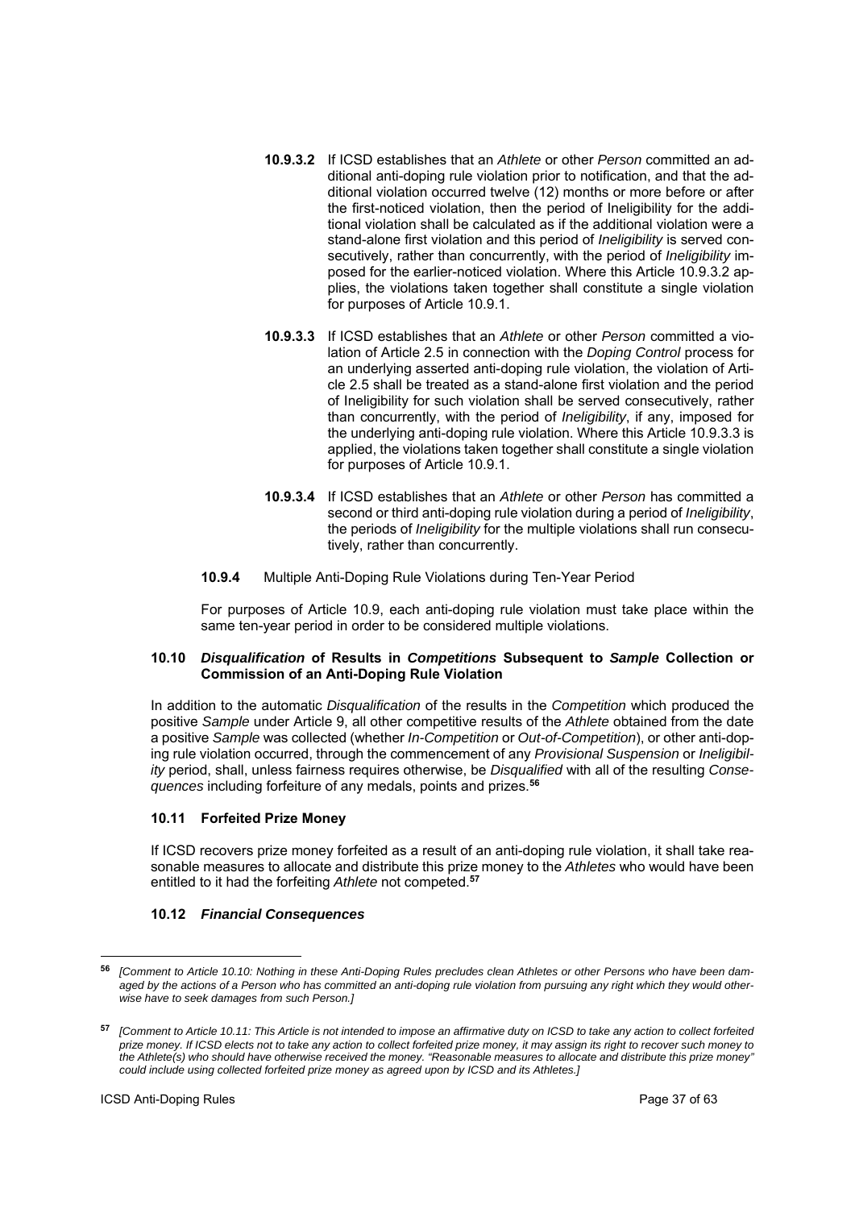**10.9.3.2** If ICSD establishes that an *Athlete* or other *Person* committed an additional anti-doping rule violation prior to notification, and that the additional violation occurred twelve (12) months or more before or after the first-noticed violation, then the period of Ineligibility for the additional violation shall be calculated as if the additional violation were a stand-alone first violation and this period of *Ineligibility* is served consecutively, rather than concurrently, with the period of *Ineligibility* imposed for the earlier-noticed violation. Where this Article 10.9.3.2 applies, the violations taken together shall constitute a single violation for purposes of Article 10.9.1.

**10.9.3.3** If ICSD establishes that an *Athlete* or other *Person* committed a violation of Article 2.5 in connection with the *Doping Control* process for an underlying asserted anti-doping rule violation, the violation of Article 2.5 shall be treated as a stand-alone first violation and the period of Ineligibility for such violation shall be served consecutively, rather than concurrently, with the period of *Ineligibility*, if any, imposed for the underlying anti-doping rule violation. Where this Article 10.9.3.3 is applied, the violations taken together shall constitute a single violation for purposes of Article 10.9.1.

**10.9.3.4** If ICSD establishes that an *Athlete* or other *Person* has committed a second or third anti-doping rule violation during a period of *Ineligibility*, the periods of *Ineligibility* for the multiple violations shall run consecutively, rather than concurrently.

**10.9.4** Multiple Anti-Doping Rule Violations during Ten-Year Period

For purposes of Article 10.9, each anti-doping rule violation must take place within the same ten-year period in order to be considered multiple violations.

### 10.10 *Disqualification* of Results in *Competitions* Subsequent to *Sample* Collection or Commission of an Anti-Doping Rule Violation

In addition to the automatic *Disqualification* of the results in the *Competition* which produced the positive *Sample* under Article 9, all other competitive results of the *Athlete* obtained from the date a positive *Sample* was collected (whether *In-Competition* or *Out-of-Competition*), or other anti-doping rule violation occurred, through the commencement of any *Provisional Suspension* or *Ineligibility* period, shall, unless fairness requires otherwise, be *Disqualified* with all of the resulting *Consequences* including forfeiture of any medals, points and prizes.[56]

### 10.11 Forfeited Prize Money

If ICSD recovers prize money forfeited as a result of an anti-doping rule violation, it shall take reasonable measures to allocate and distribute this prize money to the *Athletes* who would have been entitled to it had the forfeiting *Athlete* not competed.[57]

### 10.12 *Financial Consequences*

---

[56] *[Comment to Article 10.10: Nothing in these Anti-Doping Rules precludes clean Athletes or other Persons who have been damaged by the actions of a Person who has committed an anti-doping rule violation from pursuing any right which they would otherwise have to seek damages from such Person.]*

[57] *[Comment to Article 10.11: This Article is not intended to impose an affirmative duty on ICSD to take any action to collect forfeited prize money. If ICSD elects not to take any action to collect forfeited prize money, it may assign its right to recover such money to the Athlete(s) who should have otherwise received the money. "Reasonable measures to allocate and distribute this prize money" could include using collected forfeited prize money as agreed upon by ICSD and its Athletes.]*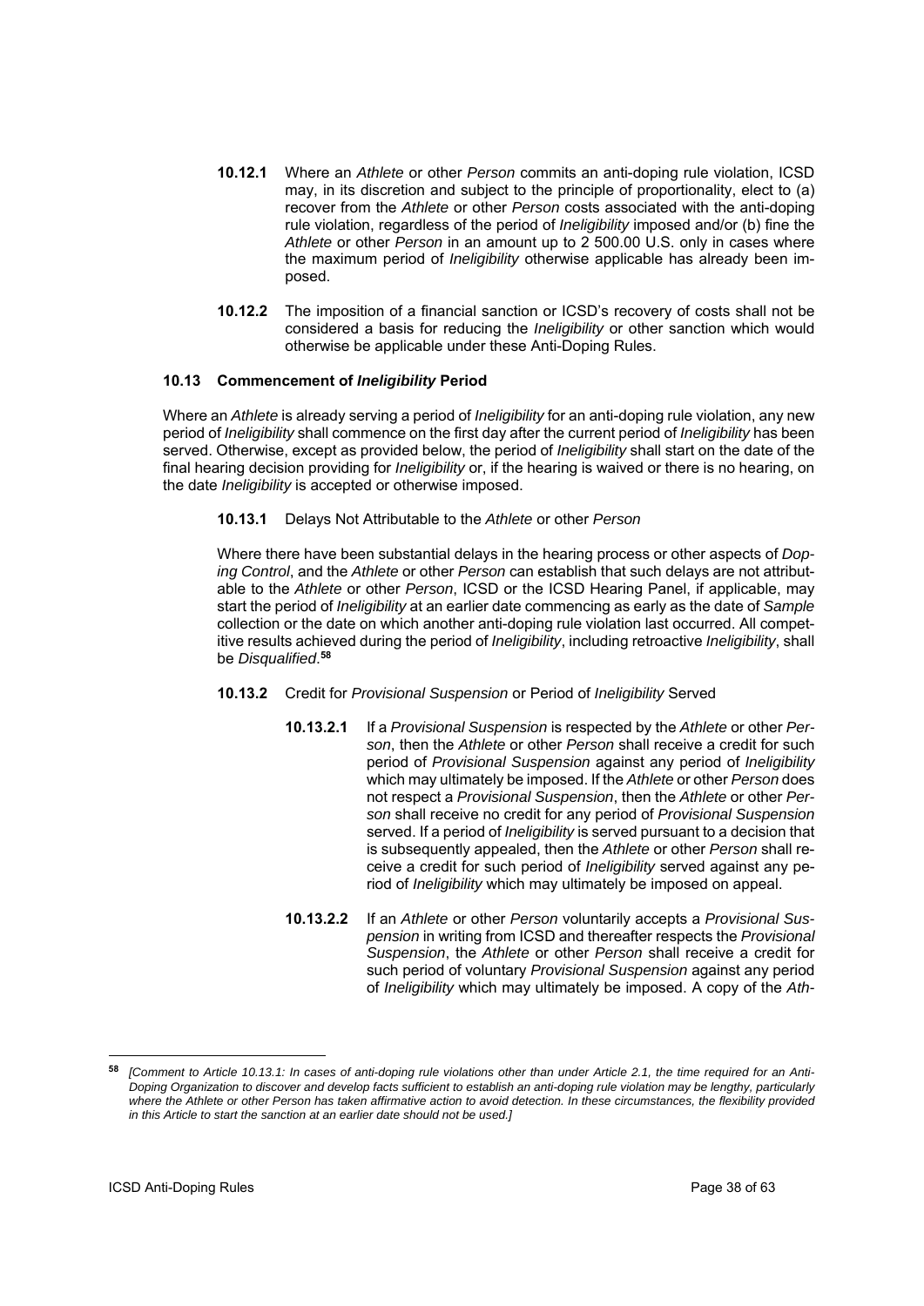**10.12.1** Where an *Athlete* or other *Person* commits an anti-doping rule violation, ICSD may, in its discretion and subject to the principle of proportionality, elect to (a) recover from the *Athlete* or other *Person* costs associated with the anti-doping rule violation, regardless of the period of *Ineligibility* imposed and/or (b) fine the *Athlete* or other *Person* in an amount up to 2 500.00 U.S. only in cases where the maximum period of *Ineligibility* otherwise applicable has already been imposed.

**10.12.2** The imposition of a financial sanction or ICSD's recovery of costs shall not be considered a basis for reducing the *Ineligibility* or other sanction which would otherwise be applicable under these Anti-Doping Rules.

### 10.13 Commencement of *Ineligibility* Period

Where an *Athlete* is already serving a period of *Ineligibility* for an anti-doping rule violation, any new period of *Ineligibility* shall commence on the first day after the current period of *Ineligibility* has been served. Otherwise, except as provided below, the period of *Ineligibility* shall start on the date of the final hearing decision providing for *Ineligibility* or, if the hearing is waived or there is no hearing, on the date *Ineligibility* is accepted or otherwise imposed.

**10.13.1** Delays Not Attributable to the *Athlete* or other *Person*

Where there have been substantial delays in the hearing process or other aspects of *Doping Control*, and the *Athlete* or other *Person* can establish that such delays are not attributable to the *Athlete* or other *Person*, ICSD or the ICSD Hearing Panel, if applicable, may start the period of *Ineligibility* at an earlier date commencing as early as the date of *Sample* collection or the date on which another anti-doping rule violation last occurred. All competitive results achieved during the period of *Ineligibility*, including retroactive *Ineligibility*, shall be *Disqualified*.[58]

**10.13.2** Credit for *Provisional Suspension* or Period of *Ineligibility* Served

**10.13.2.1** If a *Provisional Suspension* is respected by the *Athlete* or other *Person*, then the *Athlete* or other *Person* shall receive a credit for such period of *Provisional Suspension* against any period of *Ineligibility* which may ultimately be imposed. If the *Athlete* or other *Person* does not respect a *Provisional Suspension*, then the *Athlete* or other *Person* shall receive no credit for any period of *Provisional Suspension* served. If a period of *Ineligibility* is served pursuant to a decision that is subsequently appealed, then the *Athlete* or other *Person* shall receive a credit for such period of *Ineligibility* served against any period of *Ineligibility* which may ultimately be imposed on appeal.

**10.13.2.2** If an *Athlete* or other *Person* voluntarily accepts a *Provisional Suspension* in writing from ICSD and thereafter respects the *Provisional Suspension*, the *Athlete* or other *Person* shall receive a credit for such period of voluntary *Provisional Suspension* against any period of *Ineligibility* which may ultimately be imposed. A copy of the *Ath-*

---

[58] *[Comment to Article 10.13.1: In cases of anti-doping rule violations other than under Article 2.1, the time required for an Anti-Doping Organization to discover and develop facts sufficient to establish an anti-doping rule violation may be lengthy, particularly where the Athlete or other Person has taken affirmative action to avoid detection. In these circumstances, the flexibility provided in this Article to start the sanction at an earlier date should not be used.]*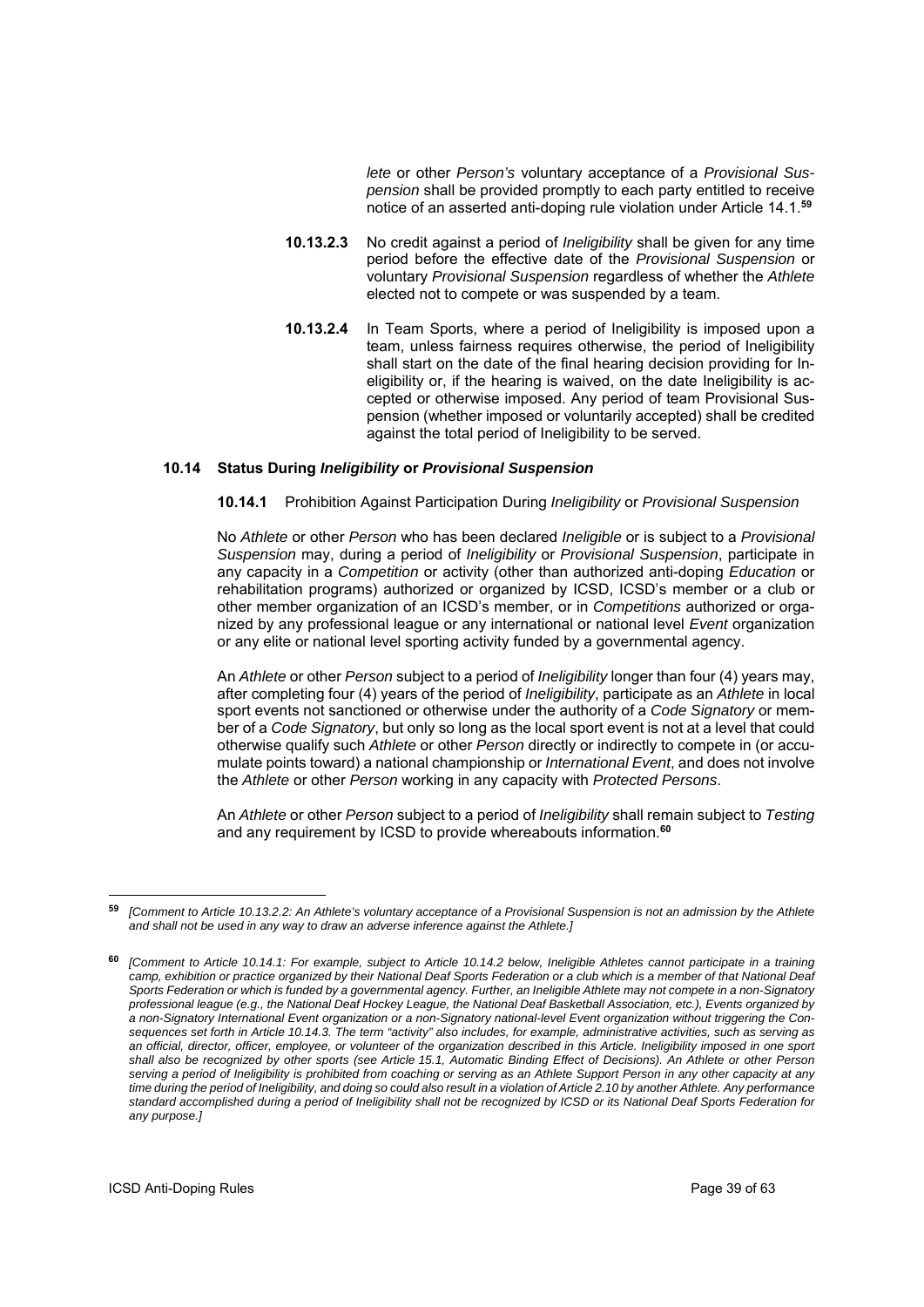*lete* or other *Person's* voluntary acceptance of a *Provisional Suspension* shall be provided promptly to each party entitled to receive notice of an asserted anti-doping rule violation under Article 14.1.[59]

**10.13.2.3** No credit against a period of *Ineligibility* shall be given for any time period before the effective date of the *Provisional Suspension* or voluntary *Provisional Suspension* regardless of whether the *Athlete* elected not to compete or was suspended by a team.

**10.13.2.4** In Team Sports, where a period of Ineligibility is imposed upon a team, unless fairness requires otherwise, the period of Ineligibility shall start on the date of the final hearing decision providing for Ineligibility or, if the hearing is waived, on the date Ineligibility is accepted or otherwise imposed. Any period of team Provisional Suspension (whether imposed or voluntarily accepted) shall be credited against the total period of Ineligibility to be served.

### 10.14 Status During *Ineligibility* or *Provisional Suspension*

**10.14.1** Prohibition Against Participation During *Ineligibility* or *Provisional Suspension*

No *Athlete* or other *Person* who has been declared *Ineligible* or is subject to a *Provisional Suspension* may, during a period of *Ineligibility* or *Provisional Suspension*, participate in any capacity in a *Competition* or activity (other than authorized anti-doping *Education* or rehabilitation programs) authorized or organized by ICSD, ICSD's member or a club or other member organization of an ICSD's member, or in *Competitions* authorized or organized by any professional league or any international or national level *Event* organization or any elite or national level sporting activity funded by a governmental agency.

An *Athlete* or other *Person* subject to a period of *Ineligibility* longer than four (4) years may, after completing four (4) years of the period of *Ineligibility*, participate as an *Athlete* in local sport events not sanctioned or otherwise under the authority of a *Code Signatory* or member of a *Code Signatory*, but only so long as the local sport event is not at a level that could otherwise qualify such *Athlete* or other *Person* directly or indirectly to compete in (or accumulate points toward) a national championship or *International Event*, and does not involve the *Athlete* or other *Person* working in any capacity with *Protected Persons*.

An *Athlete* or other *Person* subject to a period of *Ineligibility* shall remain subject to *Testing* and any requirement by ICSD to provide whereabouts information.[60]

---

[59] *[Comment to Article 10.13.2.2: An Athlete's voluntary acceptance of a Provisional Suspension is not an admission by the Athlete and shall not be used in any way to draw an adverse inference against the Athlete.]*

[60] *[Comment to Article 10.14.1: For example, subject to Article 10.14.2 below, Ineligible Athletes cannot participate in a training camp, exhibition or practice organized by their National Deaf Sports Federation or a club which is a member of that National Deaf Sports Federation or which is funded by a governmental agency. Further, an Ineligible Athlete may not compete in a non-Signatory professional league (e.g., the National Deaf Hockey League, the National Deaf Basketball Association, etc.), Events organized by a non-Signatory International Event organization or a non-Signatory national-level Event organization without triggering the Consequences set forth in Article 10.14.3. The term "activity" also includes, for example, administrative activities, such as serving as an official, director, officer, employee, or volunteer of the organization described in this Article. Ineligibility imposed in one sport shall also be recognized by other sports (see Article 15.1, Automatic Binding Effect of Decisions). An Athlete or other Person serving a period of Ineligibility is prohibited from coaching or serving as an Athlete Support Person in any other capacity at any time during the period of Ineligibility, and doing so could also result in a violation of Article 2.10 by another Athlete. Any performance standard accomplished during a period of Ineligibility shall not be recognized by ICSD or its National Deaf Sports Federation for any purpose.]*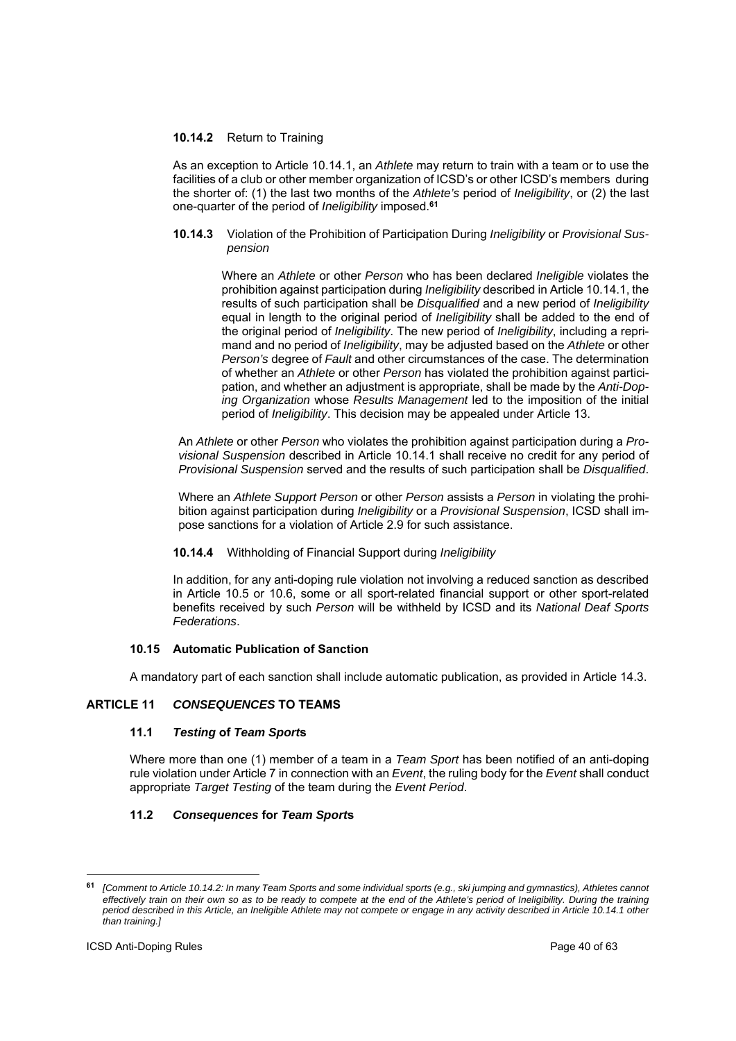**10.14.2** Return to Training

As an exception to Article 10.14.1, an *Athlete* may return to train with a team or to use the facilities of a club or other member organization of ICSD's or other ICSD's members during the shorter of: (1) the last two months of the *Athlete's* period of *Ineligibility*, or (2) the last one-quarter of the period of *Ineligibility* imposed.[61]

**10.14.3** Violation of the Prohibition of Participation During *Ineligibility* or *Provisional Suspension*

Where an *Athlete* or other *Person* who has been declared *Ineligible* violates the prohibition against participation during *Ineligibility* described in Article 10.14.1, the results of such participation shall be *Disqualified* and a new period of *Ineligibility* equal in length to the original period of *Ineligibility* shall be added to the end of the original period of *Ineligibility*. The new period of *Ineligibility*, including a reprimand and no period of *Ineligibility*, may be adjusted based on the *Athlete* or other *Person's* degree of *Fault* and other circumstances of the case. The determination of whether an *Athlete* or other *Person* has violated the prohibition against participation, and whether an adjustment is appropriate, shall be made by the *Anti-Doping Organization* whose *Results Management* led to the imposition of the initial period of *Ineligibility*. This decision may be appealed under Article 13.

An *Athlete* or other *Person* who violates the prohibition against participation during a *Provisional Suspension* described in Article 10.14.1 shall receive no credit for any period of *Provisional Suspension* served and the results of such participation shall be *Disqualified*.

Where an *Athlete Support Person* or other *Person* assists a *Person* in violating the prohibition against participation during *Ineligibility* or a *Provisional Suspension*, ICSD shall impose sanctions for a violation of Article 2.9 for such assistance.

**10.14.4** Withholding of Financial Support during *Ineligibility*

In addition, for any anti-doping rule violation not involving a reduced sanction as described in Article 10.5 or 10.6, some or all sport-related financial support or other sport-related benefits received by such *Person* will be withheld by ICSD and its *National Deaf Sports Federations*.

### 10.15 Automatic Publication of Sanction

A mandatory part of each sanction shall include automatic publication, as provided in Article 14.3.

## ARTICLE 11 *CONSEQUENCES* TO TEAMS

### 11.1 *Testing* of *Team Sport*s

Where more than one (1) member of a team in a *Team Sport* has been notified of an anti-doping rule violation under Article 7 in connection with an *Event*, the ruling body for the *Event* shall conduct appropriate *Target Testing* of the team during the *Event Period*.

### 11.2 *Consequences* for *Team Sport*s

---

[61] *[Comment to Article 10.14.2: In many Team Sports and some individual sports (e.g., ski jumping and gymnastics), Athletes cannot effectively train on their own so as to be ready to compete at the end of the Athlete's period of Ineligibility. During the training period described in this Article, an Ineligible Athlete may not compete or engage in any activity described in Article 10.14.1 other than training.]*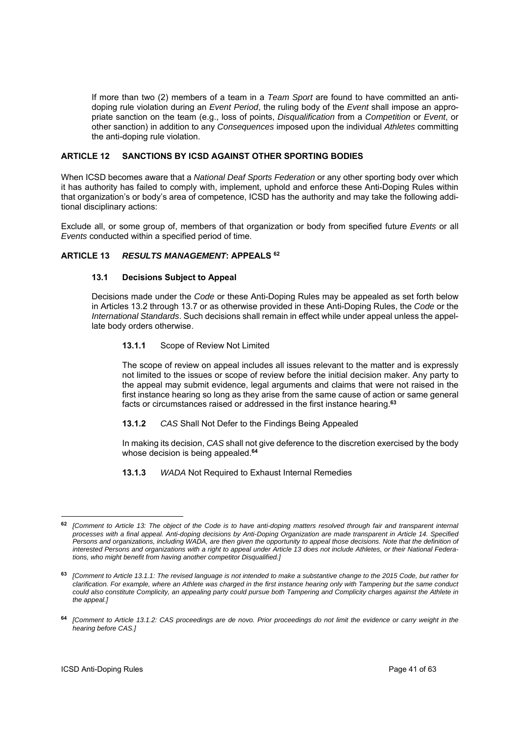If more than two (2) members of a team in a *Team Sport* are found to have committed an anti-doping rule violation during an *Event Period*, the ruling body of the *Event* shall impose an appropriate sanction on the team (e.g., loss of points, *Disqualification* from a *Competition* or *Event*, or other sanction) in addition to any *Consequences* imposed upon the individual *Athletes* committing the anti-doping rule violation.

## ARTICLE 12 SANCTIONS BY ICSD AGAINST OTHER SPORTING BODIES

When ICSD becomes aware that a *National Deaf Sports Federation* or any other sporting body over which it has authority has failed to comply with, implement, uphold and enforce these Anti-Doping Rules within that organization's or body's area of competence, ICSD has the authority and may take the following additional disciplinary actions:

Exclude all, or some group of, members of that organization or body from specified future *Events* or all *Events* conducted within a specified period of time.

## ARTICLE 13 *RESULTS MANAGEMENT*: APPEALS [62]

### 13.1 Decisions Subject to Appeal

Decisions made under the *Code* or these Anti-Doping Rules may be appealed as set forth below in Articles 13.2 through 13.7 or as otherwise provided in these Anti-Doping Rules, the *Code* or the *International Standards*. Such decisions shall remain in effect while under appeal unless the appellate body orders otherwise.

**13.1.1** Scope of Review Not Limited

The scope of review on appeal includes all issues relevant to the matter and is expressly not limited to the issues or scope of review before the initial decision maker. Any party to the appeal may submit evidence, legal arguments and claims that were not raised in the first instance hearing so long as they arise from the same cause of action or same general facts or circumstances raised or addressed in the first instance hearing.[63]

**13.1.2** *CAS* Shall Not Defer to the Findings Being Appealed

In making its decision, *CAS* shall not give deference to the discretion exercised by the body whose decision is being appealed.[64]

**13.1.3** *WADA* Not Required to Exhaust Internal Remedies

---

[62] *[Comment to Article 13: The object of the Code is to have anti-doping matters resolved through fair and transparent internal processes with a final appeal. Anti-doping decisions by Anti-Doping Organization are made transparent in Article 14. Specified Persons and organizations, including WADA, are then given the opportunity to appeal those decisions. Note that the definition of interested Persons and organizations with a right to appeal under Article 13 does not include Athletes, or their National Federations, who might benefit from having another competitor Disqualified.]*

[63] *[Comment to Article 13.1.1: The revised language is not intended to make a substantive change to the 2015 Code, but rather for clarification. For example, where an Athlete was charged in the first instance hearing only with Tampering but the same conduct could also constitute Complicity, an appealing party could pursue both Tampering and Complicity charges against the Athlete in the appeal.]*

[64] *[Comment to Article 13.1.2: CAS proceedings are de novo. Prior proceedings do not limit the evidence or carry weight in the hearing before CAS.]*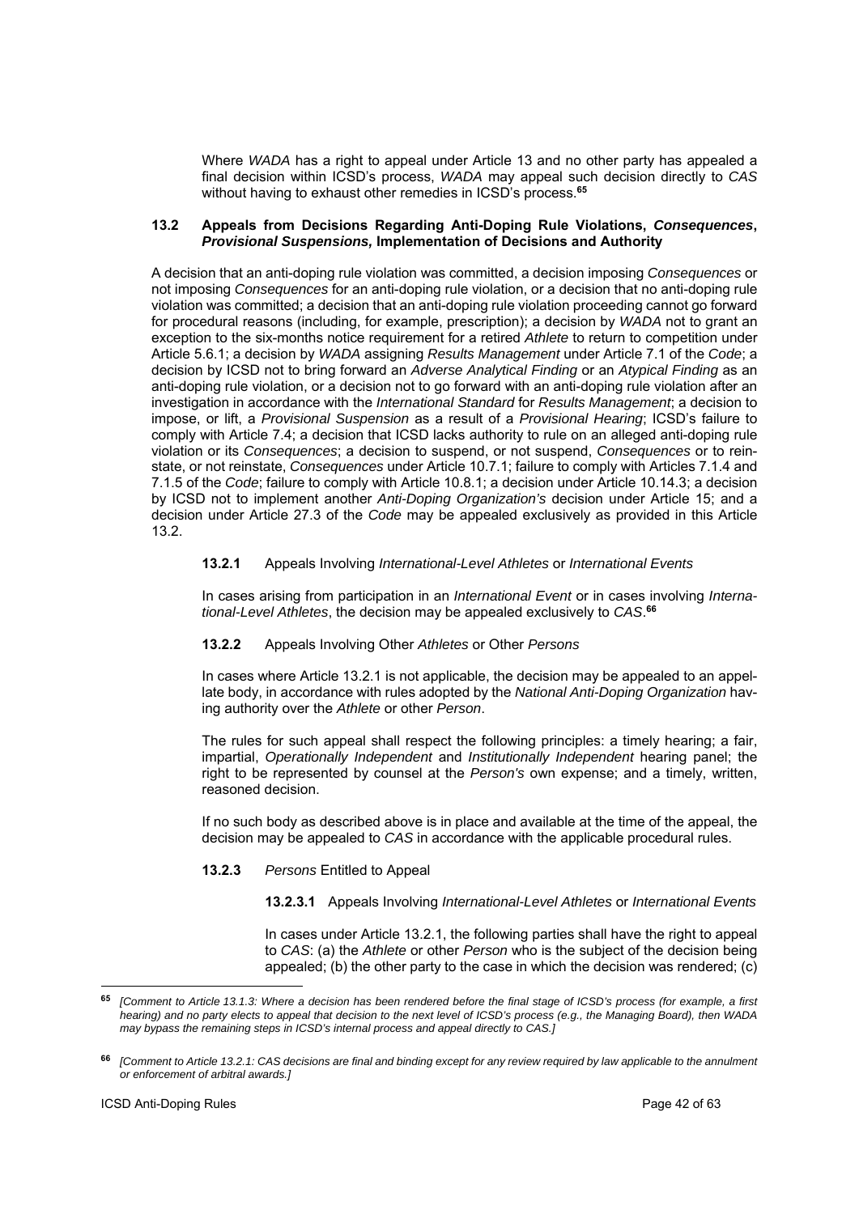Where *WADA* has a right to appeal under Article 13 and no other party has appealed a final decision within ICSD's process, *WADA* may appeal such decision directly to *CAS* without having to exhaust other remedies in ICSD's process.[65]

### 13.2 Appeals from Decisions Regarding Anti-Doping Rule Violations, *Consequences*, *Provisional Suspensions,* Implementation of Decisions and Authority

A decision that an anti-doping rule violation was committed, a decision imposing *Consequences* or not imposing *Consequences* for an anti-doping rule violation, or a decision that no anti-doping rule violation was committed; a decision that an anti-doping rule violation proceeding cannot go forward for procedural reasons (including, for example, prescription); a decision by *WADA* not to grant an exception to the six-months notice requirement for a retired *Athlete* to return to competition under Article 5.6.1; a decision by *WADA* assigning *Results Management* under Article 7.1 of the *Code*; a decision by ICSD not to bring forward an *Adverse Analytical Finding* or an *Atypical Finding* as an anti-doping rule violation, or a decision not to go forward with an anti-doping rule violation after an investigation in accordance with the *International Standard* for *Results Management*; a decision to impose, or lift, a *Provisional Suspension* as a result of a *Provisional Hearing*; ICSD's failure to comply with Article 7.4; a decision that ICSD lacks authority to rule on an alleged anti-doping rule violation or its *Consequences*; a decision to suspend, or not suspend, *Consequences* or to reinstate, or not reinstate, *Consequences* under Article 10.7.1; failure to comply with Articles 7.1.4 and 7.1.5 of the *Code*; failure to comply with Article 10.8.1; a decision under Article 10.14.3; a decision by ICSD not to implement another *Anti-Doping Organization's* decision under Article 15; and a decision under Article 27.3 of the *Code* may be appealed exclusively as provided in this Article 13.2.

**13.2.1** Appeals Involving *International-Level Athletes* or *International Events*

In cases arising from participation in an *International Event* or in cases involving *International-Level Athletes*, the decision may be appealed exclusively to *CAS*.[66]

**13.2.2** Appeals Involving Other *Athletes* or Other *Persons*

In cases where Article 13.2.1 is not applicable, the decision may be appealed to an appellate body, in accordance with rules adopted by the *National Anti-Doping Organization* having authority over the *Athlete* or other *Person*.

The rules for such appeal shall respect the following principles: a timely hearing; a fair, impartial, *Operationally Independent* and *Institutionally Independent* hearing panel; the right to be represented by counsel at the *Person's* own expense; and a timely, written, reasoned decision.

If no such body as described above is in place and available at the time of the appeal, the decision may be appealed to *CAS* in accordance with the applicable procedural rules.

**13.2.3** *Persons* Entitled to Appeal

**13.2.3.1** Appeals Involving *International-Level Athletes* or *International Events*

In cases under Article 13.2.1, the following parties shall have the right to appeal to *CAS*: (a) the *Athlete* or other *Person* who is the subject of the decision being appealed; (b) the other party to the case in which the decision was rendered; (c)

---

[65] *[Comment to Article 13.1.3: Where a decision has been rendered before the final stage of ICSD's process (for example, a first hearing) and no party elects to appeal that decision to the next level of ICSD's process (e.g., the Managing Board), then WADA may bypass the remaining steps in ICSD's internal process and appeal directly to CAS.]*

[66] *[Comment to Article 13.2.1: CAS decisions are final and binding except for any review required by law applicable to the annulment or enforcement of arbitral awards.]*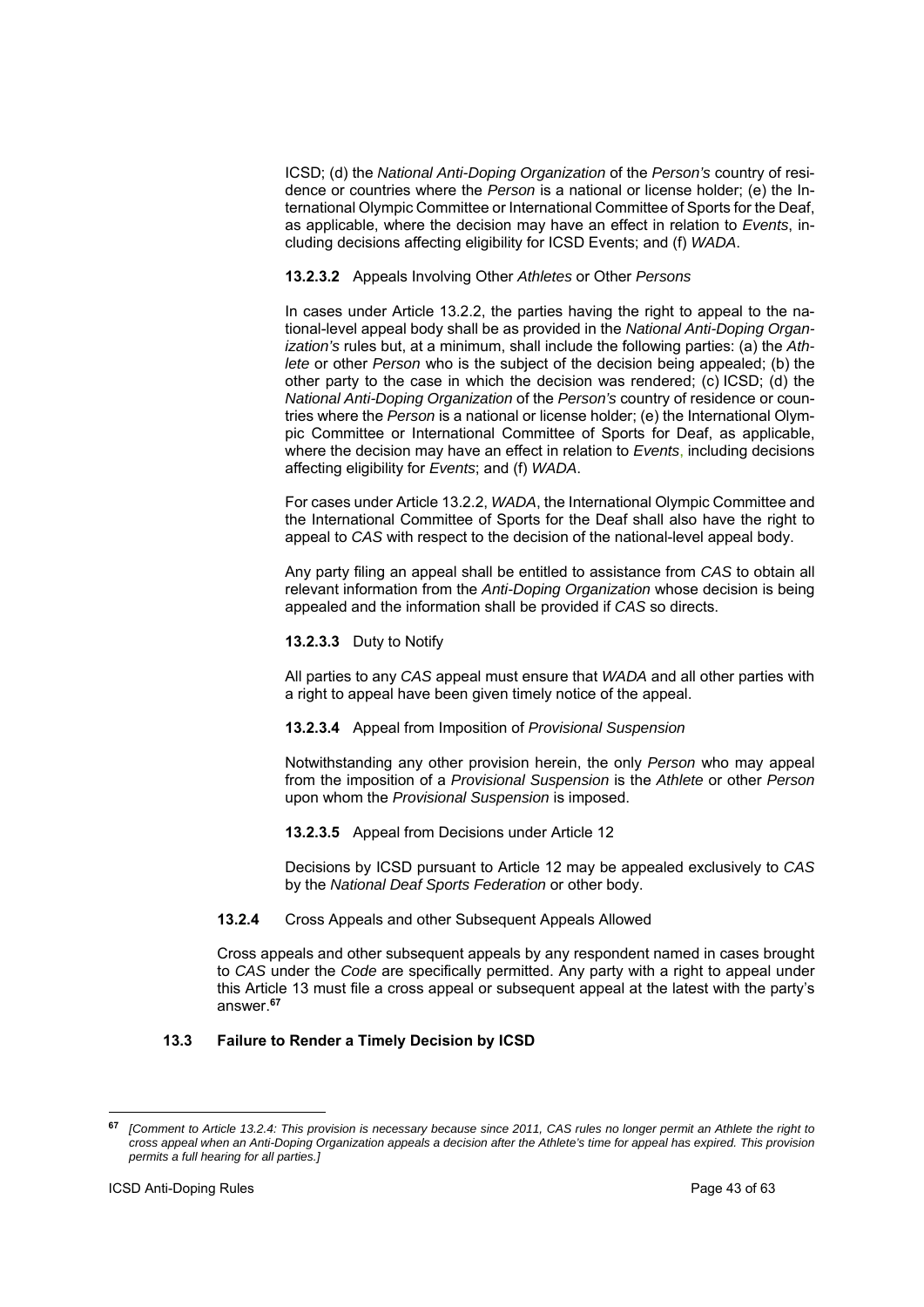ICSD; (d) the *National Anti-Doping Organization* of the *Person's* country of residence or countries where the *Person* is a national or license holder; (e) the International Olympic Committee or International Committee of Sports for the Deaf, as applicable, where the decision may have an effect in relation to *Events*, including decisions affecting eligibility for ICSD Events; and (f) *WADA*.

**13.2.3.2** Appeals Involving Other *Athletes* or Other *Persons*

In cases under Article 13.2.2, the parties having the right to appeal to the national-level appeal body shall be as provided in the *National Anti-Doping Organization's* rules but, at a minimum, shall include the following parties: (a) the *Athlete* or other *Person* who is the subject of the decision being appealed; (b) the other party to the case in which the decision was rendered; (c) ICSD; (d) the *National Anti-Doping Organization* of the *Person's* country of residence or countries where the *Person* is a national or license holder; (e) the International Olympic Committee or International Committee of Sports for Deaf, as applicable, where the decision may have an effect in relation to *Events*, including decisions affecting eligibility for *Events*; and (f) *WADA*.

For cases under Article 13.2.2, *WADA*, the International Olympic Committee and the International Committee of Sports for the Deaf shall also have the right to appeal to *CAS* with respect to the decision of the national-level appeal body.

Any party filing an appeal shall be entitled to assistance from *CAS* to obtain all relevant information from the *Anti-Doping Organization* whose decision is being appealed and the information shall be provided if *CAS* so directs.

**13.2.3.3** Duty to Notify

All parties to any *CAS* appeal must ensure that *WADA* and all other parties with a right to appeal have been given timely notice of the appeal.

**13.2.3.4** Appeal from Imposition of *Provisional Suspension*

Notwithstanding any other provision herein, the only *Person* who may appeal from the imposition of a *Provisional Suspension* is the *Athlete* or other *Person* upon whom the *Provisional Suspension* is imposed.

**13.2.3.5** Appeal from Decisions under Article 12

Decisions by ICSD pursuant to Article 12 may be appealed exclusively to *CAS* by the *National Deaf Sports Federation* or other body.

**13.2.4** Cross Appeals and other Subsequent Appeals Allowed

Cross appeals and other subsequent appeals by any respondent named in cases brought to *CAS* under the *Code* are specifically permitted. Any party with a right to appeal under this Article 13 must file a cross appeal or subsequent appeal at the latest with the party's answer.[67]

**13.3 Failure to Render a Timely Decision by ICSD**

---

[67] *[Comment to Article 13.2.4: This provision is necessary because since 2011, CAS rules no longer permit an Athlete the right to cross appeal when an Anti-Doping Organization appeals a decision after the Athlete's time for appeal has expired. This provision permits a full hearing for all parties.]*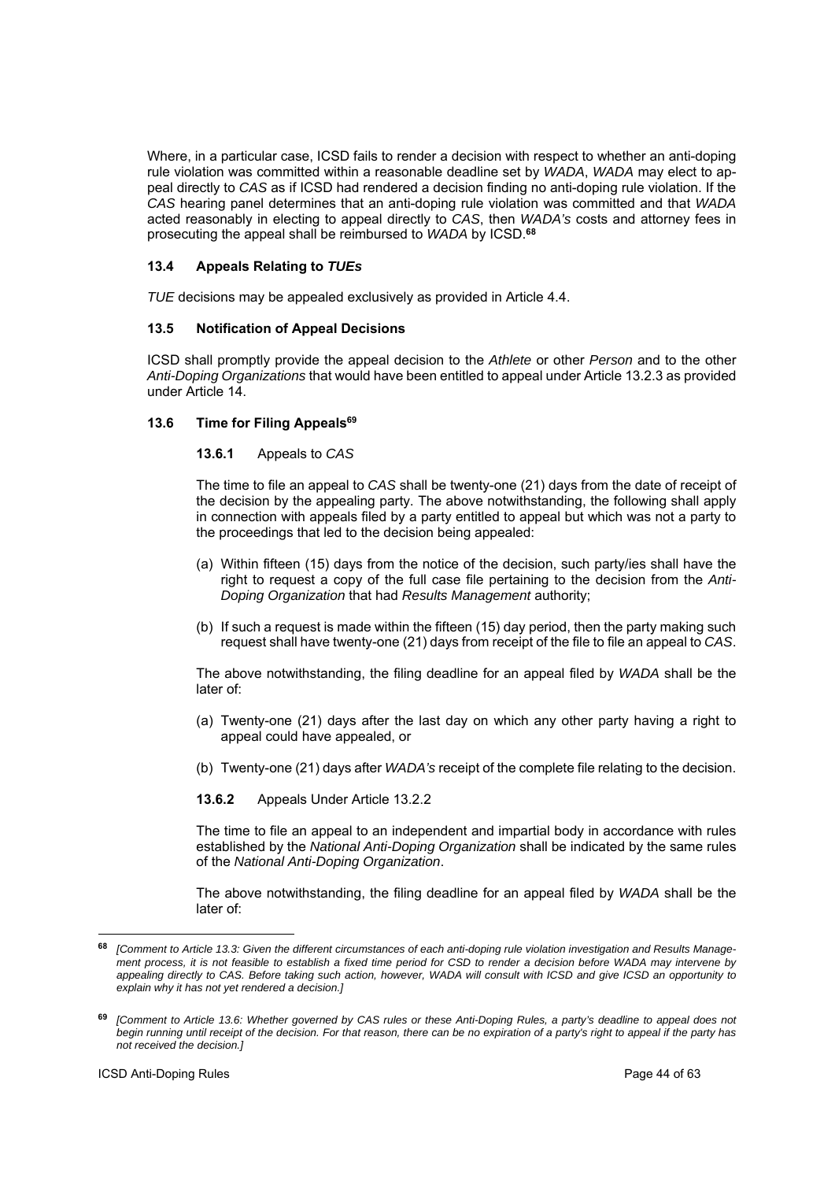Where, in a particular case, ICSD fails to render a decision with respect to whether an anti-doping rule violation was committed within a reasonable deadline set by *WADA*, *WADA* may elect to appeal directly to *CAS* as if ICSD had rendered a decision finding no anti-doping rule violation. If the *CAS* hearing panel determines that an anti-doping rule violation was committed and that *WADA* acted reasonably in electing to appeal directly to *CAS*, then *WADA's* costs and attorney fees in prosecuting the appeal shall be reimbursed to *WADA* by ICSD.[68]

### 13.4 Appeals Relating to *TUEs*

*TUE* decisions may be appealed exclusively as provided in Article 4.4.

### 13.5 Notification of Appeal Decisions

ICSD shall promptly provide the appeal decision to the *Athlete* or other *Person* and to the other *Anti-Doping Organizations* that would have been entitled to appeal under Article 13.2.3 as provided under Article 14.

### 13.6 Time for Filing Appeals[69]

**13.6.1** Appeals to *CAS*

The time to file an appeal to *CAS* shall be twenty-one (21) days from the date of receipt of the decision by the appealing party. The above notwithstanding, the following shall apply in connection with appeals filed by a party entitled to appeal but which was not a party to the proceedings that led to the decision being appealed:

(a) Within fifteen (15) days from the notice of the decision, such party/ies shall have the right to request a copy of the full case file pertaining to the decision from the *Anti-Doping Organization* that had *Results Management* authority;

(b) If such a request is made within the fifteen (15) day period, then the party making such request shall have twenty-one (21) days from receipt of the file to file an appeal to *CAS*.

The above notwithstanding, the filing deadline for an appeal filed by *WADA* shall be the later of:

(a) Twenty-one (21) days after the last day on which any other party having a right to appeal could have appealed, or

(b) Twenty-one (21) days after *WADA's* receipt of the complete file relating to the decision.

**13.6.2** Appeals Under Article 13.2.2

The time to file an appeal to an independent and impartial body in accordance with rules established by the *National Anti-Doping Organization* shall be indicated by the same rules of the *National Anti-Doping Organization*.

The above notwithstanding, the filing deadline for an appeal filed by *WADA* shall be the later of:

---

[68] *[Comment to Article 13.3: Given the different circumstances of each anti-doping rule violation investigation and Results Management process, it is not feasible to establish a fixed time period for CSD to render a decision before WADA may intervene by appealing directly to CAS. Before taking such action, however, WADA will consult with ICSD and give ICSD an opportunity to explain why it has not yet rendered a decision.]*

[69] *[Comment to Article 13.6: Whether governed by CAS rules or these Anti-Doping Rules, a party's deadline to appeal does not begin running until receipt of the decision. For that reason, there can be no expiration of a party's right to appeal if the party has not received the decision.]*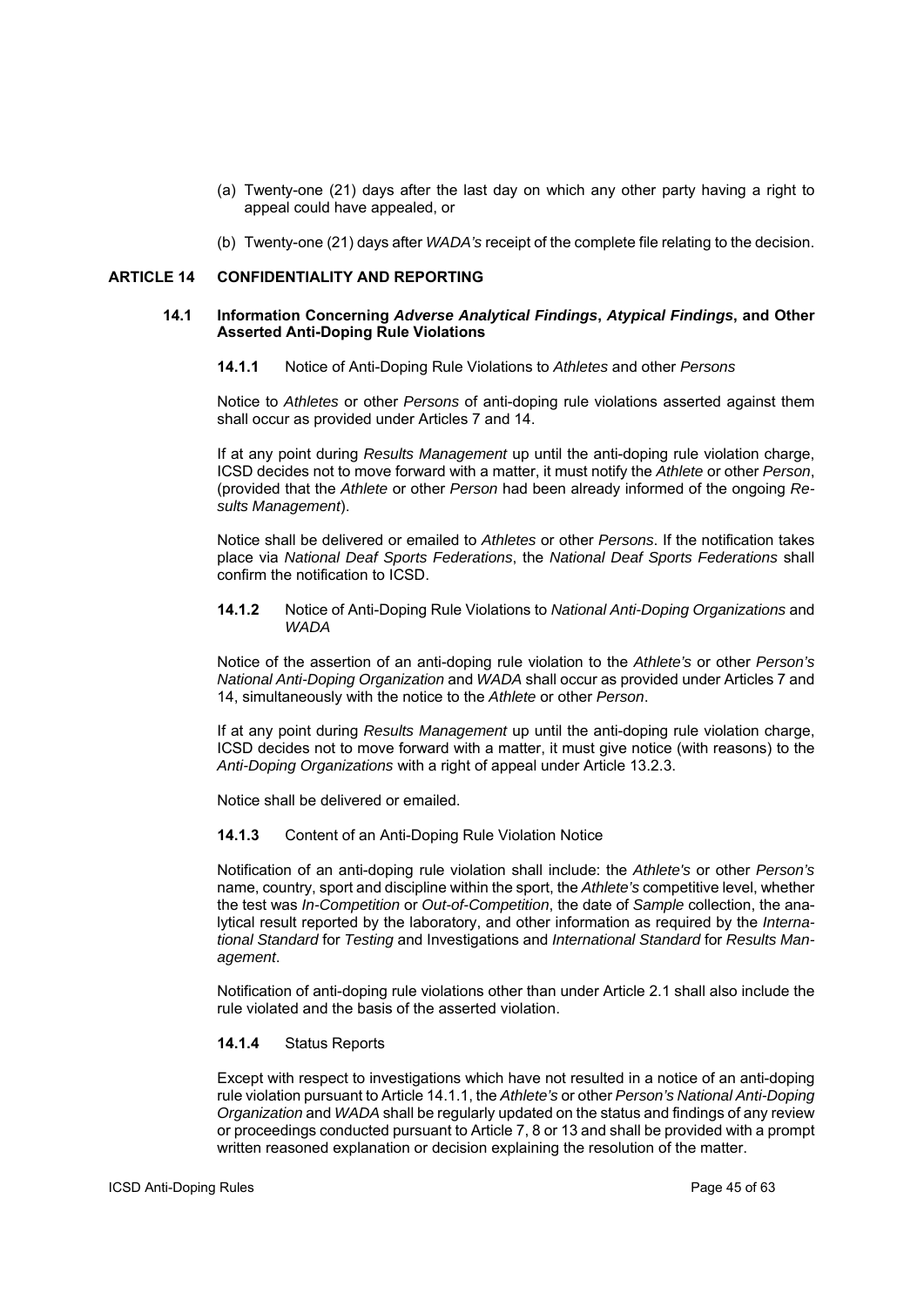(a) Twenty-one (21) days after the last day on which any other party having a right to appeal could have appealed, or

(b) Twenty-one (21) days after *WADA's* receipt of the complete file relating to the decision.

## ARTICLE 14 CONFIDENTIALITY AND REPORTING

### 14.1 Information Concerning *Adverse Analytical Findings*, *Atypical Findings*, and Other Asserted Anti-Doping Rule Violations

**14.1.1** Notice of Anti-Doping Rule Violations to *Athletes* and other *Persons*

Notice to *Athletes* or other *Persons* of anti-doping rule violations asserted against them shall occur as provided under Articles 7 and 14.

If at any point during *Results Management* up until the anti-doping rule violation charge, ICSD decides not to move forward with a matter, it must notify the *Athlete* or other *Person*, (provided that the *Athlete* or other *Person* had been already informed of the ongoing *Results Management*).

Notice shall be delivered or emailed to *Athletes* or other *Persons*. If the notification takes place via *National Deaf Sports Federations*, the *National Deaf Sports Federations* shall confirm the notification to ICSD.

**14.1.2** Notice of Anti-Doping Rule Violations to *National Anti-Doping Organizations* and *WADA*

Notice of the assertion of an anti-doping rule violation to the *Athlete's* or other *Person's National Anti-Doping Organization* and *WADA* shall occur as provided under Articles 7 and 14, simultaneously with the notice to the *Athlete* or other *Person*.

If at any point during *Results Management* up until the anti-doping rule violation charge, ICSD decides not to move forward with a matter, it must give notice (with reasons) to the *Anti-Doping Organizations* with a right of appeal under Article 13.2.3.

Notice shall be delivered or emailed.

**14.1.3** Content of an Anti-Doping Rule Violation Notice

Notification of an anti-doping rule violation shall include: the *Athlete's* or other *Person's* name, country, sport and discipline within the sport, the *Athlete's* competitive level, whether the test was *In-Competition* or *Out-of-Competition*, the date of *Sample* collection, the analytical result reported by the laboratory, and other information as required by the *International Standard* for *Testing* and Investigations and *International Standard* for *Results Management*.

Notification of anti-doping rule violations other than under Article 2.1 shall also include the rule violated and the basis of the asserted violation.

**14.1.4** Status Reports

Except with respect to investigations which have not resulted in a notice of an anti-doping rule violation pursuant to Article 14.1.1, the *Athlete's* or other *Person's National Anti-Doping Organization* and *WADA* shall be regularly updated on the status and findings of any review or proceedings conducted pursuant to Article 7, 8 or 13 and shall be provided with a prompt written reasoned explanation or decision explaining the resolution of the matter.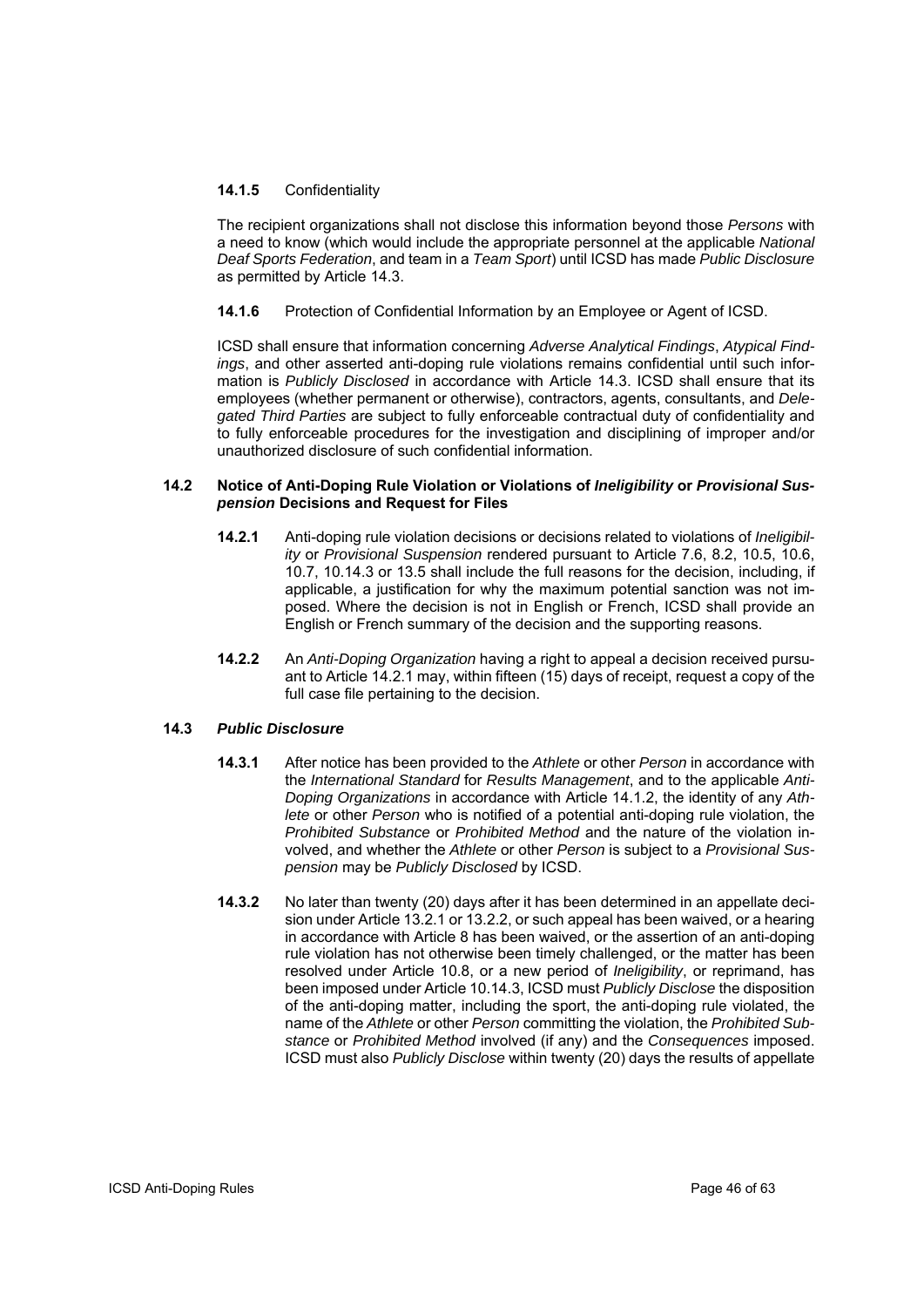**14.1.5** Confidentiality

The recipient organizations shall not disclose this information beyond those *Persons* with a need to know (which would include the appropriate personnel at the applicable *National Deaf Sports Federation*, and team in a *Team Sport*) until ICSD has made *Public Disclosure* as permitted by Article 14.3.

**14.1.6** Protection of Confidential Information by an Employee or Agent of ICSD.

ICSD shall ensure that information concerning *Adverse Analytical Findings*, *Atypical Findings*, and other asserted anti-doping rule violations remains confidential until such information is *Publicly Disclosed* in accordance with Article 14.3. ICSD shall ensure that its employees (whether permanent or otherwise), contractors, agents, consultants, and *Delegated Third Parties* are subject to fully enforceable contractual duty of confidentiality and to fully enforceable procedures for the investigation and disciplining of improper and/or unauthorized disclosure of such confidential information.

## 14.2 Notice of Anti-Doping Rule Violation or Violations of *Ineligibility* or *Provisional Suspension* Decisions and Request for Files

**14.2.1** Anti-doping rule violation decisions or decisions related to violations of *Ineligibility* or *Provisional Suspension* rendered pursuant to Article 7.6, 8.2, 10.5, 10.6, 10.7, 10.14.3 or 13.5 shall include the full reasons for the decision, including, if applicable, a justification for why the maximum potential sanction was not imposed. Where the decision is not in English or French, ICSD shall provide an English or French summary of the decision and the supporting reasons.

**14.2.2** An *Anti-Doping Organization* having a right to appeal a decision received pursuant to Article 14.2.1 may, within fifteen (15) days of receipt, request a copy of the full case file pertaining to the decision.

## 14.3 *Public Disclosure*

**14.3.1** After notice has been provided to the *Athlete* or other *Person* in accordance with the *International Standard* for *Results Management*, and to the applicable *Anti-Doping Organizations* in accordance with Article 14.1.2, the identity of any *Athlete* or other *Person* who is notified of a potential anti-doping rule violation, the *Prohibited Substance* or *Prohibited Method* and the nature of the violation involved, and whether the *Athlete* or other *Person* is subject to a *Provisional Suspension* may be *Publicly Disclosed* by ICSD.

**14.3.2** No later than twenty (20) days after it has been determined in an appellate decision under Article 13.2.1 or 13.2.2, or such appeal has been waived, or a hearing in accordance with Article 8 has been waived, or the assertion of an anti-doping rule violation has not otherwise been timely challenged, or the matter has been resolved under Article 10.8, or a new period of *Ineligibility*, or reprimand, has been imposed under Article 10.14.3, ICSD must *Publicly Disclose* the disposition of the anti-doping matter, including the sport, the anti-doping rule violated, the name of the *Athlete* or other *Person* committing the violation, the *Prohibited Substance* or *Prohibited Method* involved (if any) and the *Consequences* imposed. ICSD must also *Publicly Disclose* within twenty (20) days the results of appellate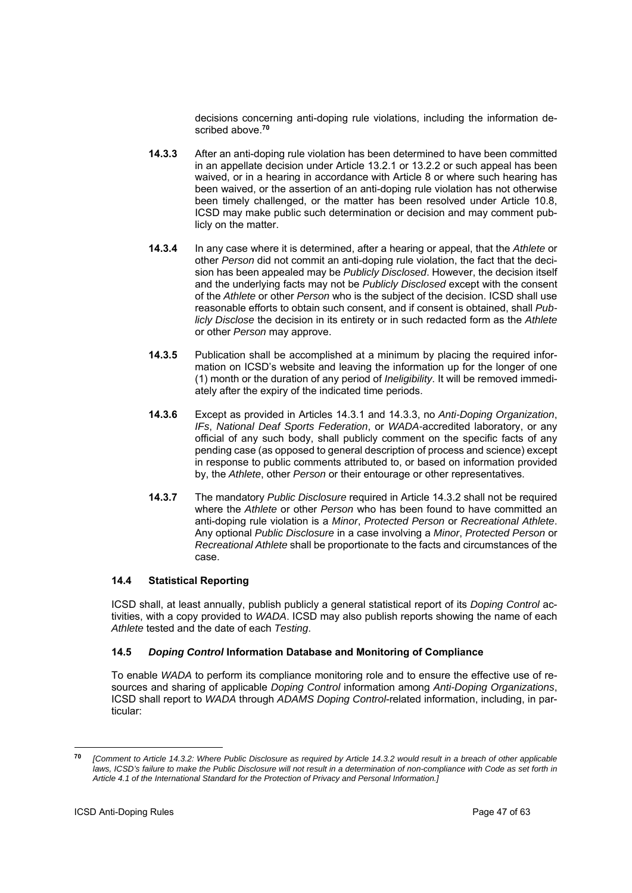decisions concerning anti-doping rule violations, including the information described above.[70]

**14.3.3** After an anti-doping rule violation has been determined to have been committed in an appellate decision under Article 13.2.1 or 13.2.2 or such appeal has been waived, or in a hearing in accordance with Article 8 or where such hearing has been waived, or the assertion of an anti-doping rule violation has not otherwise been timely challenged, or the matter has been resolved under Article 10.8, ICSD may make public such determination or decision and may comment publicly on the matter.

**14.3.4** In any case where it is determined, after a hearing or appeal, that the *Athlete* or other *Person* did not commit an anti-doping rule violation, the fact that the decision has been appealed may be *Publicly Disclosed*. However, the decision itself and the underlying facts may not be *Publicly Disclosed* except with the consent of the *Athlete* or other *Person* who is the subject of the decision. ICSD shall use reasonable efforts to obtain such consent, and if consent is obtained, shall *Publicly Disclose* the decision in its entirety or in such redacted form as the *Athlete* or other *Person* may approve.

**14.3.5** Publication shall be accomplished at a minimum by placing the required information on ICSD's website and leaving the information up for the longer of one (1) month or the duration of any period of *Ineligibility*. It will be removed immediately after the expiry of the indicated time periods.

**14.3.6** Except as provided in Articles 14.3.1 and 14.3.3, no *Anti-Doping Organization*, *IFs*, *National Deaf Sports Federation*, or *WADA*-accredited laboratory, or any official of any such body, shall publicly comment on the specific facts of any pending case (as opposed to general description of process and science) except in response to public comments attributed to, or based on information provided by, the *Athlete*, other *Person* or their entourage or other representatives.

**14.3.7** The mandatory *Public Disclosure* required in Article 14.3.2 shall not be required where the *Athlete* or other *Person* who has been found to have committed an anti-doping rule violation is a *Minor*, *Protected Person* or *Recreational Athlete*. Any optional *Public Disclosure* in a case involving a *Minor*, *Protected Person* or *Recreational Athlete* shall be proportionate to the facts and circumstances of the case.

### 14.4 Statistical Reporting

ICSD shall, at least annually, publish publicly a general statistical report of its *Doping Control* activities, with a copy provided to *WADA*. ICSD may also publish reports showing the name of each *Athlete* tested and the date of each *Testing*.

### 14.5 *Doping Control* Information Database and Monitoring of Compliance

To enable *WADA* to perform its compliance monitoring role and to ensure the effective use of resources and sharing of applicable *Doping Control* information among *Anti-Doping Organizations*, ICSD shall report to *WADA* through *ADAMS Doping Control*-related information, including, in particular:

---

[70] *[Comment to Article 14.3.2: Where Public Disclosure as required by Article 14.3.2 would result in a breach of other applicable laws, ICSD's failure to make the Public Disclosure will not result in a determination of non-compliance with Code as set forth in Article 4.1 of the International Standard for the Protection of Privacy and Personal Information.]*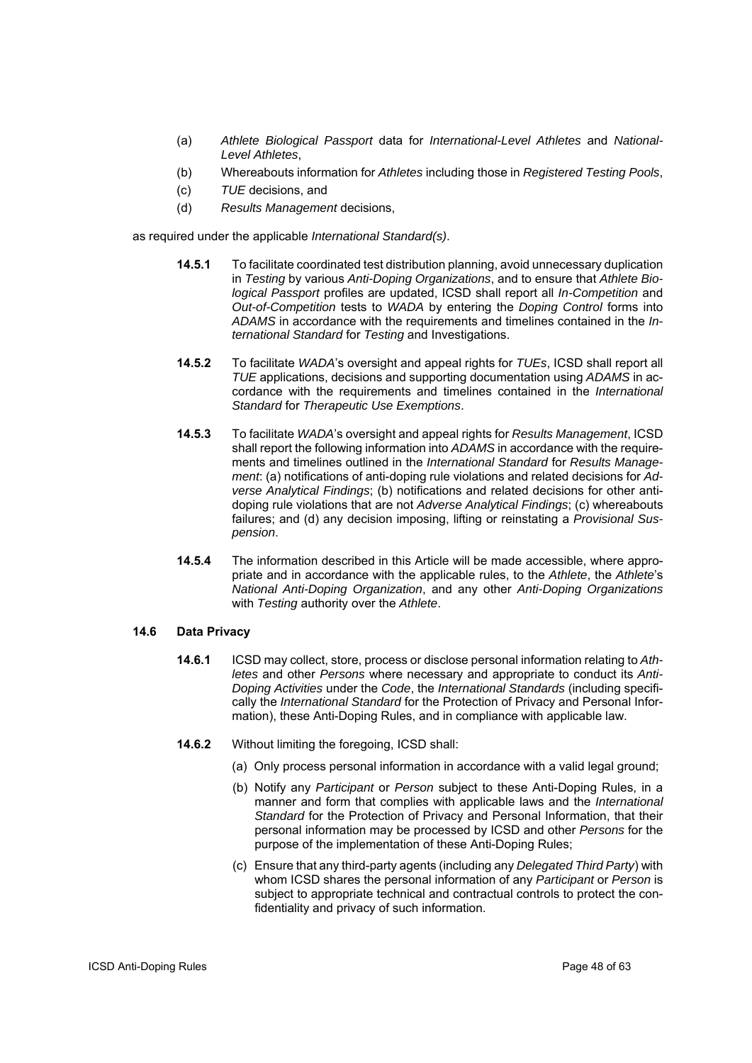(a) *Athlete Biological Passport* data for *International-Level Athletes* and *National-Level Athletes*,

(b) Whereabouts information for *Athletes* including those in *Registered Testing Pools*,

(c) *TUE* decisions, and

(d) *Results Management* decisions,

as required under the applicable *International Standard(s)*.

**14.5.1** To facilitate coordinated test distribution planning, avoid unnecessary duplication in *Testing* by various *Anti-Doping Organizations*, and to ensure that *Athlete Biological Passport* profiles are updated, ICSD shall report all *In-Competition* and *Out-of-Competition* tests to *WADA* by entering the *Doping Control* forms into *ADAMS* in accordance with the requirements and timelines contained in the *International Standard* for *Testing* and Investigations.

**14.5.2** To facilitate *WADA*'s oversight and appeal rights for *TUEs*, ICSD shall report all *TUE* applications, decisions and supporting documentation using *ADAMS* in accordance with the requirements and timelines contained in the *International Standard* for *Therapeutic Use Exemptions*.

**14.5.3** To facilitate *WADA*'s oversight and appeal rights for *Results Management*, ICSD shall report the following information into *ADAMS* in accordance with the requirements and timelines outlined in the *International Standard* for *Results Management*: (a) notifications of anti-doping rule violations and related decisions for *Adverse Analytical Findings*; (b) notifications and related decisions for other anti-doping rule violations that are not *Adverse Analytical Findings*; (c) whereabouts failures; and (d) any decision imposing, lifting or reinstating a *Provisional Suspension*.

**14.5.4** The information described in this Article will be made accessible, where appropriate and in accordance with the applicable rules, to the *Athlete*, the *Athlete*'s *National Anti-Doping Organization*, and any other *Anti-Doping Organizations* with *Testing* authority over the *Athlete*.

### 14.6 Data Privacy

**14.6.1** ICSD may collect, store, process or disclose personal information relating to *Athletes* and other *Persons* where necessary and appropriate to conduct its *Anti-Doping Activities* under the *Code*, the *International Standards* (including specifically the *International Standard* for the Protection of Privacy and Personal Information), these Anti-Doping Rules, and in compliance with applicable law.

**14.6.2** Without limiting the foregoing, ICSD shall:

(a) Only process personal information in accordance with a valid legal ground;

(b) Notify any *Participant* or *Person* subject to these Anti-Doping Rules, in a manner and form that complies with applicable laws and the *International Standard* for the Protection of Privacy and Personal Information, that their personal information may be processed by ICSD and other *Persons* for the purpose of the implementation of these Anti-Doping Rules;

(c) Ensure that any third-party agents (including any *Delegated Third Party*) with whom ICSD shares the personal information of any *Participant* or *Person* is subject to appropriate technical and contractual controls to protect the confidentiality and privacy of such information.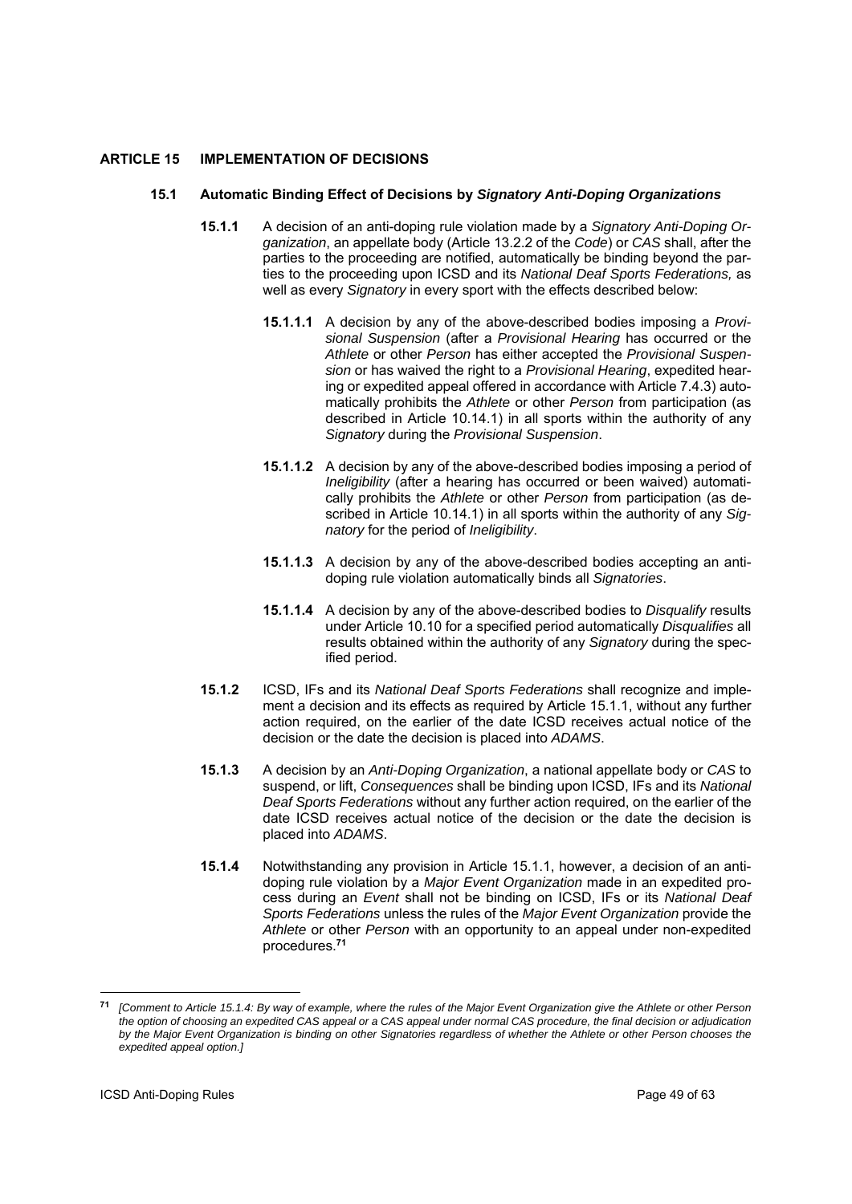## ARTICLE 15 IMPLEMENTATION OF DECISIONS

### 15.1 Automatic Binding Effect of Decisions by *Signatory Anti-Doping Organizations*

**15.1.1** A decision of an anti-doping rule violation made by a *Signatory Anti-Doping Organization*, an appellate body (Article 13.2.2 of the *Code*) or *CAS* shall, after the parties to the proceeding are notified, automatically be binding beyond the parties to the proceeding upon ICSD and its *National Deaf Sports Federations,* as well as every *Signatory* in every sport with the effects described below:

**15.1.1.1** A decision by any of the above-described bodies imposing a *Provisional Suspension* (after a *Provisional Hearing* has occurred or the *Athlete* or other *Person* has either accepted the *Provisional Suspension* or has waived the right to a *Provisional Hearing*, expedited hearing or expedited appeal offered in accordance with Article 7.4.3) automatically prohibits the *Athlete* or other *Person* from participation (as described in Article 10.14.1) in all sports within the authority of any *Signatory* during the *Provisional Suspension*.

**15.1.1.2** A decision by any of the above-described bodies imposing a period of *Ineligibility* (after a hearing has occurred or been waived) automatically prohibits the *Athlete* or other *Person* from participation (as described in Article 10.14.1) in all sports within the authority of any *Signatory* for the period of *Ineligibility*.

**15.1.1.3** A decision by any of the above-described bodies accepting an anti-doping rule violation automatically binds all *Signatories*.

**15.1.1.4** A decision by any of the above-described bodies to *Disqualify* results under Article 10.10 for a specified period automatically *Disqualifies* all results obtained within the authority of any *Signatory* during the specified period.

**15.1.2** ICSD, IFs and its *National Deaf Sports Federations* shall recognize and implement a decision and its effects as required by Article 15.1.1, without any further action required, on the earlier of the date ICSD receives actual notice of the decision or the date the decision is placed into *ADAMS*.

**15.1.3** A decision by an *Anti-Doping Organization*, a national appellate body or *CAS* to suspend, or lift, *Consequences* shall be binding upon ICSD, IFs and its *National Deaf Sports Federations* without any further action required, on the earlier of the date ICSD receives actual notice of the decision or the date the decision is placed into *ADAMS*.

**15.1.4** Notwithstanding any provision in Article 15.1.1, however, a decision of an anti-doping rule violation by a *Major Event Organization* made in an expedited process during an *Event* shall not be binding on ICSD, IFs or its *National Deaf Sports Federations* unless the rules of the *Major Event Organization* provide the *Athlete* or other *Person* with an opportunity to an appeal under non-expedited procedures.[71]

---

[71] *[Comment to Article 15.1.4: By way of example, where the rules of the Major Event Organization give the Athlete or other Person the option of choosing an expedited CAS appeal or a CAS appeal under normal CAS procedure, the final decision or adjudication by the Major Event Organization is binding on other Signatories regardless of whether the Athlete or other Person chooses the expedited appeal option.]*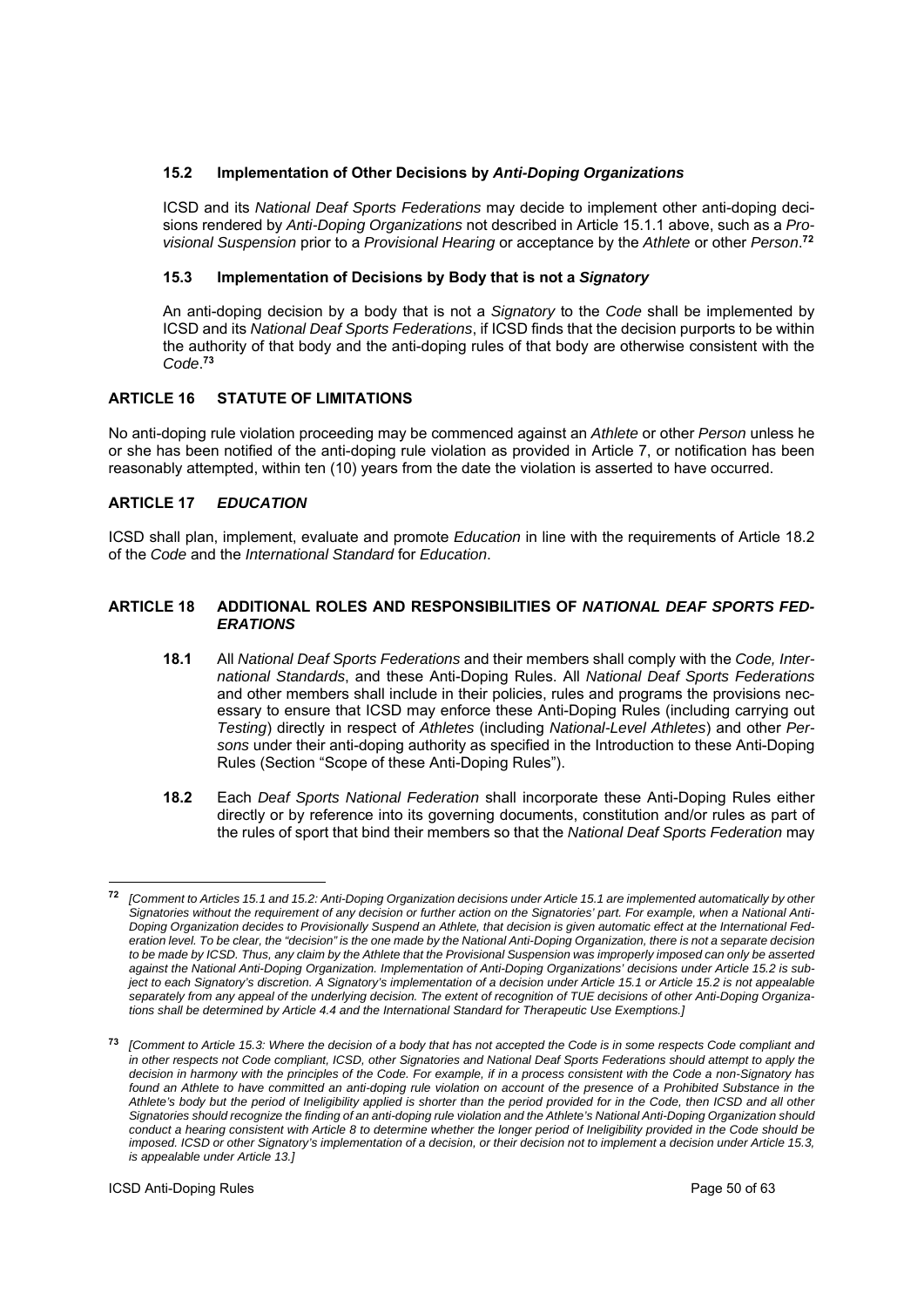### 15.2 Implementation of Other Decisions by *Anti-Doping Organizations*

ICSD and its *National Deaf Sports Federations* may decide to implement other anti-doping decisions rendered by *Anti-Doping Organizations* not described in Article 15.1.1 above, such as a *Provisional Suspension* prior to a *Provisional Hearing* or acceptance by the *Athlete* or other *Person*.[72]

### 15.3 Implementation of Decisions by Body that is not a *Signatory*

An anti-doping decision by a body that is not a *Signatory* to the *Code* shall be implemented by ICSD and its *National Deaf Sports Federations*, if ICSD finds that the decision purports to be within the authority of that body and the anti-doping rules of that body are otherwise consistent with the *Code*.[73]

## ARTICLE 16 STATUTE OF LIMITATIONS

No anti-doping rule violation proceeding may be commenced against an *Athlete* or other *Person* unless he or she has been notified of the anti-doping rule violation as provided in Article 7, or notification has been reasonably attempted, within ten (10) years from the date the violation is asserted to have occurred.

## ARTICLE 17 *EDUCATION*

ICSD shall plan, implement, evaluate and promote *Education* in line with the requirements of Article 18.2 of the *Code* and the *International Standard* for *Education*.

## ARTICLE 18 ADDITIONAL ROLES AND RESPONSIBILITIES OF *NATIONAL DEAF SPORTS FEDERATIONS*

**18.1** All *National Deaf Sports Federations* and their members shall comply with the *Code, International Standards*, and these Anti-Doping Rules. All *National Deaf Sports Federations* and other members shall include in their policies, rules and programs the provisions necessary to ensure that ICSD may enforce these Anti-Doping Rules (including carrying out *Testing*) directly in respect of *Athletes* (including *National-Level Athletes*) and other *Persons* under their anti-doping authority as specified in the Introduction to these Anti-Doping Rules (Section "Scope of these Anti-Doping Rules").

**18.2** Each *Deaf Sports National Federation* shall incorporate these Anti-Doping Rules either directly or by reference into its governing documents, constitution and/or rules as part of the rules of sport that bind their members so that the *National Deaf Sports Federation* may

---

[72] *[Comment to Articles 15.1 and 15.2: Anti-Doping Organization decisions under Article 15.1 are implemented automatically by other Signatories without the requirement of any decision or further action on the Signatories' part. For example, when a National Anti-Doping Organization decides to Provisionally Suspend an Athlete, that decision is given automatic effect at the International Federation level. To be clear, the "decision" is the one made by the National Anti-Doping Organization, there is not a separate decision to be made by ICSD. Thus, any claim by the Athlete that the Provisional Suspension was improperly imposed can only be asserted against the National Anti-Doping Organization. Implementation of Anti-Doping Organizations' decisions under Article 15.2 is subject to each Signatory's discretion. A Signatory's implementation of a decision under Article 15.1 or Article 15.2 is not appealable separately from any appeal of the underlying decision. The extent of recognition of TUE decisions of other Anti-Doping Organizations shall be determined by Article 4.4 and the International Standard for Therapeutic Use Exemptions.]*

[73] *[Comment to Article 15.3: Where the decision of a body that has not accepted the Code is in some respects Code compliant and in other respects not Code compliant, ICSD, other Signatories and National Deaf Sports Federations should attempt to apply the decision in harmony with the principles of the Code. For example, if in a process consistent with the Code a non-Signatory has found an Athlete to have committed an anti-doping rule violation on account of the presence of a Prohibited Substance in the Athlete's body but the period of Ineligibility applied is shorter than the period provided for in the Code, then ICSD and all other Signatories should recognize the finding of an anti-doping rule violation and the Athlete's National Anti-Doping Organization should conduct a hearing consistent with Article 8 to determine whether the longer period of Ineligibility provided in the Code should be imposed. ICSD or other Signatory's implementation of a decision, or their decision not to implement a decision under Article 15.3, is appealable under Article 13.]*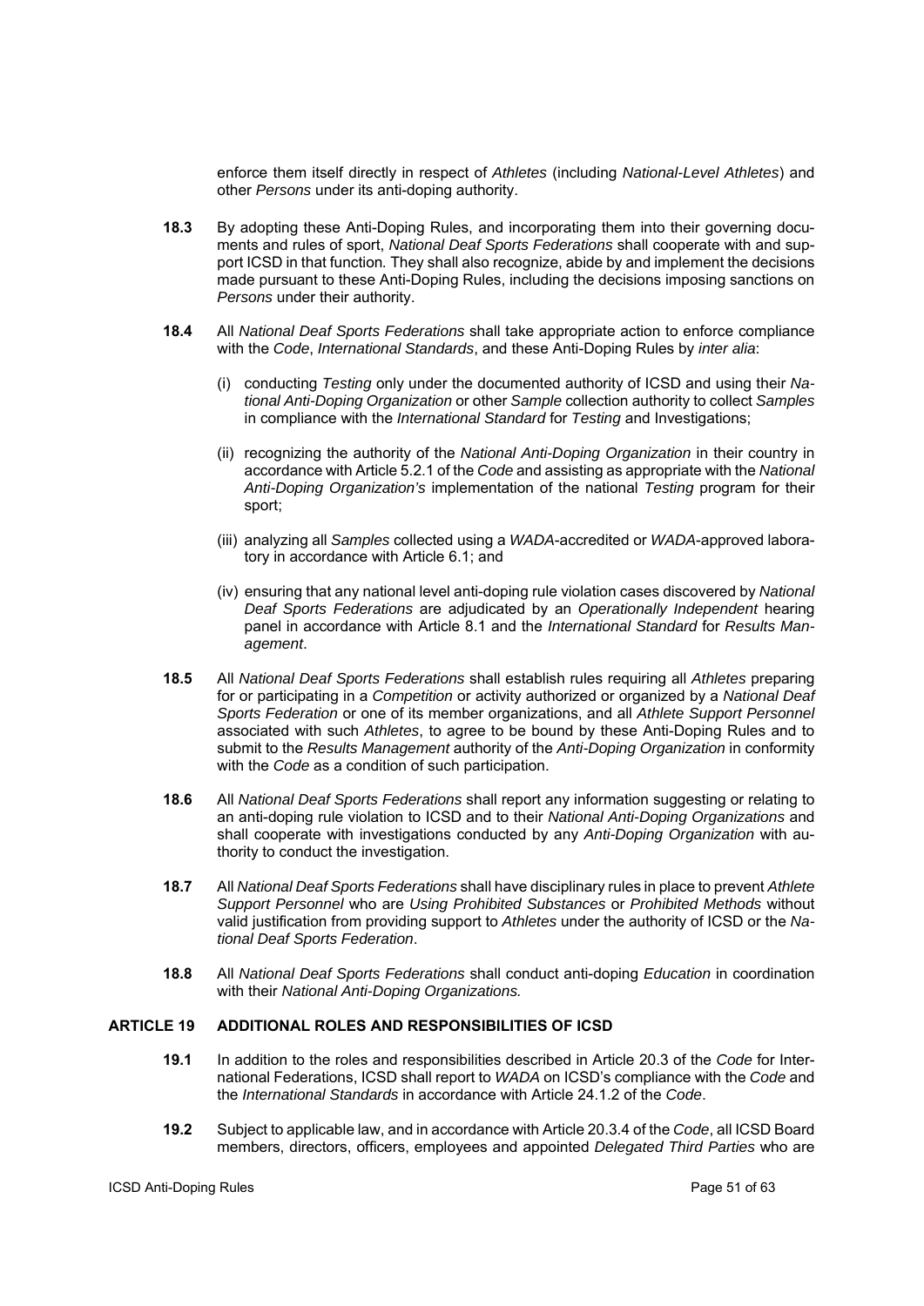enforce them itself directly in respect of *Athletes* (including *National-Level Athletes*) and other *Persons* under its anti-doping authority.

**18.3** By adopting these Anti-Doping Rules, and incorporating them into their governing documents and rules of sport, *National Deaf Sports Federations* shall cooperate with and support ICSD in that function. They shall also recognize, abide by and implement the decisions made pursuant to these Anti-Doping Rules, including the decisions imposing sanctions on *Persons* under their authority.

**18.4** All *National Deaf Sports Federations* shall take appropriate action to enforce compliance with the *Code*, *International Standards*, and these Anti-Doping Rules by *inter alia*:

(i) conducting *Testing* only under the documented authority of ICSD and using their *National Anti-Doping Organization* or other *Sample* collection authority to collect *Samples* in compliance with the *International Standard* for *Testing* and Investigations;

(ii) recognizing the authority of the *National Anti-Doping Organization* in their country in accordance with Article 5.2.1 of the *Code* and assisting as appropriate with the *National Anti-Doping Organization's* implementation of the national *Testing* program for their sport;

(iii) analyzing all *Samples* collected using a *WADA*-accredited or *WADA*-approved laboratory in accordance with Article 6.1; and

(iv) ensuring that any national level anti-doping rule violation cases discovered by *National Deaf Sports Federations* are adjudicated by an *Operationally Independent* hearing panel in accordance with Article 8.1 and the *International Standard* for *Results Management*.

**18.5** All *National Deaf Sports Federations* shall establish rules requiring all *Athletes* preparing for or participating in a *Competition* or activity authorized or organized by a *National Deaf Sports Federation* or one of its member organizations, and all *Athlete Support Personnel* associated with such *Athletes*, to agree to be bound by these Anti-Doping Rules and to submit to the *Results Management* authority of the *Anti-Doping Organization* in conformity with the *Code* as a condition of such participation.

**18.6** All *National Deaf Sports Federations* shall report any information suggesting or relating to an anti-doping rule violation to ICSD and to their *National Anti-Doping Organizations* and shall cooperate with investigations conducted by any *Anti-Doping Organization* with authority to conduct the investigation.

**18.7** All *National Deaf Sports Federations* shall have disciplinary rules in place to prevent *Athlete Support Personnel* who are *Using Prohibited Substances* or *Prohibited Methods* without valid justification from providing support to *Athletes* under the authority of ICSD or the *National Deaf Sports Federation*.

**18.8** All *National Deaf Sports Federations* shall conduct anti-doping *Education* in coordination with their *National Anti-Doping Organizations.*

## ARTICLE 19 ADDITIONAL ROLES AND RESPONSIBILITIES OF ICSD

**19.1** In addition to the roles and responsibilities described in Article 20.3 of the *Code* for International Federations, ICSD shall report to *WADA* on ICSD's compliance with the *Code* and the *International Standards* in accordance with Article 24.1.2 of the *Code*.

**19.2** Subject to applicable law, and in accordance with Article 20.3.4 of the *Code*, all ICSD Board members, directors, officers, employees and appointed *Delegated Third Parties* who are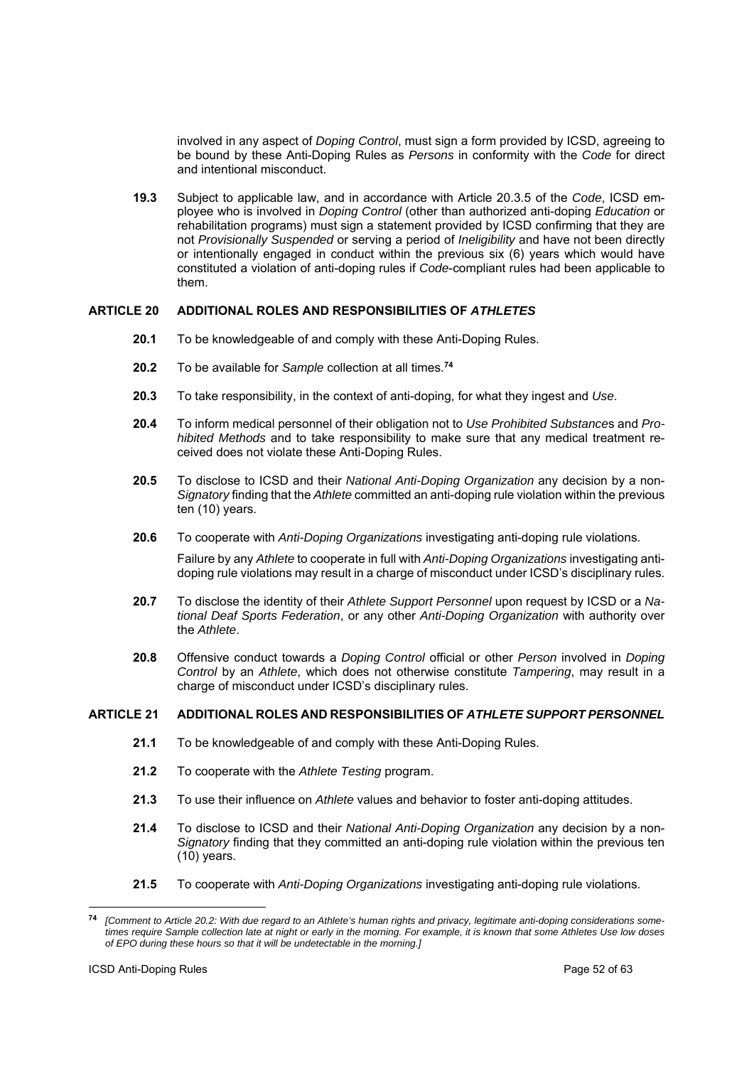involved in any aspect of *Doping Control*, must sign a form provided by ICSD, agreeing to be bound by these Anti-Doping Rules as *Persons* in conformity with the *Code* for direct and intentional misconduct.

**19.3** Subject to applicable law, and in accordance with Article 20.3.5 of the *Code*, ICSD employee who is involved in *Doping Control* (other than authorized anti-doping *Education* or rehabilitation programs) must sign a statement provided by ICSD confirming that they are not *Provisionally Suspended* or serving a period of *Ineligibility* and have not been directly or intentionally engaged in conduct within the previous six (6) years which would have constituted a violation of anti-doping rules if *Code*-compliant rules had been applicable to them.

## ARTICLE 20 ADDITIONAL ROLES AND RESPONSIBILITIES OF *ATHLETES*

**20.1** To be knowledgeable of and comply with these Anti-Doping Rules.

**20.2** To be available for *Sample* collection at all times.[74]

**20.3** To take responsibility, in the context of anti-doping, for what they ingest and *Use*.

**20.4** To inform medical personnel of their obligation not to *Use Prohibited Substance*s and *Prohibited Methods* and to take responsibility to make sure that any medical treatment received does not violate these Anti-Doping Rules.

**20.5** To disclose to ICSD and their *National Anti-Doping Organization* any decision by a non-*Signatory* finding that the *Athlete* committed an anti-doping rule violation within the previous ten (10) years.

**20.6** To cooperate with *Anti-Doping Organizations* investigating anti-doping rule violations.

Failure by any *Athlete* to cooperate in full with *Anti-Doping Organizations* investigating anti-doping rule violations may result in a charge of misconduct under ICSD's disciplinary rules.

**20.7** To disclose the identity of their *Athlete Support Personnel* upon request by ICSD or a *National Deaf Sports Federation*, or any other *Anti-Doping Organization* with authority over the *Athlete*.

**20.8** Offensive conduct towards a *Doping Control* official or other *Person* involved in *Doping Control* by an *Athlete*, which does not otherwise constitute *Tampering*, may result in a charge of misconduct under ICSD's disciplinary rules.

## ARTICLE 21 ADDITIONAL ROLES AND RESPONSIBILITIES OF *ATHLETE SUPPORT PERSONNEL*

**21.1** To be knowledgeable of and comply with these Anti-Doping Rules.

**21.2** To cooperate with the *Athlete Testing* program.

**21.3** To use their influence on *Athlete* values and behavior to foster anti-doping attitudes.

**21.4** To disclose to ICSD and their *National Anti-Doping Organization* any decision by a non-*Signatory* finding that they committed an anti-doping rule violation within the previous ten (10) years.

**21.5** To cooperate with *Anti-Doping Organizations* investigating anti-doping rule violations.

---

[74] *[Comment to Article 20.2: With due regard to an Athlete's human rights and privacy, legitimate anti-doping considerations sometimes require Sample collection late at night or early in the morning. For example, it is known that some Athletes Use low doses of EPO during these hours so that it will be undetectable in the morning.]*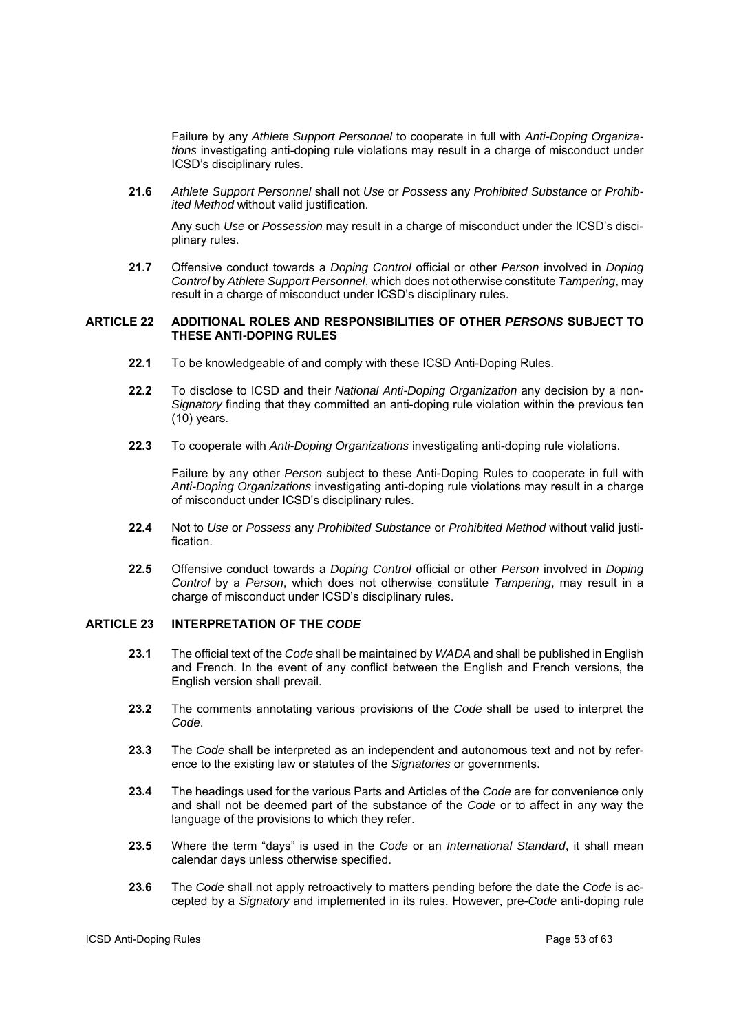Failure by any *Athlete Support Personnel* to cooperate in full with *Anti-Doping Organizations* investigating anti-doping rule violations may result in a charge of misconduct under ICSD's disciplinary rules.

**21.6** *Athlete Support Personnel* shall not *Use* or *Possess* any *Prohibited Substance* or *Prohibited Method* without valid justification.

Any such *Use* or *Possession* may result in a charge of misconduct under the ICSD's disciplinary rules.

**21.7** Offensive conduct towards a *Doping Control* official or other *Person* involved in *Doping Control* by *Athlete Support Personnel*, which does not otherwise constitute *Tampering*, may result in a charge of misconduct under ICSD's disciplinary rules.

## ARTICLE 22 ADDITIONAL ROLES AND RESPONSIBILITIES OF OTHER *PERSONS* SUBJECT TO THESE ANTI-DOPING RULES

**22.1** To be knowledgeable of and comply with these ICSD Anti-Doping Rules.

**22.2** To disclose to ICSD and their *National Anti-Doping Organization* any decision by a non-*Signatory* finding that they committed an anti-doping rule violation within the previous ten (10) years.

**22.3** To cooperate with *Anti-Doping Organizations* investigating anti-doping rule violations.

Failure by any other *Person* subject to these Anti-Doping Rules to cooperate in full with *Anti-Doping Organizations* investigating anti-doping rule violations may result in a charge of misconduct under ICSD's disciplinary rules.

**22.4** Not to *Use* or *Possess* any *Prohibited Substance* or *Prohibited Method* without valid justification.

**22.5** Offensive conduct towards a *Doping Control* official or other *Person* involved in *Doping Control* by a *Person*, which does not otherwise constitute *Tampering*, may result in a charge of misconduct under ICSD's disciplinary rules.

## ARTICLE 23 INTERPRETATION OF THE *CODE*

**23.1** The official text of the *Code* shall be maintained by *WADA* and shall be published in English and French. In the event of any conflict between the English and French versions, the English version shall prevail.

**23.2** The comments annotating various provisions of the *Code* shall be used to interpret the *Code*.

**23.3** The *Code* shall be interpreted as an independent and autonomous text and not by reference to the existing law or statutes of the *Signatories* or governments.

**23.4** The headings used for the various Parts and Articles of the *Code* are for convenience only and shall not be deemed part of the substance of the *Code* or to affect in any way the language of the provisions to which they refer.

**23.5** Where the term "days" is used in the *Code* or an *International Standard*, it shall mean calendar days unless otherwise specified.

**23.6** The *Code* shall not apply retroactively to matters pending before the date the *Code* is accepted by a *Signatory* and implemented in its rules. However, pre-*Code* anti-doping rule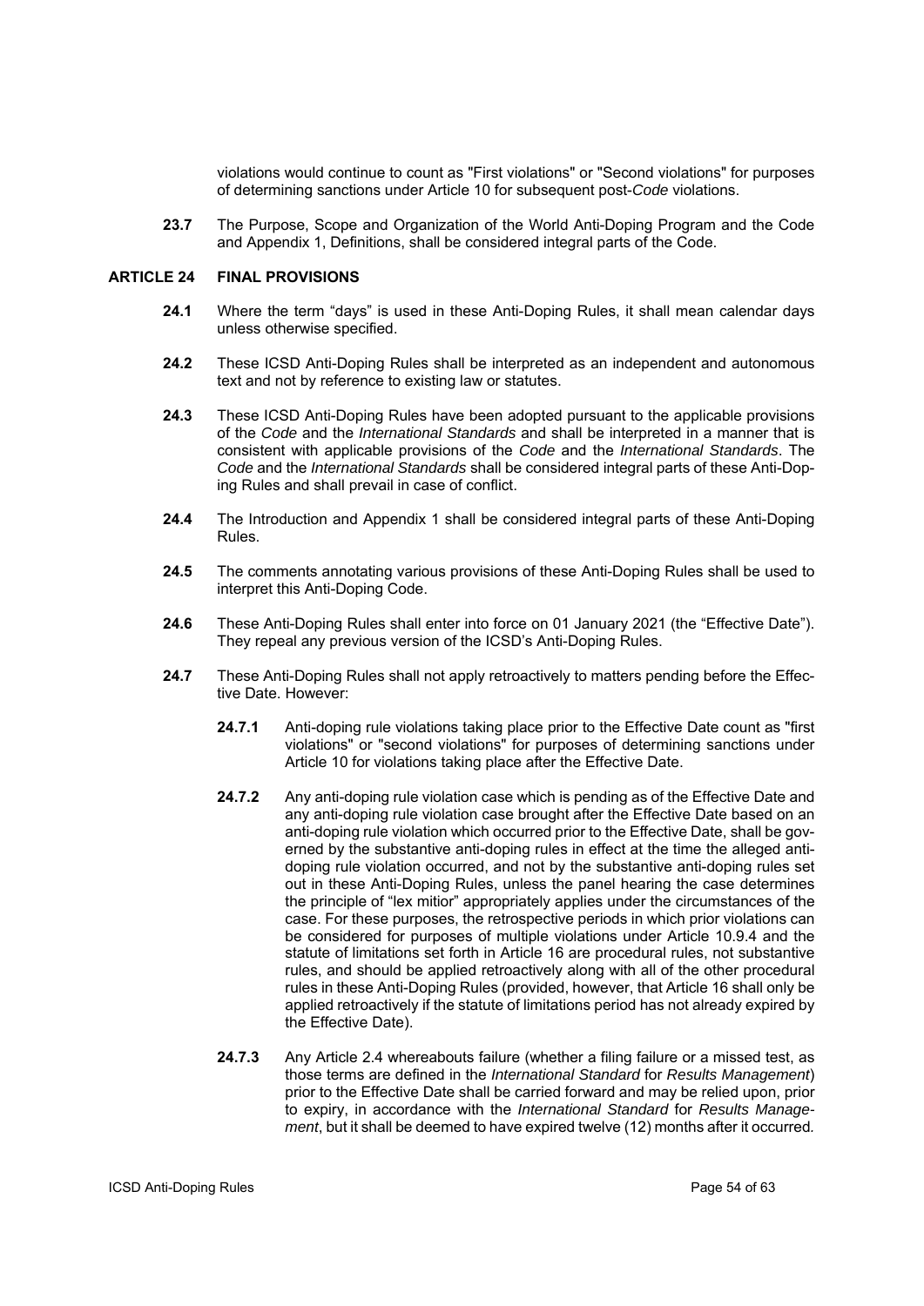violations would continue to count as "First violations" or "Second violations" for purposes of determining sanctions under Article 10 for subsequent post-*Code* violations.

**23.7** The Purpose, Scope and Organization of the World Anti-Doping Program and the Code and Appendix 1, Definitions, shall be considered integral parts of the Code.

## ARTICLE 24 FINAL PROVISIONS

**24.1** Where the term "days" is used in these Anti-Doping Rules, it shall mean calendar days unless otherwise specified.

**24.2** These ICSD Anti-Doping Rules shall be interpreted as an independent and autonomous text and not by reference to existing law or statutes.

**24.3** These ICSD Anti-Doping Rules have been adopted pursuant to the applicable provisions of the *Code* and the *International Standards* and shall be interpreted in a manner that is consistent with applicable provisions of the *Code* and the *International Standards*. The *Code* and the *International Standards* shall be considered integral parts of these Anti-Doping Rules and shall prevail in case of conflict.

**24.4** The Introduction and Appendix 1 shall be considered integral parts of these Anti-Doping Rules.

**24.5** The comments annotating various provisions of these Anti-Doping Rules shall be used to interpret this Anti-Doping Code.

**24.6** These Anti-Doping Rules shall enter into force on 01 January 2021 (the "Effective Date"). They repeal any previous version of the ICSD's Anti-Doping Rules.

**24.7** These Anti-Doping Rules shall not apply retroactively to matters pending before the Effective Date. However:

**24.7.1** Anti-doping rule violations taking place prior to the Effective Date count as "first violations" or "second violations" for purposes of determining sanctions under Article 10 for violations taking place after the Effective Date.

**24.7.2** Any anti-doping rule violation case which is pending as of the Effective Date and any anti-doping rule violation case brought after the Effective Date based on an anti-doping rule violation which occurred prior to the Effective Date, shall be governed by the substantive anti-doping rules in effect at the time the alleged anti-doping rule violation occurred, and not by the substantive anti-doping rules set out in these Anti-Doping Rules, unless the panel hearing the case determines the principle of "lex mitior" appropriately applies under the circumstances of the case. For these purposes, the retrospective periods in which prior violations can be considered for purposes of multiple violations under Article 10.9.4 and the statute of limitations set forth in Article 16 are procedural rules, not substantive rules, and should be applied retroactively along with all of the other procedural rules in these Anti-Doping Rules (provided, however, that Article 16 shall only be applied retroactively if the statute of limitations period has not already expired by the Effective Date).

**24.7.3** Any Article 2.4 whereabouts failure (whether a filing failure or a missed test, as those terms are defined in the *International Standard* for *Results Management*) prior to the Effective Date shall be carried forward and may be relied upon, prior to expiry, in accordance with the *International Standard* for *Results Management*, but it shall be deemed to have expired twelve (12) months after it occurred.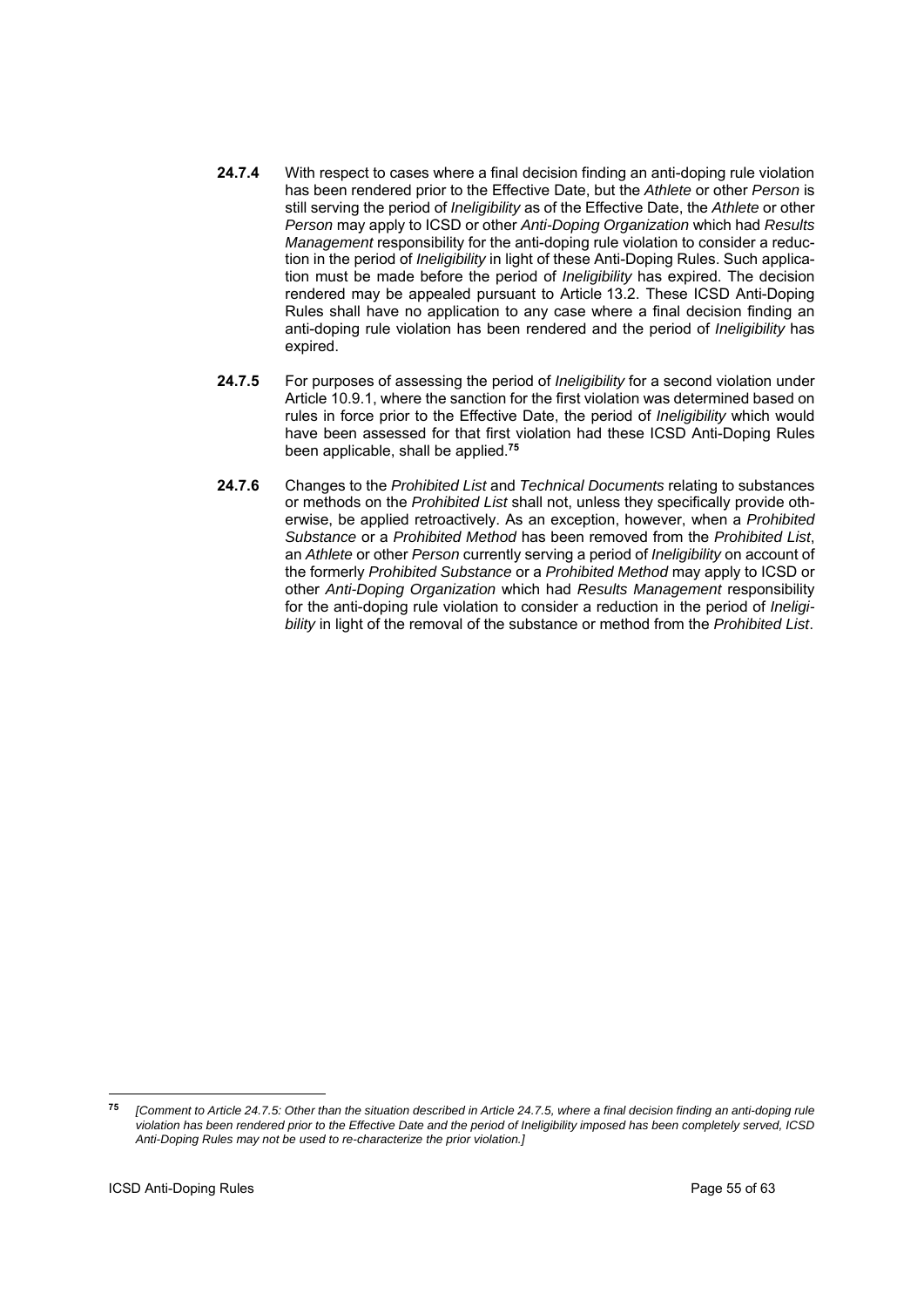**24.7.4** With respect to cases where a final decision finding an anti-doping rule violation has been rendered prior to the Effective Date, but the *Athlete* or other *Person* is still serving the period of *Ineligibility* as of the Effective Date, the *Athlete* or other *Person* may apply to ICSD or other *Anti-Doping Organization* which had *Results Management* responsibility for the anti-doping rule violation to consider a reduction in the period of *Ineligibility* in light of these Anti-Doping Rules. Such application must be made before the period of *Ineligibility* has expired. The decision rendered may be appealed pursuant to Article 13.2. These ICSD Anti-Doping Rules shall have no application to any case where a final decision finding an anti-doping rule violation has been rendered and the period of *Ineligibility* has expired.

**24.7.5** For purposes of assessing the period of *Ineligibility* for a second violation under Article 10.9.1, where the sanction for the first violation was determined based on rules in force prior to the Effective Date, the period of *Ineligibility* which would have been assessed for that first violation had these ICSD Anti-Doping Rules been applicable, shall be applied.[75]

**24.7.6** Changes to the *Prohibited List* and *Technical Documents* relating to substances or methods on the *Prohibited List* shall not, unless they specifically provide otherwise, be applied retroactively. As an exception, however, when a *Prohibited Substance* or a *Prohibited Method* has been removed from the *Prohibited List*, an *Athlete* or other *Person* currently serving a period of *Ineligibility* on account of the formerly *Prohibited Substance* or a *Prohibited Method* may apply to ICSD or other *Anti-Doping Organization* which had *Results Management* responsibility for the anti-doping rule violation to consider a reduction in the period of *Ineligibility* in light of the removal of the substance or method from the *Prohibited List*.

---

[75] *[Comment to Article 24.7.5: Other than the situation described in Article 24.7.5, where a final decision finding an anti-doping rule violation has been rendered prior to the Effective Date and the period of Ineligibility imposed has been completely served, ICSD Anti-Doping Rules may not be used to re-characterize the prior violation.]*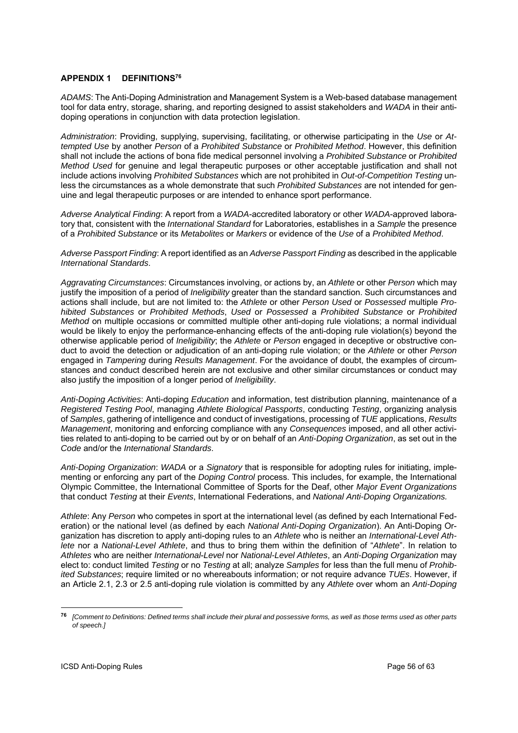## APPENDIX 1 DEFINITIONS[76]

*ADAMS*: The Anti-Doping Administration and Management System is a Web-based database management tool for data entry, storage, sharing, and reporting designed to assist stakeholders and *WADA* in their anti-doping operations in conjunction with data protection legislation.

*Administration*: Providing, supplying, supervising, facilitating, or otherwise participating in the *Use* or *Attempted Use* by another *Person* of a *Prohibited Substance* or *Prohibited Method*. However, this definition shall not include the actions of bona fide medical personnel involving a *Prohibited Substance* or *Prohibited Method Used* for genuine and legal therapeutic purposes or other acceptable justification and shall not include actions involving *Prohibited Substances* which are not prohibited in *Out-of-Competition Testing* unless the circumstances as a whole demonstrate that such *Prohibited Substances* are not intended for genuine and legal therapeutic purposes or are intended to enhance sport performance.

*Adverse Analytical Finding*: A report from a *WADA*-accredited laboratory or other *WADA*-approved laboratory that, consistent with the *International Standard* for Laboratories, establishes in a *Sample* the presence of a *Prohibited Substance* or its *Metabolites* or *Markers* or evidence of the *Use* of a *Prohibited Method*.

*Adverse Passport Finding*: A report identified as an *Adverse Passport Finding* as described in the applicable *International Standards*.

*Aggravating Circumstances*: Circumstances involving, or actions by, an *Athlete* or other *Person* which may justify the imposition of a period of *Ineligibility* greater than the standard sanction. Such circumstances and actions shall include, but are not limited to: the *Athlete* or other *Person Used* or *Possessed* multiple *Prohibited Substances* or *Prohibited Methods*, *Used* or *Possessed* a *Prohibited Substance* or *Prohibited Method* on multiple occasions or committed multiple other anti-doping rule violations; a normal individual would be likely to enjoy the performance-enhancing effects of the anti-doping rule violation(s) beyond the otherwise applicable period of *Ineligibility*; the *Athlete* or *Person* engaged in deceptive or obstructive conduct to avoid the detection or adjudication of an anti-doping rule violation; or the *Athlete* or other *Person* engaged in *Tampering* during *Results Management*. For the avoidance of doubt, the examples of circumstances and conduct described herein are not exclusive and other similar circumstances or conduct may also justify the imposition of a longer period of *Ineligibility*.

*Anti-Doping Activities*: Anti-doping *Education* and information, test distribution planning, maintenance of a *Registered Testing Pool*, managing *Athlete Biological Passports*, conducting *Testing*, organizing analysis of *Samples*, gathering of intelligence and conduct of investigations, processing of *TUE* applications, *Results Management*, monitoring and enforcing compliance with any *Consequences* imposed, and all other activities related to anti-doping to be carried out by or on behalf of an *Anti-Doping Organization*, as set out in the *Code* and/or the *International Standards*.

*Anti-Doping Organization*: *WADA* or a *Signatory* that is responsible for adopting rules for initiating, implementing or enforcing any part of the *Doping Control* process. This includes, for example, the International Olympic Committee, the International Committee of Sports for the Deaf, other *Major Event Organizations* that conduct *Testing* at their *Events*, International Federations, and *National Anti-Doping Organizations.*

*Athlete*: Any *Person* who competes in sport at the international level (as defined by each International Federation) or the national level (as defined by each *National Anti-Doping Organization*). An Anti-Doping Organization has discretion to apply anti-doping rules to an *Athlete* who is neither an *International-Level Athlete* nor a *National-Level Athlete*, and thus to bring them within the definition of "*Athlete*". In relation to *Athletes* who are neither *International-Level* nor *National-Level Athletes*, an *Anti-Doping Organization* may elect to: conduct limited *Testing* or no *Testing* at all; analyze *Samples* for less than the full menu of *Prohibited Substances*; require limited or no whereabouts information; or not require advance *TUEs*. However, if an Article 2.1, 2.3 or 2.5 anti-doping rule violation is committed by any *Athlete* over whom an *Anti-Doping*

---

[76] *[Comment to Definitions: Defined terms shall include their plural and possessive forms, as well as those terms used as other parts of speech.]*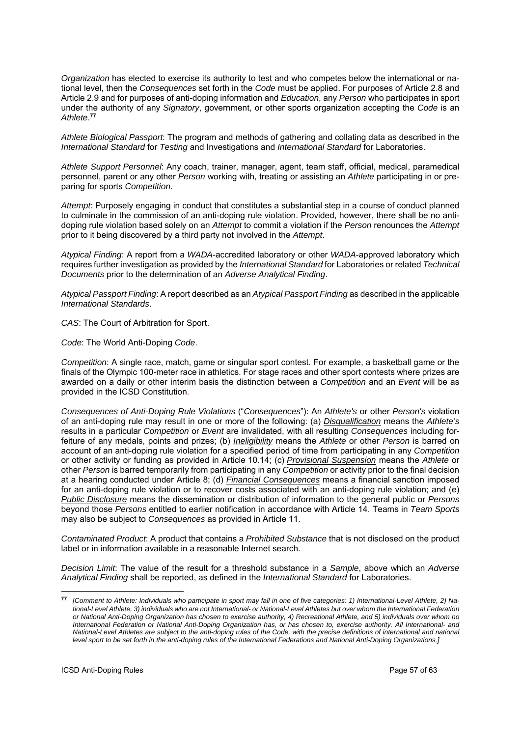*Organization* has elected to exercise its authority to test and who competes below the international or national level, then the *Consequences* set forth in the *Code* must be applied. For purposes of Article 2.8 and Article 2.9 and for purposes of anti-doping information and *Education*, any *Person* who participates in sport under the authority of any *Signatory*, government, or other sports organization accepting the *Code* is an *Athlete*.[77]

*Athlete Biological Passport*: The program and methods of gathering and collating data as described in the *International Standard* for *Testing* and Investigations and *International Standard* for Laboratories.

*Athlete Support Personnel*: Any coach, trainer, manager, agent, team staff, official, medical, paramedical personnel, parent or any other *Person* working with, treating or assisting an *Athlete* participating in or preparing for sports *Competition*.

*Attempt*: Purposely engaging in conduct that constitutes a substantial step in a course of conduct planned to culminate in the commission of an anti-doping rule violation. Provided, however, there shall be no anti-doping rule violation based solely on an *Attempt* to commit a violation if the *Person* renounces the *Attempt* prior to it being discovered by a third party not involved in the *Attempt*.

*Atypical Finding*: A report from a *WADA*-accredited laboratory or other *WADA*-approved laboratory which requires further investigation as provided by the *International Standard* for Laboratories or related *Technical Documents* prior to the determination of an *Adverse Analytical Finding*.

*Atypical Passport Finding*: A report described as an *Atypical Passport Finding* as described in the applicable *International Standards*.

*CAS*: The Court of Arbitration for Sport.

*Code*: The World Anti-Doping *Code*.

*Competition*: A single race, match, game or singular sport contest. For example, a basketball game or the finals of the Olympic 100-meter race in athletics. For stage races and other sport contests where prizes are awarded on a daily or other interim basis the distinction between a *Competition* and an *Event* will be as provided in the ICSD Constitution.

*Consequences of Anti-Doping Rule Violations* ("*Consequences*"): An *Athlete's* or other *Person's* violation of an anti-doping rule may result in one or more of the following: (a) *Disqualification* means the *Athlete's* results in a particular *Competition* or *Event* are invalidated, with all resulting *Consequences* including forfeiture of any medals, points and prizes; (b) *Ineligibility* means the *Athlete* or other *Person* is barred on account of an anti-doping rule violation for a specified period of time from participating in any *Competition* or other activity or funding as provided in Article 10.14; (c) *Provisional Suspension* means the *Athlete* or other *Person* is barred temporarily from participating in any *Competition* or activity prior to the final decision at a hearing conducted under Article 8; (d) *Financial Consequences* means a financial sanction imposed for an anti-doping rule violation or to recover costs associated with an anti-doping rule violation; and (e) *Public Disclosure* means the dissemination or distribution of information to the general public or *Persons* beyond those *Persons* entitled to earlier notification in accordance with Article 14. Teams in *Team Sports* may also be subject to *Consequences* as provided in Article 11.

*Contaminated Product*: A product that contains a *Prohibited Substance* that is not disclosed on the product label or in information available in a reasonable Internet search.

*Decision Limit*: The value of the result for a threshold substance in a *Sample*, above which an *Adverse Analytical Finding* shall be reported, as defined in the *International Standard* for Laboratories.

---

[77] *[Comment to Athlete: Individuals who participate in sport may fall in one of five categories: 1) International-Level Athlete, 2) National-Level Athlete, 3) individuals who are not International- or National-Level Athletes but over whom the International Federation or National Anti-Doping Organization has chosen to exercise authority, 4) Recreational Athlete, and 5) individuals over whom no International Federation or National Anti-Doping Organization has, or has chosen to, exercise authority. All International- and National-Level Athletes are subject to the anti-doping rules of the Code, with the precise definitions of international and national level sport to be set forth in the anti-doping rules of the International Federations and National Anti-Doping Organizations.]*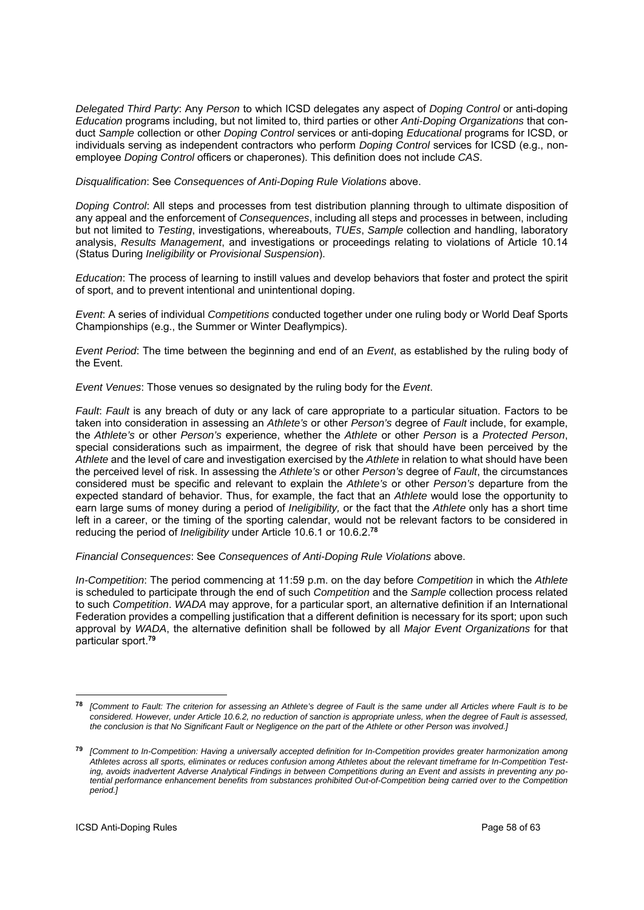*Delegated Third Party*: Any *Person* to which ICSD delegates any aspect of *Doping Control* or anti-doping *Education* programs including, but not limited to, third parties or other *Anti-Doping Organizations* that conduct *Sample* collection or other *Doping Control* services or anti-doping *Educational* programs for ICSD, or individuals serving as independent contractors who perform *Doping Control* services for ICSD (e.g., non-employee *Doping Control* officers or chaperones). This definition does not include *CAS*.

*Disqualification*: See *Consequences of Anti-Doping Rule Violations* above.

*Doping Control*: All steps and processes from test distribution planning through to ultimate disposition of any appeal and the enforcement of *Consequences*, including all steps and processes in between, including but not limited to *Testing*, investigations, whereabouts, *TUEs*, *Sample* collection and handling, laboratory analysis, *Results Management*, and investigations or proceedings relating to violations of Article 10.14 (Status During *Ineligibility* or *Provisional Suspension*).

*Education*: The process of learning to instill values and develop behaviors that foster and protect the spirit of sport, and to prevent intentional and unintentional doping.

*Event*: A series of individual *Competitions* conducted together under one ruling body or World Deaf Sports Championships (e.g., the Summer or Winter Deaflympics).

*Event Period*: The time between the beginning and end of an *Event*, as established by the ruling body of the Event.

*Event Venues*: Those venues so designated by the ruling body for the *Event*.

*Fault*: *Fault* is any breach of duty or any lack of care appropriate to a particular situation. Factors to be taken into consideration in assessing an *Athlete's* or other *Person's* degree of *Fault* include, for example, the *Athlete's* or other *Person's* experience, whether the *Athlete* or other *Person* is a *Protected Person*, special considerations such as impairment, the degree of risk that should have been perceived by the *Athlete* and the level of care and investigation exercised by the *Athlete* in relation to what should have been the perceived level of risk. In assessing the *Athlete's* or other *Person's* degree of *Fault*, the circumstances considered must be specific and relevant to explain the *Athlete's* or other *Person's* departure from the expected standard of behavior. Thus, for example, the fact that an *Athlete* would lose the opportunity to earn large sums of money during a period of *Ineligibility,* or the fact that the *Athlete* only has a short time left in a career, or the timing of the sporting calendar, would not be relevant factors to be considered in reducing the period of *Ineligibility* under Article 10.6.1 or 10.6.2.[78]

*Financial Consequences*: See *Consequences of Anti-Doping Rule Violations* above.

*In-Competition*: The period commencing at 11:59 p.m. on the day before *Competition* in which the *Athlete* is scheduled to participate through the end of such *Competition* and the *Sample* collection process related to such *Competition*. *WADA* may approve, for a particular sport, an alternative definition if an International Federation provides a compelling justification that a different definition is necessary for its sport; upon such approval by *WADA*, the alternative definition shall be followed by all *Major Event Organizations* for that particular sport.[79]

---

[78] *[Comment to Fault: The criterion for assessing an Athlete's degree of Fault is the same under all Articles where Fault is to be considered. However, under Article 10.6.2, no reduction of sanction is appropriate unless, when the degree of Fault is assessed, the conclusion is that No Significant Fault or Negligence on the part of the Athlete or other Person was involved.]*

[79] *[Comment to In-Competition: Having a universally accepted definition for In-Competition provides greater harmonization among Athletes across all sports, eliminates or reduces confusion among Athletes about the relevant timeframe for In-Competition Testing, avoids inadvertent Adverse Analytical Findings in between Competitions during an Event and assists in preventing any potential performance enhancement benefits from substances prohibited Out-of-Competition being carried over to the Competition period.]*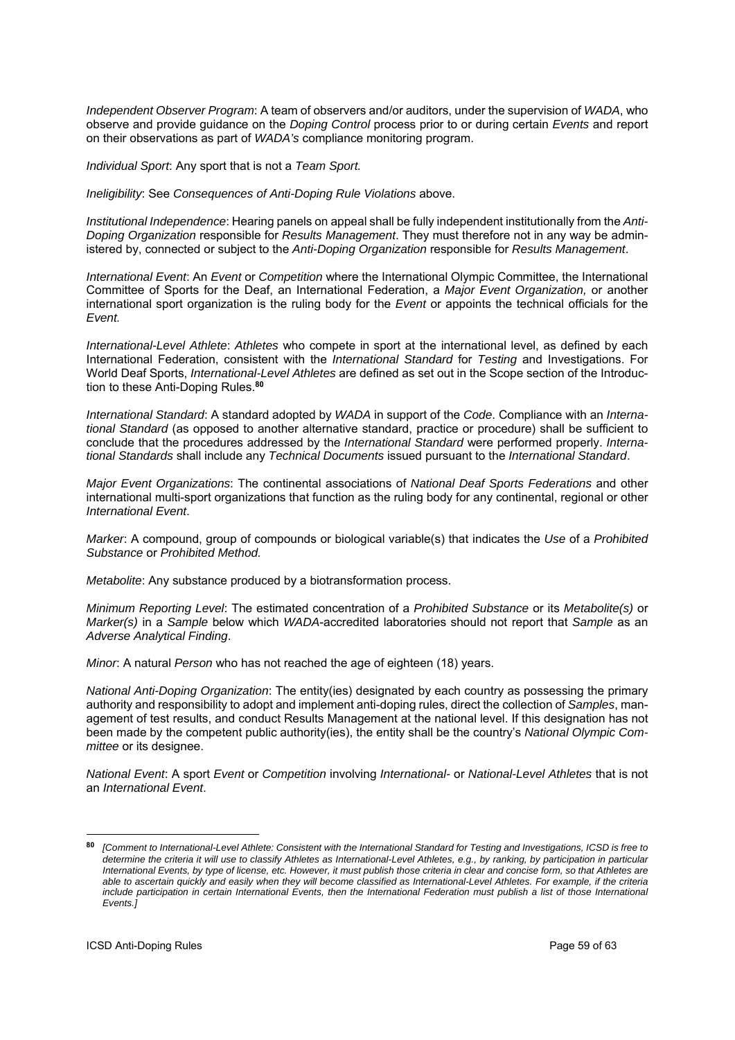*Independent Observer Program*: A team of observers and/or auditors, under the supervision of *WADA*, who observe and provide guidance on the *Doping Control* process prior to or during certain *Events* and report on their observations as part of *WADA's* compliance monitoring program.

*Individual Sport*: Any sport that is not a *Team Sport.*

*Ineligibility*: See *Consequences of Anti-Doping Rule Violations* above.

*Institutional Independence*: Hearing panels on appeal shall be fully independent institutionally from the *Anti-Doping Organization* responsible for *Results Management*. They must therefore not in any way be administered by, connected or subject to the *Anti-Doping Organization* responsible for *Results Management*.

*International Event*: An *Event* or *Competition* where the International Olympic Committee, the International Committee of Sports for the Deaf, an International Federation, a *Major Event Organization,* or another international sport organization is the ruling body for the *Event* or appoints the technical officials for the *Event.*

*International-Level Athlete*: *Athletes* who compete in sport at the international level, as defined by each International Federation, consistent with the *International Standard* for *Testing* and Investigations. For World Deaf Sports, *International-Level Athletes* are defined as set out in the Scope section of the Introduction to these Anti-Doping Rules.[80]

*International Standard*: A standard adopted by *WADA* in support of the *Code*. Compliance with an *International Standard* (as opposed to another alternative standard, practice or procedure) shall be sufficient to conclude that the procedures addressed by the *International Standard* were performed properly. *International Standards* shall include any *Technical Documents* issued pursuant to the *International Standard*.

*Major Event Organizations*: The continental associations of *National Deaf Sports Federations* and other international multi-sport organizations that function as the ruling body for any continental, regional or other *International Event*.

*Marker*: A compound, group of compounds or biological variable(s) that indicates the *Use* of a *Prohibited Substance* or *Prohibited Method.*

*Metabolite*: Any substance produced by a biotransformation process.

*Minimum Reporting Level*: The estimated concentration of a *Prohibited Substance* or its *Metabolite(s)* or *Marker(s)* in a *Sample* below which *WADA*-accredited laboratories should not report that *Sample* as an *Adverse Analytical Finding*.

*Minor*: A natural *Person* who has not reached the age of eighteen (18) years.

*National Anti-Doping Organization*: The entity(ies) designated by each country as possessing the primary authority and responsibility to adopt and implement anti-doping rules, direct the collection of *Samples*, management of test results, and conduct Results Management at the national level. If this designation has not been made by the competent public authority(ies), the entity shall be the country's *National Olympic Committee* or its designee.

*National Event*: A sport *Event* or *Competition* involving *International-* or *National-Level Athletes* that is not an *International Event*.

---

[80] *[Comment to International-Level Athlete: Consistent with the International Standard for Testing and Investigations, ICSD is free to determine the criteria it will use to classify Athletes as International-Level Athletes, e.g., by ranking, by participation in particular International Events, by type of license, etc. However, it must publish those criteria in clear and concise form, so that Athletes are able to ascertain quickly and easily when they will become classified as International-Level Athletes. For example, if the criteria include participation in certain International Events, then the International Federation must publish a list of those International Events.]*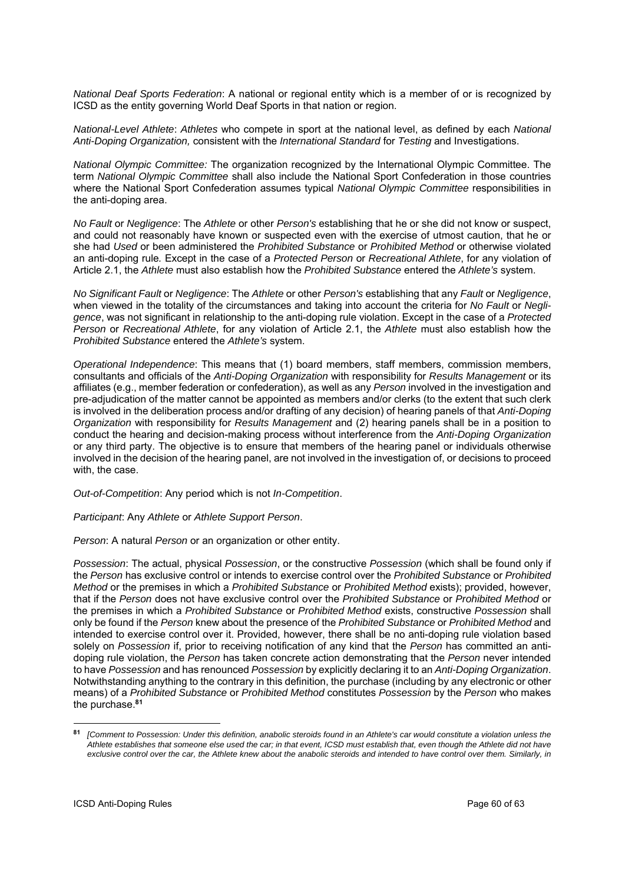*National Deaf Sports Federation*: A national or regional entity which is a member of or is recognized by ICSD as the entity governing World Deaf Sports in that nation or region.

*National-Level Athlete*: *Athletes* who compete in sport at the national level, as defined by each *National Anti-Doping Organization,* consistent with the *International Standard* for *Testing* and Investigations.

*National Olympic Committee:* The organization recognized by the International Olympic Committee. The term *National Olympic Committee* shall also include the National Sport Confederation in those countries where the National Sport Confederation assumes typical *National Olympic Committee* responsibilities in the anti-doping area.

*No Fault* or *Negligence*: The *Athlete* or other *Person's* establishing that he or she did not know or suspect, and could not reasonably have known or suspected even with the exercise of utmost caution, that he or she had *Used* or been administered the *Prohibited Substance* or *Prohibited Method* or otherwise violated an anti-doping rule*.* Except in the case of a *Protected Person* or *Recreational Athlete*, for any violation of Article 2.1, the *Athlete* must also establish how the *Prohibited Substance* entered the *Athlete's* system.

*No Significant Fault* or *Negligence*: The *Athlete* or other *Person's* establishing that any *Fault* or *Negligence*, when viewed in the totality of the circumstances and taking into account the criteria for *No Fault* or *Negligence*, was not significant in relationship to the anti-doping rule violation. Except in the case of a *Protected Person* or *Recreational Athlete*, for any violation of Article 2.1, the *Athlete* must also establish how the *Prohibited Substance* entered the *Athlete's* system.

*Operational Independence*: This means that (1) board members, staff members, commission members, consultants and officials of the *Anti-Doping Organization* with responsibility for *Results Management* or its affiliates (e.g., member federation or confederation), as well as any *Person* involved in the investigation and pre-adjudication of the matter cannot be appointed as members and/or clerks (to the extent that such clerk is involved in the deliberation process and/or drafting of any decision) of hearing panels of that *Anti-Doping Organization* with responsibility for *Results Management* and (2) hearing panels shall be in a position to conduct the hearing and decision-making process without interference from the *Anti-Doping Organization* or any third party. The objective is to ensure that members of the hearing panel or individuals otherwise involved in the decision of the hearing panel, are not involved in the investigation of, or decisions to proceed with, the case.

*Out-of-Competition*: Any period which is not *In-Competition*.

*Participant*: Any *Athlete* or *Athlete Support Person*.

*Person*: A natural *Person* or an organization or other entity.

*Possession*: The actual, physical *Possession*, or the constructive *Possession* (which shall be found only if the *Person* has exclusive control or intends to exercise control over the *Prohibited Substance* or *Prohibited Method* or the premises in which a *Prohibited Substance* or *Prohibited Method* exists); provided, however, that if the *Person* does not have exclusive control over the *Prohibited Substance* or *Prohibited Method* or the premises in which a *Prohibited Substance* or *Prohibited Method* exists, constructive *Possession* shall only be found if the *Person* knew about the presence of the *Prohibited Substance* or *Prohibited Method* and intended to exercise control over it. Provided, however, there shall be no anti-doping rule violation based solely on *Possession* if, prior to receiving notification of any kind that the *Person* has committed an anti-doping rule violation, the *Person* has taken concrete action demonstrating that the *Person* never intended to have *Possession* and has renounced *Possession* by explicitly declaring it to an *Anti-Doping Organization*. Notwithstanding anything to the contrary in this definition, the purchase (including by any electronic or other means) of a *Prohibited Substance* or *Prohibited Method* constitutes *Possession* by the *Person* who makes the purchase.[81]

---

[81] *[Comment to Possession: Under this definition, anabolic steroids found in an Athlete's car would constitute a violation unless the Athlete establishes that someone else used the car; in that event, ICSD must establish that, even though the Athlete did not have exclusive control over the car, the Athlete knew about the anabolic steroids and intended to have control over them. Similarly, in*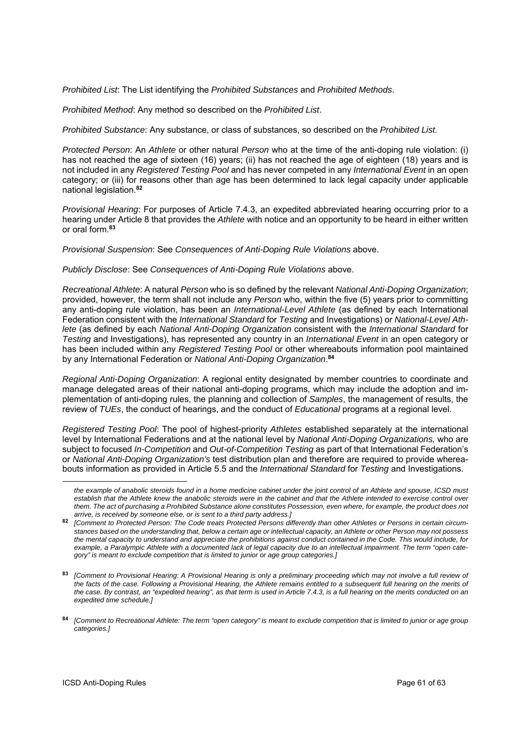*Prohibited List*: The List identifying the *Prohibited Substances* and *Prohibited Methods*.

*Prohibited Method*: Any method so described on the *Prohibited List*.

*Prohibited Substance*: Any substance, or class of substances, so described on the *Prohibited List*.

*Protected Person*: An *Athlete* or other natural *Person* who at the time of the anti-doping rule violation: (i) has not reached the age of sixteen (16) years; (ii) has not reached the age of eighteen (18) years and is not included in any *Registered Testing Pool* and has never competed in any *International Event* in an open category; or (iii) for reasons other than age has been determined to lack legal capacity under applicable national legislation.[82]

*Provisional Hearing*: For purposes of Article 7.4.3, an expedited abbreviated hearing occurring prior to a hearing under Article 8 that provides the *Athlete* with notice and an opportunity to be heard in either written or oral form.[83]

*Provisional Suspension*: See *Consequences of Anti-Doping Rule Violations* above.

*Publicly Disclose*: See *Consequences of Anti-Doping Rule Violations* above.

*Recreational Athlete*: A natural *Person* who is so defined by the relevant *National Anti-Doping Organization*; provided, however, the term shall not include any *Person* who, within the five (5) years prior to committing any anti-doping rule violation, has been an *International-Level Athlete* (as defined by each International Federation consistent with the *International Standard* for *Testing* and Investigations) or *National-Level Athlete* (as defined by each *National Anti-Doping Organization* consistent with the *International Standard* for *Testing* and Investigations), has represented any country in an *International Event* in an open category or has been included within any *Registered Testing Pool* or other whereabouts information pool maintained by any International Federation or *National Anti-Doping Organization*.[84]

*Regional Anti-Doping Organization*: A regional entity designated by member countries to coordinate and manage delegated areas of their national anti-doping programs, which may include the adoption and implementation of anti-doping rules, the planning and collection of *Samples*, the management of results, the review of *TUEs*, the conduct of hearings, and the conduct of *Educational* programs at a regional level.

*Registered Testing Pool*: The pool of highest-priority *Athletes* established separately at the international level by International Federations and at the national level by *National Anti-Doping Organizations,* who are subject to focused *In-Competition* and *Out-of-Competition Testing* as part of that International Federation's or *National Anti-Doping Organization's* test distribution plan and therefore are required to provide whereabouts information as provided in Article 5.5 and the *International Standard* for *Testing* and Investigations.

---

*the example of anabolic steroids found in a home medicine cabinet under the joint control of an Athlete and spouse, ICSD must establish that the Athlete knew the anabolic steroids were in the cabinet and that the Athlete intended to exercise control over them. The act of purchasing a Prohibited Substance alone constitutes Possession, even where, for example, the product does not arrive, is received by someone else, or is sent to a third party address.]*

[82] *[Comment to Protected Person: The Code treats Protected Persons differently than other Athletes or Persons in certain circumstances based on the understanding that, below a certain age or intellectual capacity, an Athlete or other Person may not possess the mental capacity to understand and appreciate the prohibitions against conduct contained in the Code. This would include, for example, a Paralympic Athlete with a documented lack of legal capacity due to an intellectual impairment. The term "open category" is meant to exclude competition that is limited to junior or age group categories.]*

[83] *[Comment to Provisional Hearing: A Provisional Hearing is only a preliminary proceeding which may not involve a full review of the facts of the case. Following a Provisional Hearing, the Athlete remains entitled to a subsequent full hearing on the merits of the case. By contrast, an "expedited hearing", as that term is used in Article 7.4.3, is a full hearing on the merits conducted on an expedited time schedule.]*

[84] *[Comment to Recreational Athlete: The term "open category" is meant to exclude competition that is limited to junior or age group categories.]*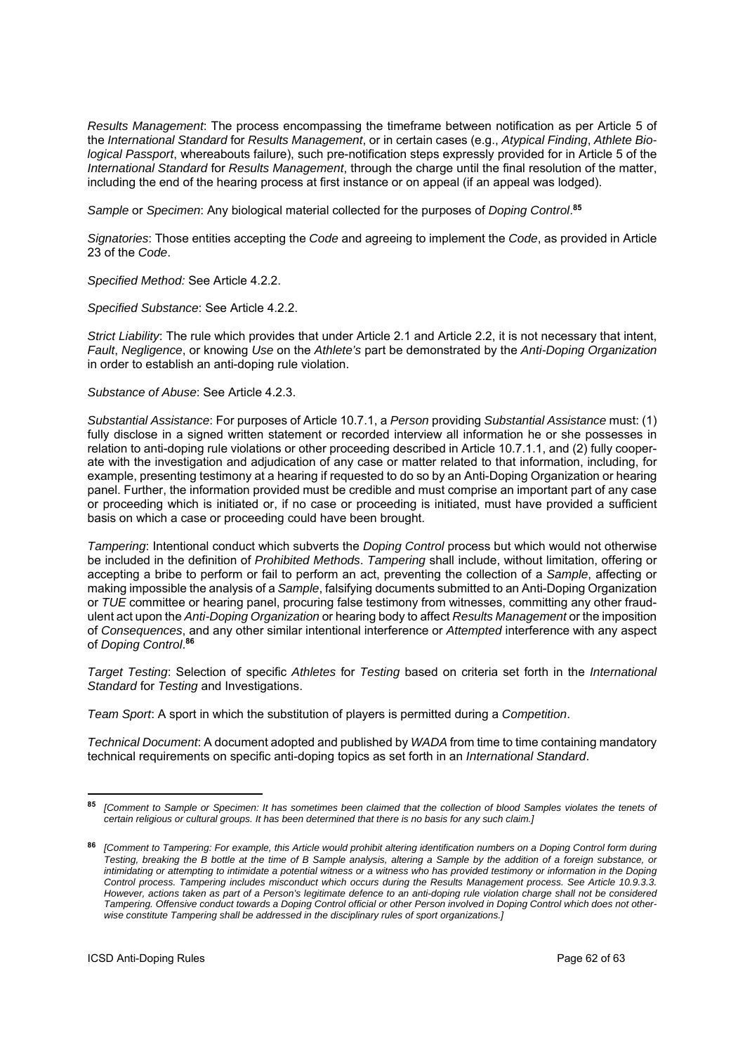*Results Management*: The process encompassing the timeframe between notification as per Article 5 of the *International Standard* for *Results Management*, or in certain cases (e.g., *Atypical Finding*, *Athlete Biological Passport*, whereabouts failure), such pre-notification steps expressly provided for in Article 5 of the *International Standard* for *Results Management*, through the charge until the final resolution of the matter, including the end of the hearing process at first instance or on appeal (if an appeal was lodged).

*Sample* or *Specimen*: Any biological material collected for the purposes of *Doping Control*.[85]

*Signatories*: Those entities accepting the *Code* and agreeing to implement the *Code*, as provided in Article 23 of the *Code*.

*Specified Method:* See Article 4.2.2.

*Specified Substance*: See Article 4.2.2.

*Strict Liability*: The rule which provides that under Article 2.1 and Article 2.2, it is not necessary that intent, *Fault*, *Negligence*, or knowing *Use* on the *Athlete's* part be demonstrated by the *Anti-Doping Organization* in order to establish an anti-doping rule violation.

*Substance of Abuse*: See Article 4.2.3.

*Substantial Assistance*: For purposes of Article 10.7.1, a *Person* providing *Substantial Assistance* must: (1) fully disclose in a signed written statement or recorded interview all information he or she possesses in relation to anti-doping rule violations or other proceeding described in Article 10.7.1.1, and (2) fully cooperate with the investigation and adjudication of any case or matter related to that information, including, for example, presenting testimony at a hearing if requested to do so by an Anti-Doping Organization or hearing panel. Further, the information provided must be credible and must comprise an important part of any case or proceeding which is initiated or, if no case or proceeding is initiated, must have provided a sufficient basis on which a case or proceeding could have been brought.

*Tampering*: Intentional conduct which subverts the *Doping Control* process but which would not otherwise be included in the definition of *Prohibited Methods*. *Tampering* shall include, without limitation, offering or accepting a bribe to perform or fail to perform an act, preventing the collection of a *Sample*, affecting or making impossible the analysis of a *Sample*, falsifying documents submitted to an Anti-Doping Organization or *TUE* committee or hearing panel, procuring false testimony from witnesses, committing any other fraudulent act upon the *Anti-Doping Organization* or hearing body to affect *Results Management* or the imposition of *Consequences*, and any other similar intentional interference or *Attempted* interference with any aspect of *Doping Control*.[86]

*Target Testing*: Selection of specific *Athletes* for *Testing* based on criteria set forth in the *International Standard* for *Testing* and Investigations.

*Team Sport*: A sport in which the substitution of players is permitted during a *Competition*.

*Technical Document*: A document adopted and published by *WADA* from time to time containing mandatory technical requirements on specific anti-doping topics as set forth in an *International Standard*.

---

[85] *[Comment to Sample or Specimen: It has sometimes been claimed that the collection of blood Samples violates the tenets of certain religious or cultural groups. It has been determined that there is no basis for any such claim.]*

[86] *[Comment to Tampering: For example, this Article would prohibit altering identification numbers on a Doping Control form during Testing, breaking the B bottle at the time of B Sample analysis, altering a Sample by the addition of a foreign substance, or intimidating or attempting to intimidate a potential witness or a witness who has provided testimony or information in the Doping Control process. Tampering includes misconduct which occurs during the Results Management process. See Article 10.9.3.3. However, actions taken as part of a Person's legitimate defence to an anti-doping rule violation charge shall not be considered Tampering. Offensive conduct towards a Doping Control official or other Person involved in Doping Control which does not otherwise constitute Tampering shall be addressed in the disciplinary rules of sport organizations.]*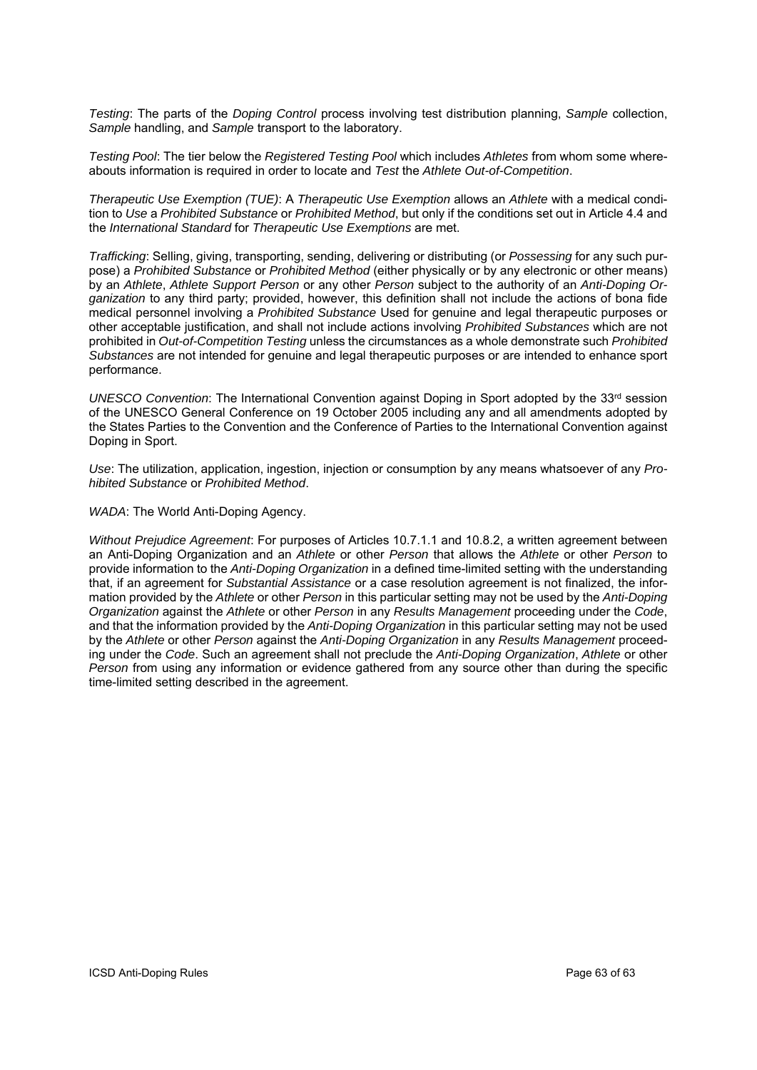*Testing*: The parts of the *Doping Control* process involving test distribution planning, *Sample* collection, *Sample* handling, and *Sample* transport to the laboratory.

*Testing Pool*: The tier below the *Registered Testing Pool* which includes *Athletes* from whom some whereabouts information is required in order to locate and *Test* the *Athlete Out-of-Competition*.

*Therapeutic Use Exemption (TUE)*: A *Therapeutic Use Exemption* allows an *Athlete* with a medical condition to *Use* a *Prohibited Substance* or *Prohibited Method*, but only if the conditions set out in Article 4.4 and the *International Standard* for *Therapeutic Use Exemptions* are met.

*Trafficking*: Selling, giving, transporting, sending, delivering or distributing (or *Possessing* for any such purpose) a *Prohibited Substance* or *Prohibited Method* (either physically or by any electronic or other means) by an *Athlete*, *Athlete Support Person* or any other *Person* subject to the authority of an *Anti-Doping Organization* to any third party; provided, however, this definition shall not include the actions of bona fide medical personnel involving a *Prohibited Substance* Used for genuine and legal therapeutic purposes or other acceptable justification, and shall not include actions involving *Prohibited Substances* which are not prohibited in *Out-of-Competition Testing* unless the circumstances as a whole demonstrate such *Prohibited Substances* are not intended for genuine and legal therapeutic purposes or are intended to enhance sport performance.

*UNESCO Convention*: The International Convention against Doping in Sport adopted by the 33rd session of the UNESCO General Conference on 19 October 2005 including any and all amendments adopted by the States Parties to the Convention and the Conference of Parties to the International Convention against Doping in Sport.

*Use*: The utilization, application, ingestion, injection or consumption by any means whatsoever of any *Prohibited Substance* or *Prohibited Method*.

*WADA*: The World Anti-Doping Agency.

*Without Prejudice Agreement*: For purposes of Articles 10.7.1.1 and 10.8.2, a written agreement between an Anti-Doping Organization and an *Athlete* or other *Person* that allows the *Athlete* or other *Person* to provide information to the *Anti-Doping Organization* in a defined time-limited setting with the understanding that, if an agreement for *Substantial Assistance* or a case resolution agreement is not finalized, the information provided by the *Athlete* or other *Person* in this particular setting may not be used by the *Anti-Doping Organization* against the *Athlete* or other *Person* in any *Results Management* proceeding under the *Code*, and that the information provided by the *Anti-Doping Organization* in this particular setting may not be used by the *Athlete* or other *Person* against the *Anti-Doping Organization* in any *Results Management* proceeding under the *Code*. Such an agreement shall not preclude the *Anti-Doping Organization*, *Athlete* or other *Person* from using any information or evidence gathered from any source other than during the specific time-limited setting described in the agreement.